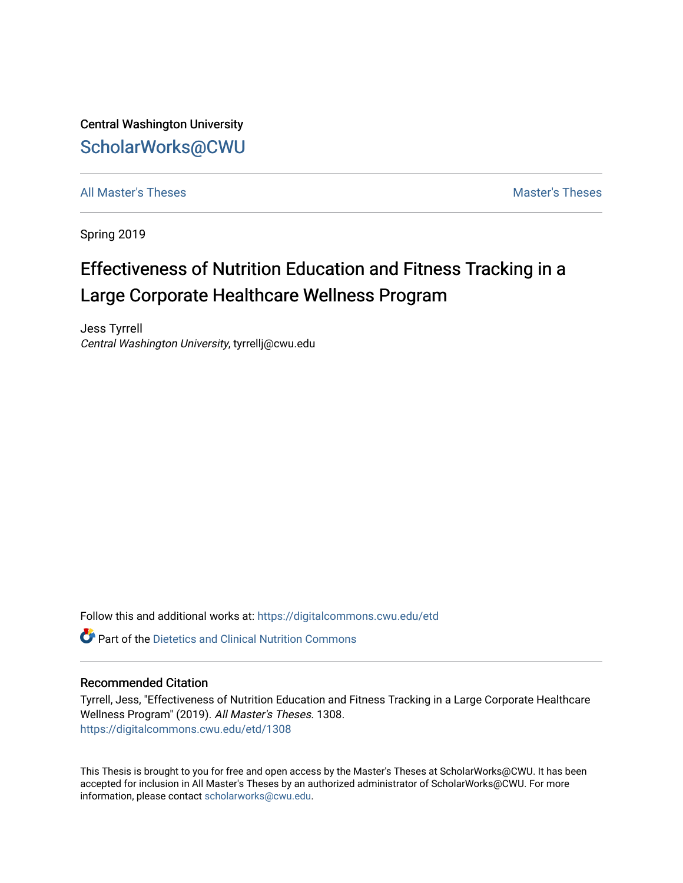Central Washington University

ScholarWorks@CWU

All Master's Theses | Master's Theses

Spring 2019

# Effectiveness of Nutrition Education and Fitness Tracking in a Large Corporate Healthcare Wellness Program

Jess Tyrrell
*Central Washington University*, tyrrellj@cwu.edu

Follow this and additional works at: https://digitalcommons.cwu.edu/etd

Part of the Dietetics and Clinical Nutrition Commons

## Recommended Citation

Tyrrell, Jess, "Effectiveness of Nutrition Education and Fitness Tracking in a Large Corporate Healthcare Wellness Program" (2019). *All Master's Theses*. 1308.
https://digitalcommons.cwu.edu/etd/1308

This Thesis is brought to you for free and open access by the Master's Theses at ScholarWorks@CWU. It has been accepted for inclusion in All Master's Theses by an authorized administrator of ScholarWorks@CWU. For more information, please contact scholarworks@cwu.edu.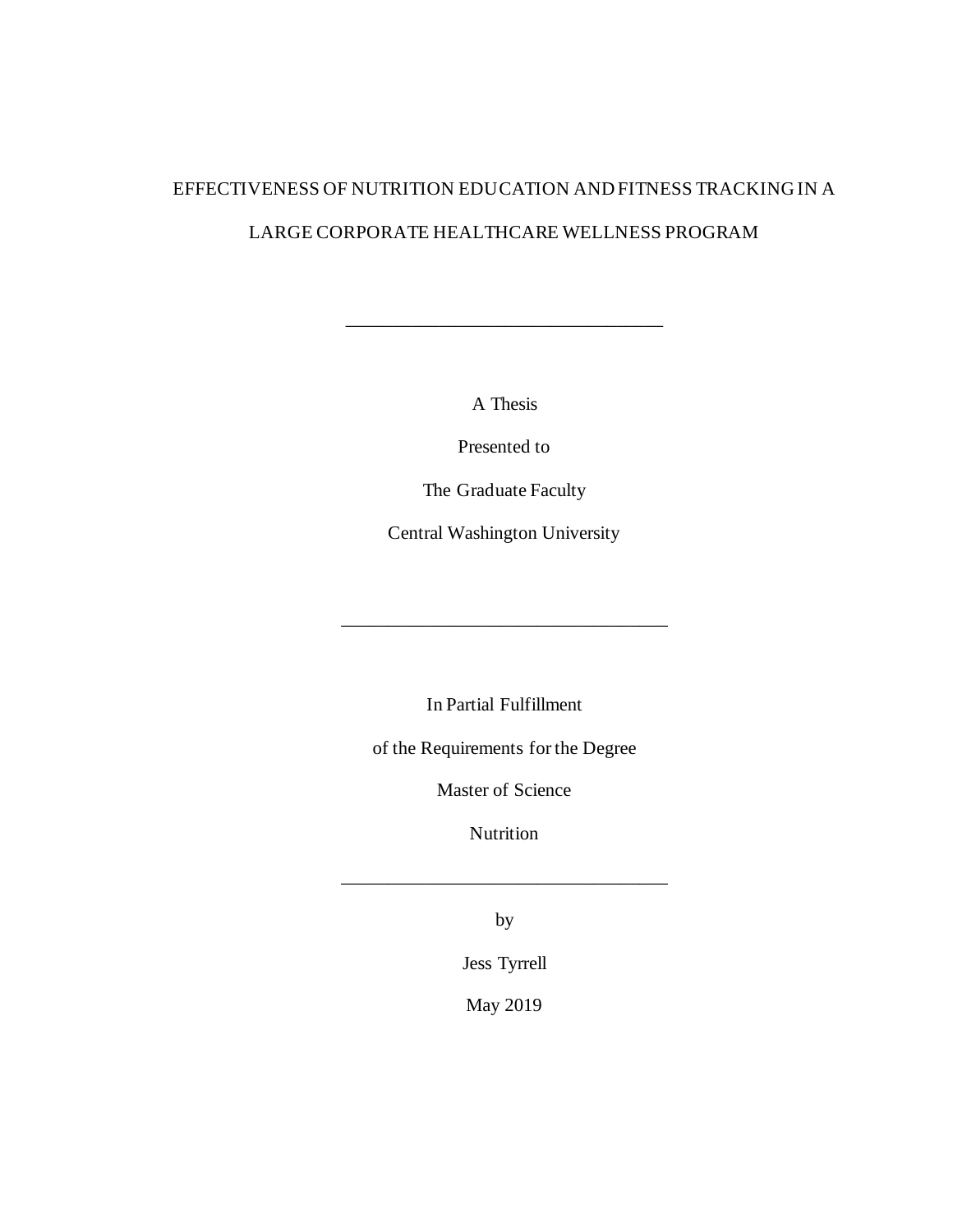EFFECTIVENESS OF NUTRITION EDUCATION AND FITNESS TRACKING IN A

LARGE CORPORATE HEALTHCARE WELLNESS PROGRAM

---

A Thesis

Presented to

The Graduate Faculty

Central Washington University

---

In Partial Fulfillment

of the Requirements for the Degree

Master of Science

Nutrition

---

by

Jess Tyrrell

May 2019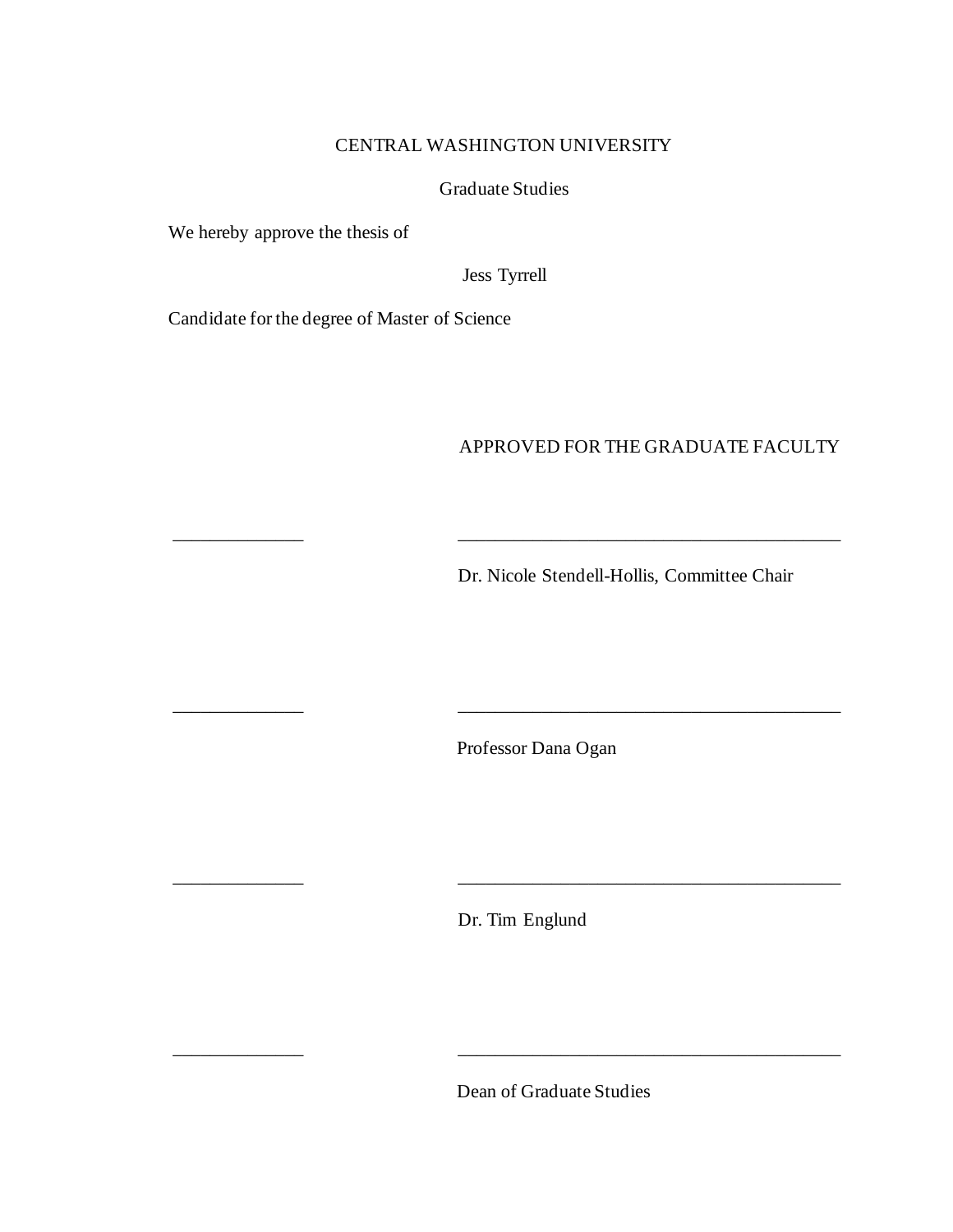CENTRAL WASHINGTON UNIVERSITY

Graduate Studies

We hereby approve the thesis of

Jess Tyrrell

Candidate for the degree of Master of Science

APPROVED FOR THE GRADUATE FACULTY

______________ ________________________________________

Dr. Nicole Stendell-Hollis, Committee Chair

______________ ________________________________________

Professor Dana Ogan

______________ ________________________________________

Dr. Tim Englund

______________ ________________________________________

Dean of Graduate Studies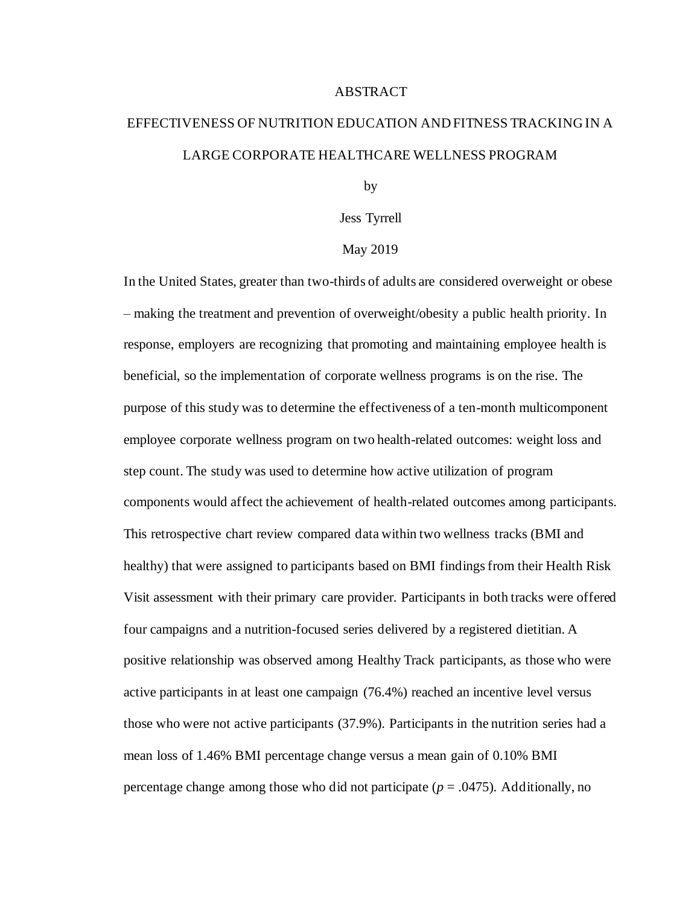# ABSTRACT

## EFFECTIVENESS OF NUTRITION EDUCATION AND FITNESS TRACKING IN A LARGE CORPORATE HEALTHCARE WELLNESS PROGRAM

by

Jess Tyrrell

May 2019

In the United States, greater than two-thirds of adults are considered overweight or obese – making the treatment and prevention of overweight/obesity a public health priority. In response, employers are recognizing that promoting and maintaining employee health is beneficial, so the implementation of corporate wellness programs is on the rise. The purpose of this study was to determine the effectiveness of a ten-month multicomponent employee corporate wellness program on two health-related outcomes: weight loss and step count. The study was used to determine how active utilization of program components would affect the achievement of health-related outcomes among participants. This retrospective chart review compared data within two wellness tracks (BMI and healthy) that were assigned to participants based on BMI findings from their Health Risk Visit assessment with their primary care provider. Participants in both tracks were offered four campaigns and a nutrition-focused series delivered by a registered dietitian. A positive relationship was observed among Healthy Track participants, as those who were active participants in at least one campaign (76.4%) reached an incentive level versus those who were not active participants (37.9%). Participants in the nutrition series had a mean loss of 1.46% BMI percentage change versus a mean gain of 0.10% BMI percentage change among those who did not participate ($p = .0475$). Additionally, no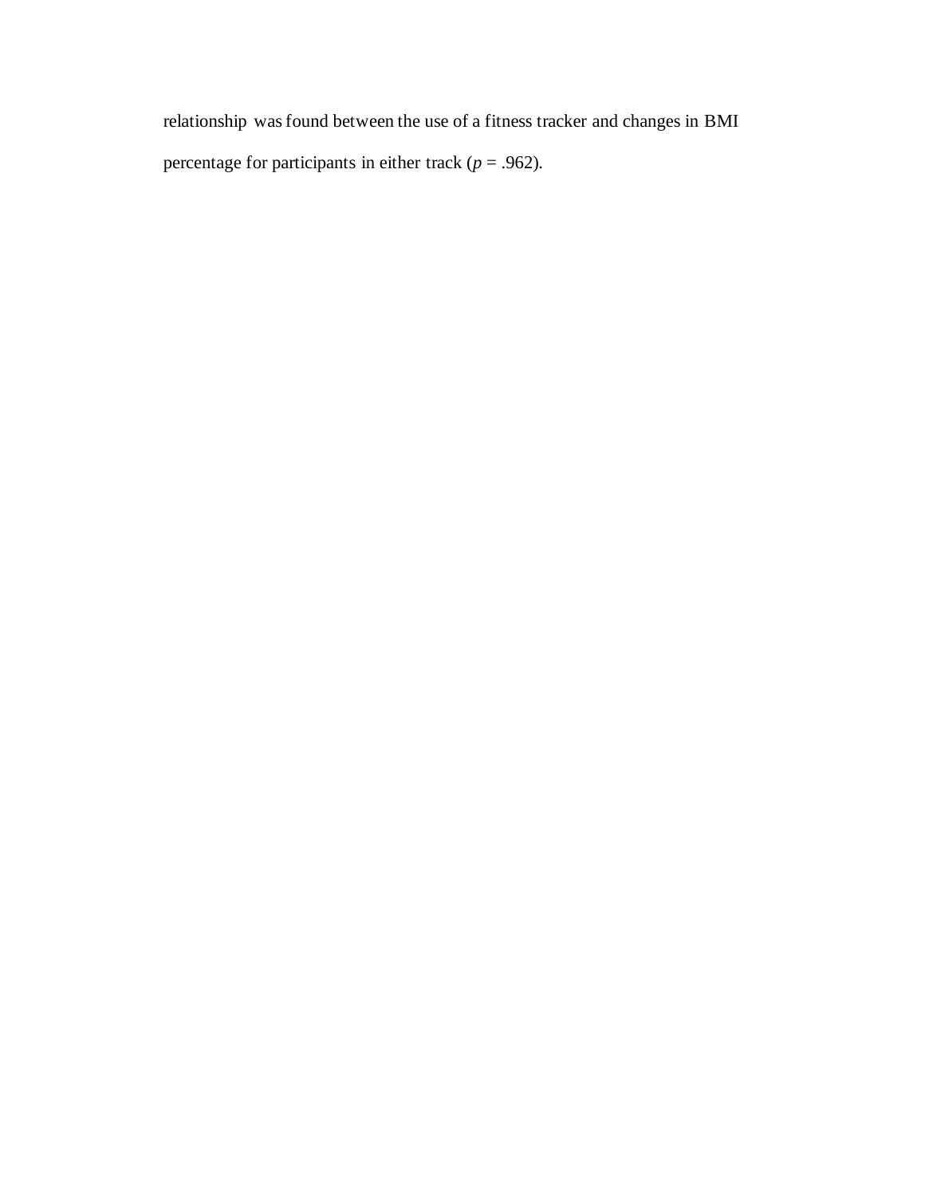relationship was found between the use of a fitness tracker and changes in BMI percentage for participants in either track (*p* = .962).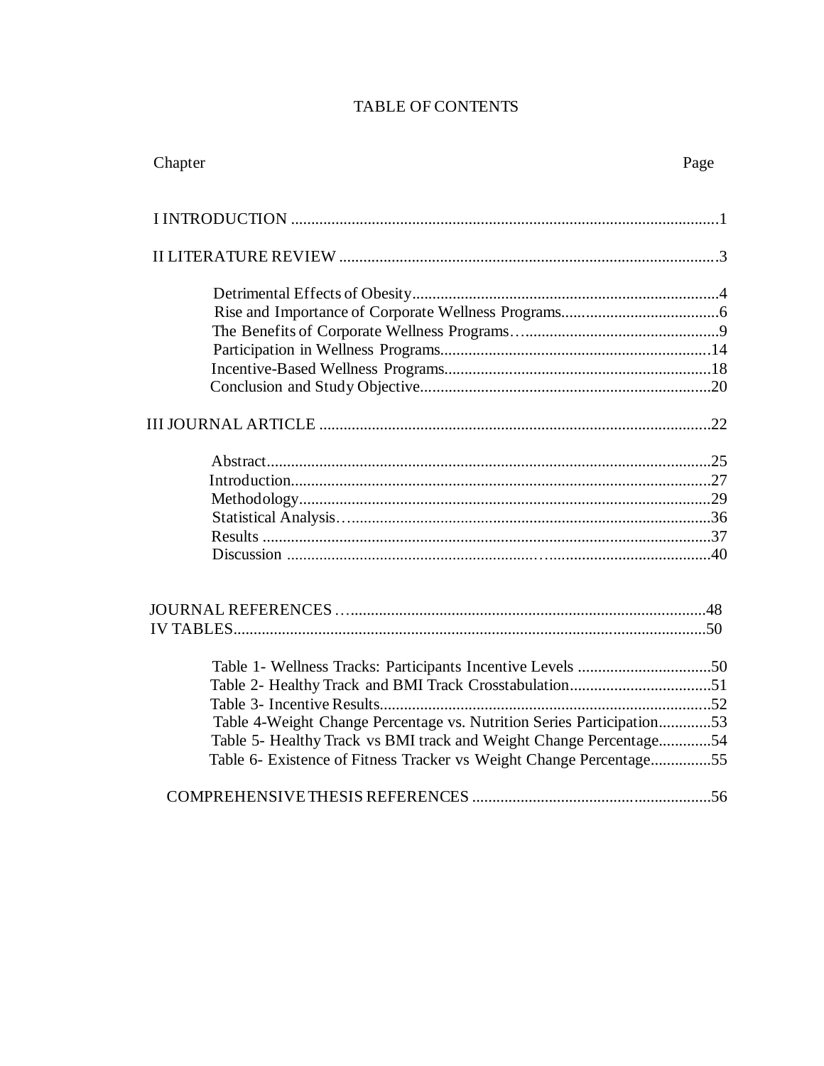# TABLE OF CONTENTS

| Chapter | Page |
|---|---|
| I INTRODUCTION | 1 |
| II LITERATURE REVIEW | 3 |
| Detrimental Effects of Obesity | 4 |
| Rise and Importance of Corporate Wellness Programs | 6 |
| The Benefits of Corporate Wellness Programs | 9 |
| Participation in Wellness Programs | 14 |
| Incentive-Based Wellness Programs | 18 |
| Conclusion and Study Objective | 20 |
| III JOURNAL ARTICLE | 22 |
| Abstract | 25 |
| Introduction | 27 |
| Methodology | 29 |
| Statistical Analysis | 36 |
| Results | 37 |
| Discussion | 40 |
| JOURNAL REFERENCES | 48 |
| IV TABLES | 50 |
| Table 1- Wellness Tracks: Participants Incentive Levels | 50 |
| Table 2- Healthy Track and BMI Track Crosstabulation | 51 |
| Table 3- Incentive Results | 52 |
| Table 4-Weight Change Percentage vs. Nutrition Series Participation | 53 |
| Table 5- Healthy Track vs BMI track and Weight Change Percentage | 54 |
| Table 6- Existence of Fitness Tracker vs Weight Change Percentage | 55 |
| COMPREHENSIVE THESIS REFERENCES | 56 |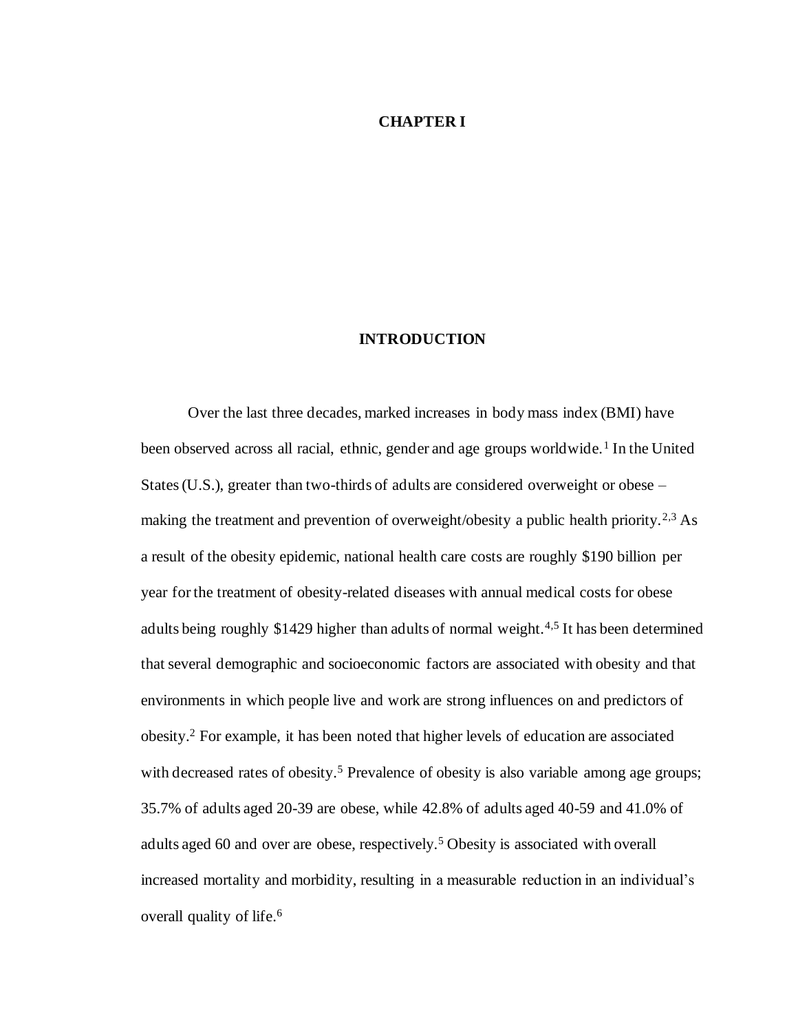# CHAPTER I

## INTRODUCTION

Over the last three decades, marked increases in body mass index (BMI) have been observed across all racial, ethnic, gender and age groups worldwide.[1] In the United States (U.S.), greater than two-thirds of adults are considered overweight or obese – making the treatment and prevention of overweight/obesity a public health priority.[2,3] As a result of the obesity epidemic, national health care costs are roughly $190 billion per year for the treatment of obesity-related diseases with annual medical costs for obese adults being roughly $1429 higher than adults of normal weight.[4,5] It has been determined that several demographic and socioeconomic factors are associated with obesity and that environments in which people live and work are strong influences on and predictors of obesity.[2] For example, it has been noted that higher levels of education are associated with decreased rates of obesity.[5] Prevalence of obesity is also variable among age groups; 35.7% of adults aged 20-39 are obese, while 42.8% of adults aged 40-59 and 41.0% of adults aged 60 and over are obese, respectively.[5] Obesity is associated with overall increased mortality and morbidity, resulting in a measurable reduction in an individual's overall quality of life.[6]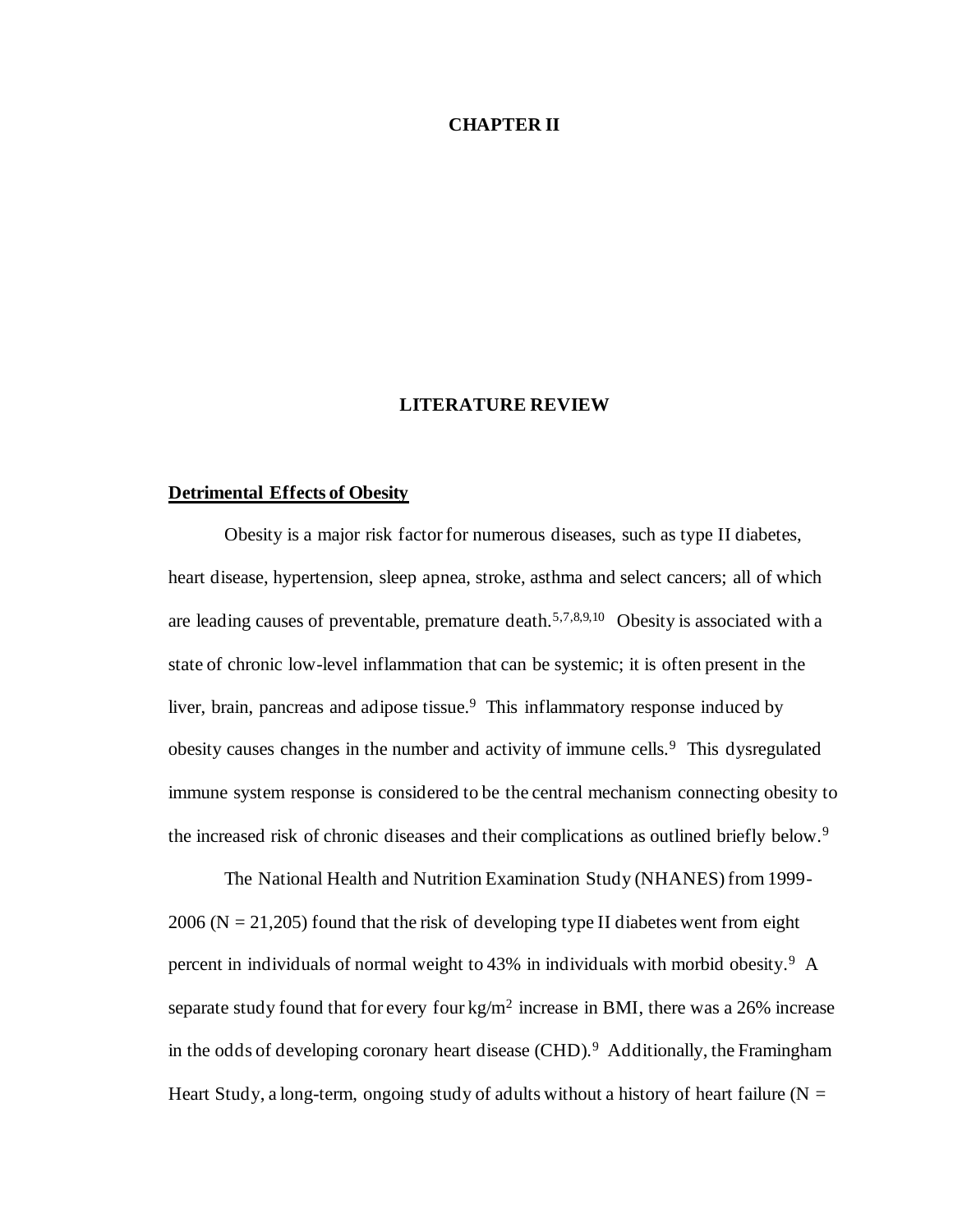# CHAPTER II

## LITERATURE REVIEW

**Detrimental Effects of Obesity**

Obesity is a major risk factor for numerous diseases, such as type II diabetes, heart disease, hypertension, sleep apnea, stroke, asthma and select cancers; all of which are leading causes of preventable, premature death.[5,7,8,9,10] Obesity is associated with a state of chronic low-level inflammation that can be systemic; it is often present in the liver, brain, pancreas and adipose tissue.[9] This inflammatory response induced by obesity causes changes in the number and activity of immune cells.[9] This dysregulated immune system response is considered to be the central mechanism connecting obesity to the increased risk of chronic diseases and their complications as outlined briefly below.[9]

The National Health and Nutrition Examination Study (NHANES) from 1999-2006 (N = 21,205) found that the risk of developing type II diabetes went from eight percent in individuals of normal weight to 43% in individuals with morbid obesity.[9] A separate study found that for every four $kg/m^2$ increase in BMI, there was a 26% increase in the odds of developing coronary heart disease (CHD).[9] Additionally, the Framingham Heart Study, a long-term, ongoing study of adults without a history of heart failure (N =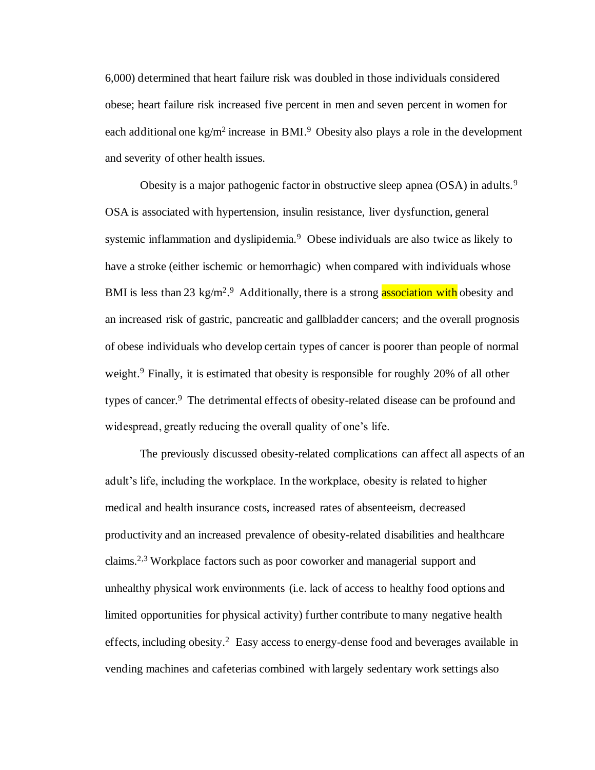6,000) determined that heart failure risk was doubled in those individuals considered obese; heart failure risk increased five percent in men and seven percent in women for each additional one $kg/m^2$ increase in BMI.[9] Obesity also plays a role in the development and severity of other health issues.

Obesity is a major pathogenic factor in obstructive sleep apnea (OSA) in adults.[9] OSA is associated with hypertension, insulin resistance, liver dysfunction, general systemic inflammation and dyslipidemia.[9] Obese individuals are also twice as likely to have a stroke (either ischemic or hemorrhagic) when compared with individuals whose BMI is less than 23 $kg/m^2$.[9] Additionally, there is a strong association with obesity and an increased risk of gastric, pancreatic and gallbladder cancers; and the overall prognosis of obese individuals who develop certain types of cancer is poorer than people of normal weight.[9] Finally, it is estimated that obesity is responsible for roughly 20% of all other types of cancer.[9] The detrimental effects of obesity-related disease can be profound and widespread, greatly reducing the overall quality of one's life.

The previously discussed obesity-related complications can affect all aspects of an adult's life, including the workplace. In the workplace, obesity is related to higher medical and health insurance costs, increased rates of absenteeism, decreased productivity and an increased prevalence of obesity-related disabilities and healthcare claims.[2,3] Workplace factors such as poor coworker and managerial support and unhealthy physical work environments (i.e. lack of access to healthy food options and limited opportunities for physical activity) further contribute to many negative health effects, including obesity.[2] Easy access to energy-dense food and beverages available in vending machines and cafeterias combined with largely sedentary work settings also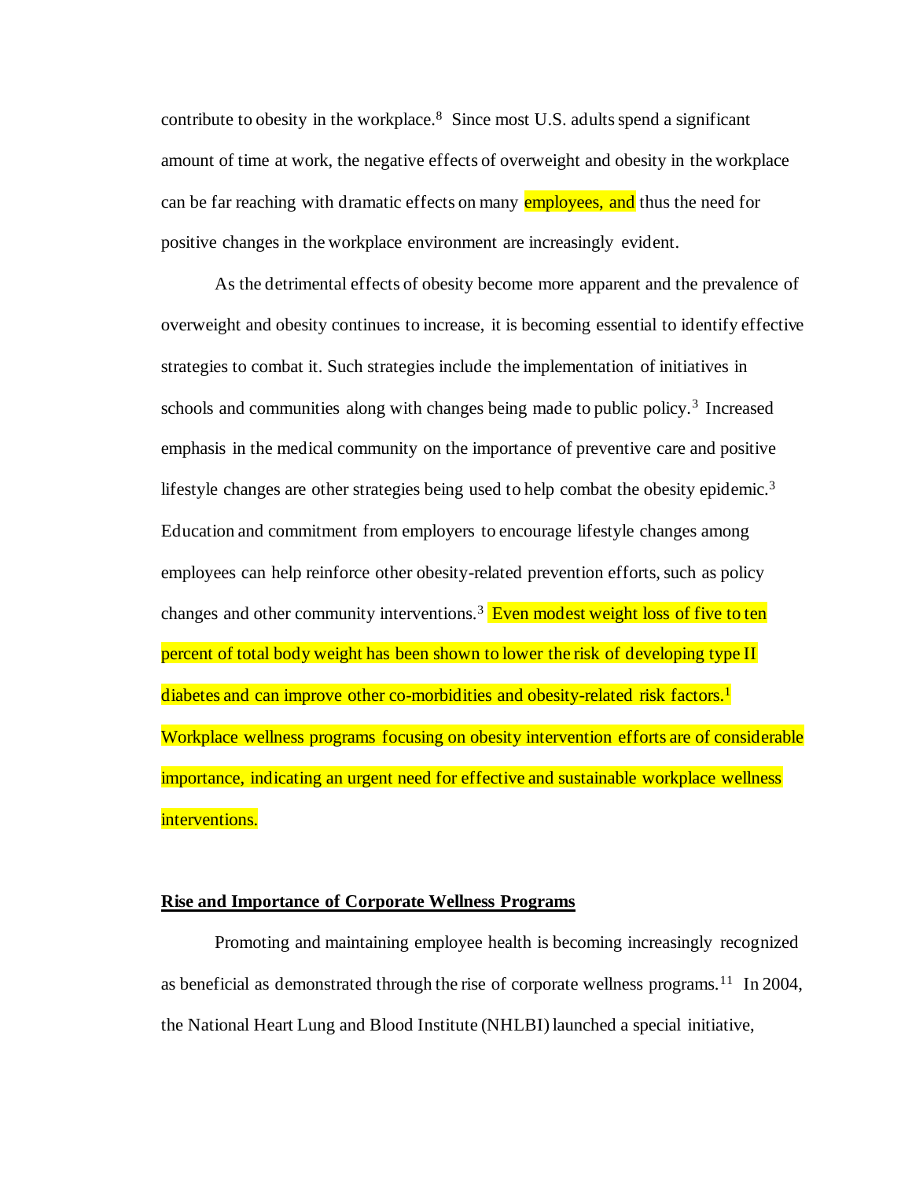contribute to obesity in the workplace.[8] Since most U.S. adults spend a significant amount of time at work, the negative effects of overweight and obesity in the workplace can be far reaching with dramatic effects on many employees, and thus the need for positive changes in the workplace environment are increasingly evident.

As the detrimental effects of obesity become more apparent and the prevalence of overweight and obesity continues to increase, it is becoming essential to identify effective strategies to combat it. Such strategies include the implementation of initiatives in schools and communities along with changes being made to public policy.[3] Increased emphasis in the medical community on the importance of preventive care and positive lifestyle changes are other strategies being used to help combat the obesity epidemic.[3] Education and commitment from employers to encourage lifestyle changes among employees can help reinforce other obesity-related prevention efforts, such as policy changes and other community interventions.[3] Even modest weight loss of five to ten percent of total body weight has been shown to lower the risk of developing type II diabetes and can improve other co-morbidities and obesity-related risk factors.[1] Workplace wellness programs focusing on obesity intervention efforts are of considerable importance, indicating an urgent need for effective and sustainable workplace wellness interventions.

## Rise and Importance of Corporate Wellness Programs

Promoting and maintaining employee health is becoming increasingly recognized as beneficial as demonstrated through the rise of corporate wellness programs.[11] In 2004, the National Heart Lung and Blood Institute (NHLBI) launched a special initiative,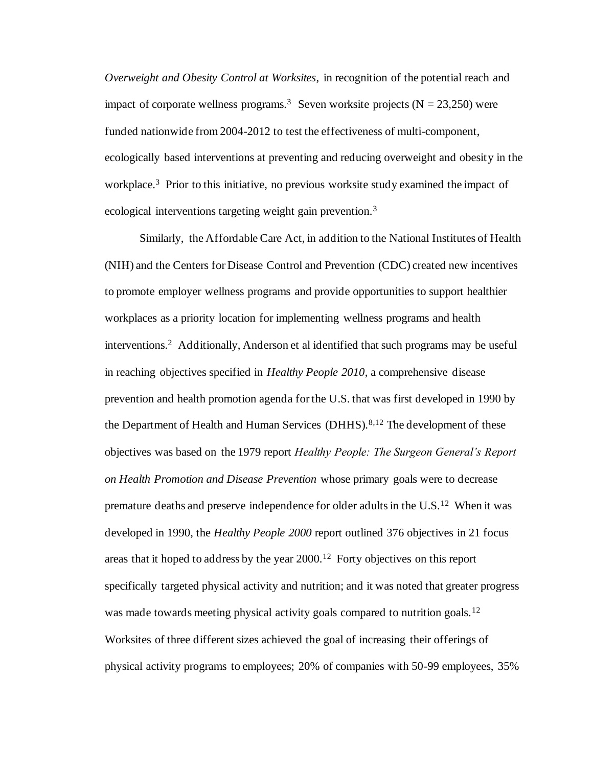*Overweight and Obesity Control at Worksites*, in recognition of the potential reach and impact of corporate wellness programs.[3] Seven worksite projects (N = 23,250) were funded nationwide from 2004-2012 to test the effectiveness of multi-component, ecologically based interventions at preventing and reducing overweight and obesity in the workplace.[3] Prior to this initiative, no previous worksite study examined the impact of ecological interventions targeting weight gain prevention.[3]

Similarly, the Affordable Care Act, in addition to the National Institutes of Health (NIH) and the Centers for Disease Control and Prevention (CDC) created new incentives to promote employer wellness programs and provide opportunities to support healthier workplaces as a priority location for implementing wellness programs and health interventions.[2] Additionally, Anderson et al identified that such programs may be useful in reaching objectives specified in *Healthy People 2010*, a comprehensive disease prevention and health promotion agenda for the U.S. that was first developed in 1990 by the Department of Health and Human Services (DHHS).[8,12] The development of these objectives was based on the 1979 report *Healthy People: The Surgeon General's Report on Health Promotion and Disease Prevention* whose primary goals were to decrease premature deaths and preserve independence for older adults in the U.S.[12] When it was developed in 1990, the *Healthy People 2000* report outlined 376 objectives in 21 focus areas that it hoped to address by the year 2000.[12] Forty objectives on this report specifically targeted physical activity and nutrition; and it was noted that greater progress was made towards meeting physical activity goals compared to nutrition goals.[12] Worksites of three different sizes achieved the goal of increasing their offerings of physical activity programs to employees; 20% of companies with 50-99 employees, 35%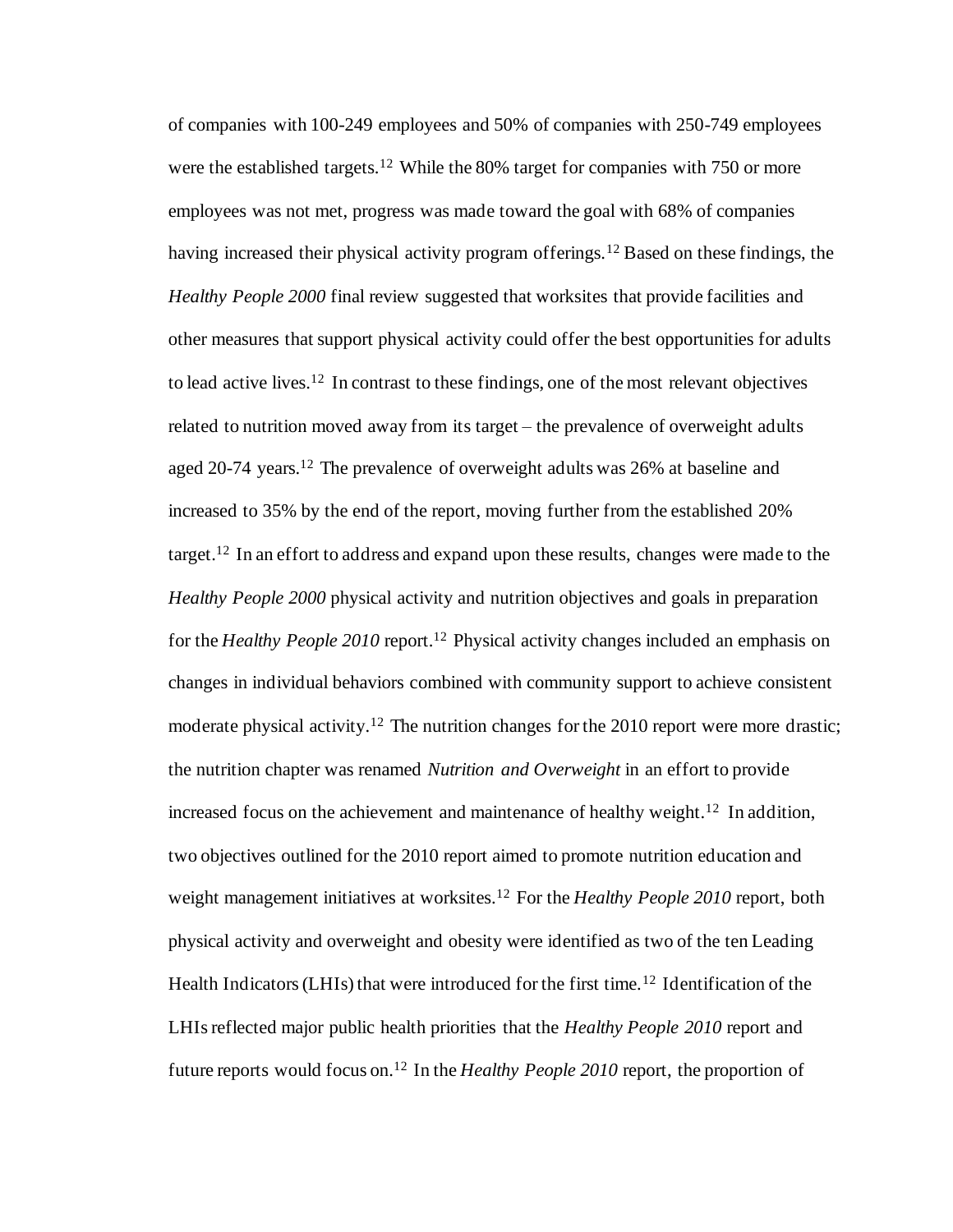of companies with 100-249 employees and 50% of companies with 250-749 employees were the established targets.[12] While the 80% target for companies with 750 or more employees was not met, progress was made toward the goal with 68% of companies having increased their physical activity program offerings.[12] Based on these findings, the *Healthy People 2000* final review suggested that worksites that provide facilities and other measures that support physical activity could offer the best opportunities for adults to lead active lives.[12] In contrast to these findings, one of the most relevant objectives related to nutrition moved away from its target – the prevalence of overweight adults aged 20-74 years.[12] The prevalence of overweight adults was 26% at baseline and increased to 35% by the end of the report, moving further from the established 20% target.[12] In an effort to address and expand upon these results, changes were made to the *Healthy People 2000* physical activity and nutrition objectives and goals in preparation for the *Healthy People 2010* report.[12] Physical activity changes included an emphasis on changes in individual behaviors combined with community support to achieve consistent moderate physical activity.[12] The nutrition changes for the 2010 report were more drastic; the nutrition chapter was renamed *Nutrition and Overweight* in an effort to provide increased focus on the achievement and maintenance of healthy weight.[12] In addition, two objectives outlined for the 2010 report aimed to promote nutrition education and weight management initiatives at worksites.[12] For the *Healthy People 2010* report, both physical activity and overweight and obesity were identified as two of the ten Leading Health Indicators (LHIs) that were introduced for the first time.[12] Identification of the LHIs reflected major public health priorities that the *Healthy People 2010* report and future reports would focus on.[12] In the *Healthy People 2010* report, the proportion of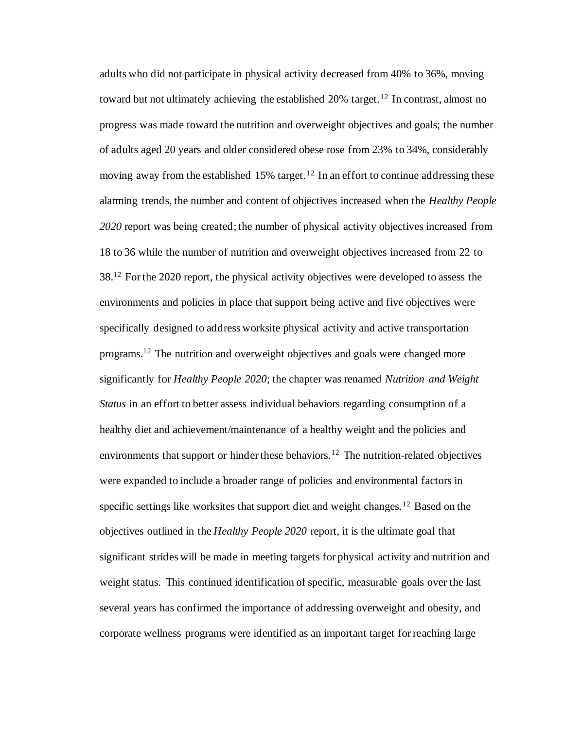adults who did not participate in physical activity decreased from 40% to 36%, moving toward but not ultimately achieving the established 20% target.[12] In contrast, almost no progress was made toward the nutrition and overweight objectives and goals; the number of adults aged 20 years and older considered obese rose from 23% to 34%, considerably moving away from the established 15% target.[12] In an effort to continue addressing these alarming trends, the number and content of objectives increased when the *Healthy People 2020* report was being created; the number of physical activity objectives increased from 18 to 36 while the number of nutrition and overweight objectives increased from 22 to 38.[12] For the 2020 report, the physical activity objectives were developed to assess the environments and policies in place that support being active and five objectives were specifically designed to address worksite physical activity and active transportation programs.[12] The nutrition and overweight objectives and goals were changed more significantly for *Healthy People 2020*; the chapter was renamed *Nutrition and Weight Status* in an effort to better assess individual behaviors regarding consumption of a healthy diet and achievement/maintenance of a healthy weight and the policies and environments that support or hinder these behaviors.[12] The nutrition-related objectives were expanded to include a broader range of policies and environmental factors in specific settings like worksites that support diet and weight changes.[12] Based on the objectives outlined in the *Healthy People 2020* report, it is the ultimate goal that significant strides will be made in meeting targets for physical activity and nutrition and weight status. This continued identification of specific, measurable goals over the last several years has confirmed the importance of addressing overweight and obesity, and corporate wellness programs were identified as an important target for reaching large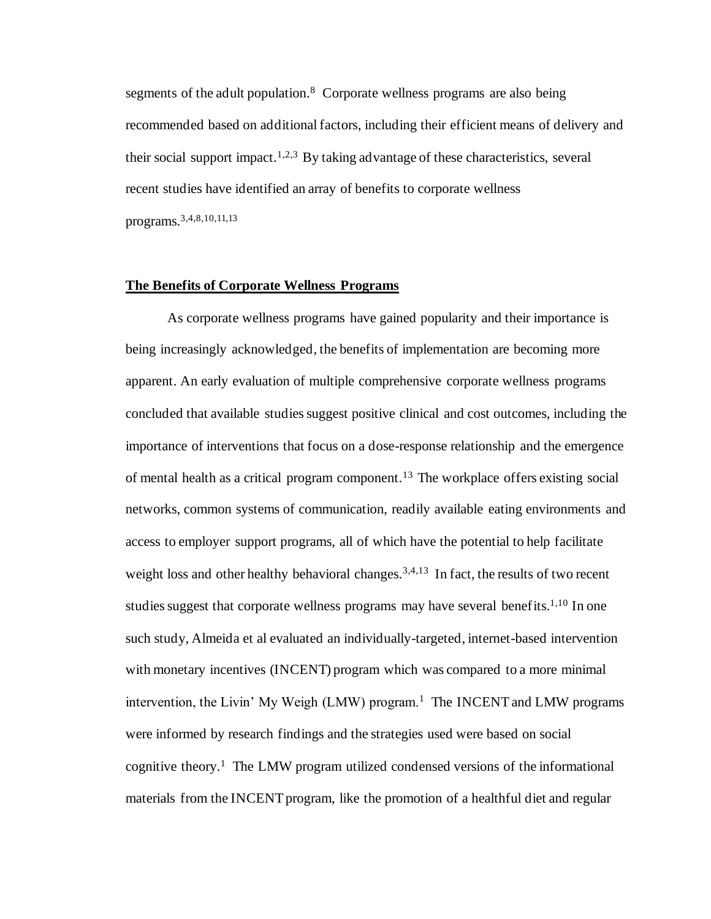segments of the adult population.[8] Corporate wellness programs are also being recommended based on additional factors, including their efficient means of delivery and their social support impact.[1,2,3] By taking advantage of these characteristics, several recent studies have identified an array of benefits to corporate wellness programs.[3,4,8,10,11,13]

## The Benefits of Corporate Wellness Programs

As corporate wellness programs have gained popularity and their importance is being increasingly acknowledged, the benefits of implementation are becoming more apparent. An early evaluation of multiple comprehensive corporate wellness programs concluded that available studies suggest positive clinical and cost outcomes, including the importance of interventions that focus on a dose-response relationship and the emergence of mental health as a critical program component.[13] The workplace offers existing social networks, common systems of communication, readily available eating environments and access to employer support programs, all of which have the potential to help facilitate weight loss and other healthy behavioral changes.[3,4,13] In fact, the results of two recent studies suggest that corporate wellness programs may have several benefits.[1,10] In one such study, Almeida et al evaluated an individually-targeted, internet-based intervention with monetary incentives (INCENT) program which was compared to a more minimal intervention, the Livin' My Weigh (LMW) program.[1] The INCENT and LMW programs were informed by research findings and the strategies used were based on social cognitive theory.[1] The LMW program utilized condensed versions of the informational materials from the INCENT program, like the promotion of a healthful diet and regular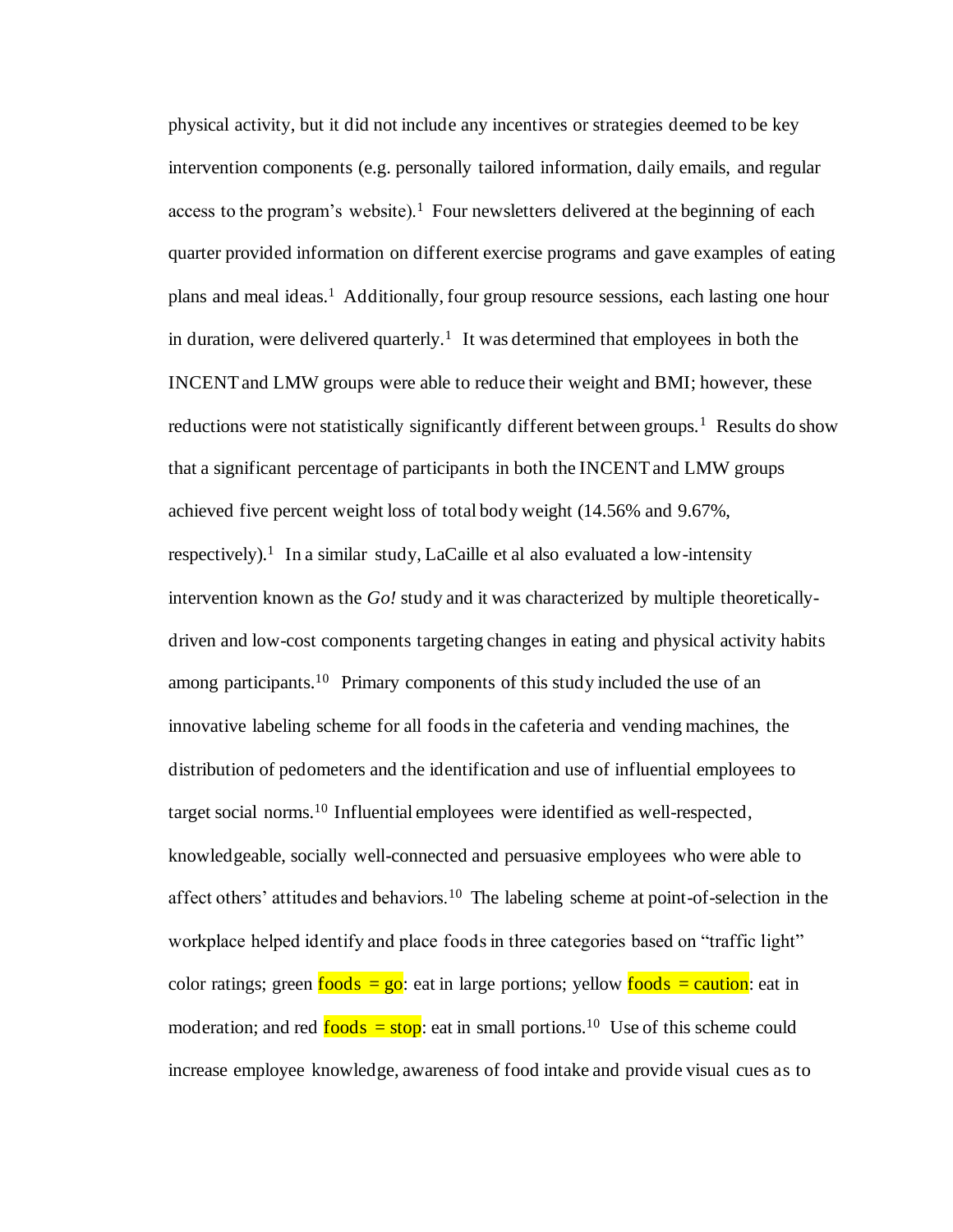physical activity, but it did not include any incentives or strategies deemed to be key intervention components (e.g. personally tailored information, daily emails, and regular access to the program's website).[1] Four newsletters delivered at the beginning of each quarter provided information on different exercise programs and gave examples of eating plans and meal ideas.[1] Additionally, four group resource sessions, each lasting one hour in duration, were delivered quarterly.[1] It was determined that employees in both the INCENT and LMW groups were able to reduce their weight and BMI; however, these reductions were not statistically significantly different between groups.[1] Results do show that a significant percentage of participants in both the INCENT and LMW groups achieved five percent weight loss of total body weight (14.56% and 9.67%, respectively).[1] In a similar study, LaCaille et al also evaluated a low-intensity intervention known as the *Go!* study and it was characterized by multiple theoretically-driven and low-cost components targeting changes in eating and physical activity habits among participants.[10] Primary components of this study included the use of an innovative labeling scheme for all foods in the cafeteria and vending machines, the distribution of pedometers and the identification and use of influential employees to target social norms.[10] Influential employees were identified as well-respected, knowledgeable, socially well-connected and persuasive employees who were able to affect others' attitudes and behaviors.[10] The labeling scheme at point-of-selection in the workplace helped identify and place foods in three categories based on "traffic light" color ratings; green foods = go: eat in large portions; yellow foods = caution: eat in moderation; and red foods = stop: eat in small portions.[10] Use of this scheme could increase employee knowledge, awareness of food intake and provide visual cues as to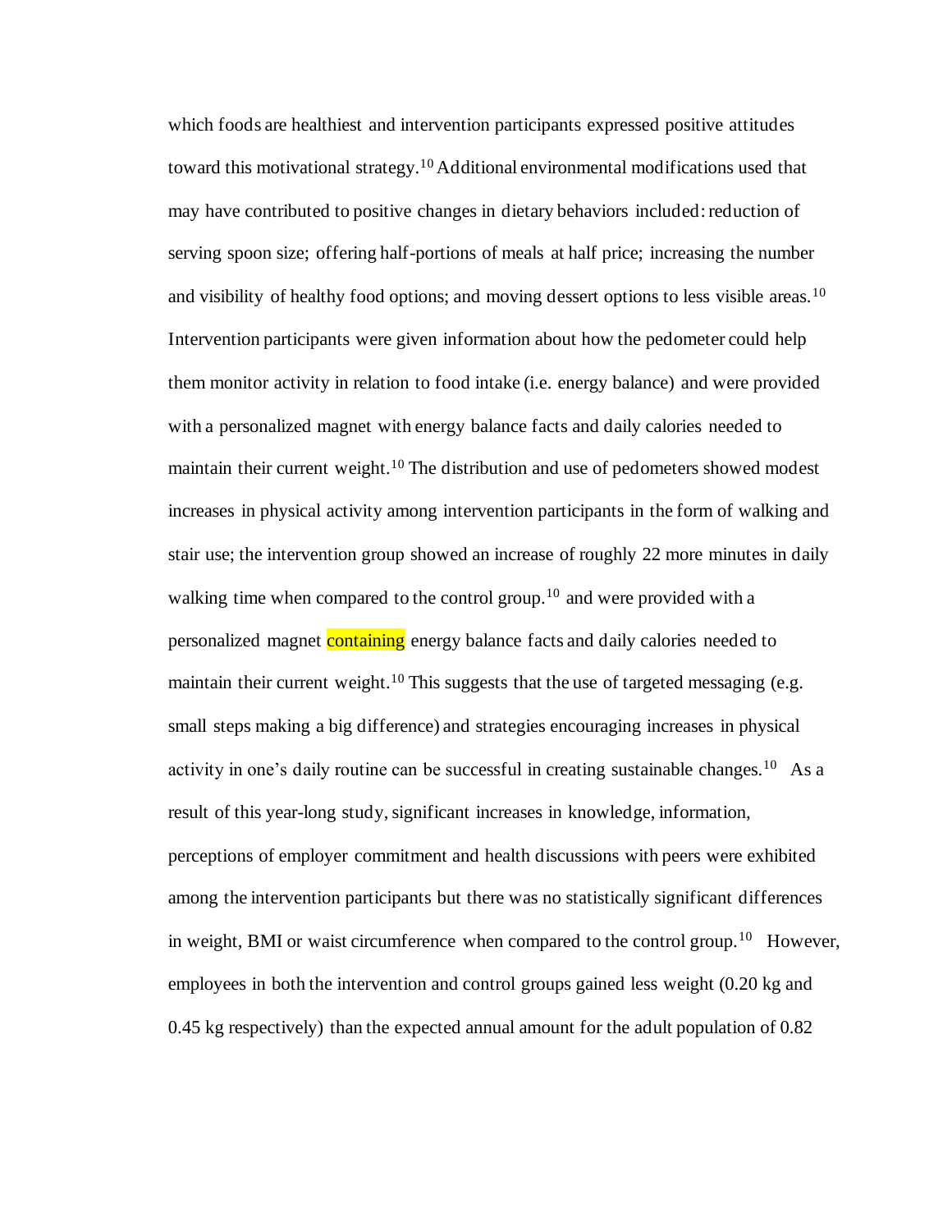which foods are healthiest and intervention participants expressed positive attitudes toward this motivational strategy.[10] Additional environmental modifications used that may have contributed to positive changes in dietary behaviors included: reduction of serving spoon size; offering half-portions of meals at half price; increasing the number and visibility of healthy food options; and moving dessert options to less visible areas.[10] Intervention participants were given information about how the pedometer could help them monitor activity in relation to food intake (i.e. energy balance) and were provided with a personalized magnet with energy balance facts and daily calories needed to maintain their current weight.[10] The distribution and use of pedometers showed modest increases in physical activity among intervention participants in the form of walking and stair use; the intervention group showed an increase of roughly 22 more minutes in daily walking time when compared to the control group.[10] and were provided with a personalized magnet containing energy balance facts and daily calories needed to maintain their current weight.[10] This suggests that the use of targeted messaging (e.g. small steps making a big difference) and strategies encouraging increases in physical activity in one's daily routine can be successful in creating sustainable changes.[10] As a result of this year-long study, significant increases in knowledge, information, perceptions of employer commitment and health discussions with peers were exhibited among the intervention participants but there was no statistically significant differences in weight, BMI or waist circumference when compared to the control group.[10] However, employees in both the intervention and control groups gained less weight (0.20 kg and 0.45 kg respectively) than the expected annual amount for the adult population of 0.82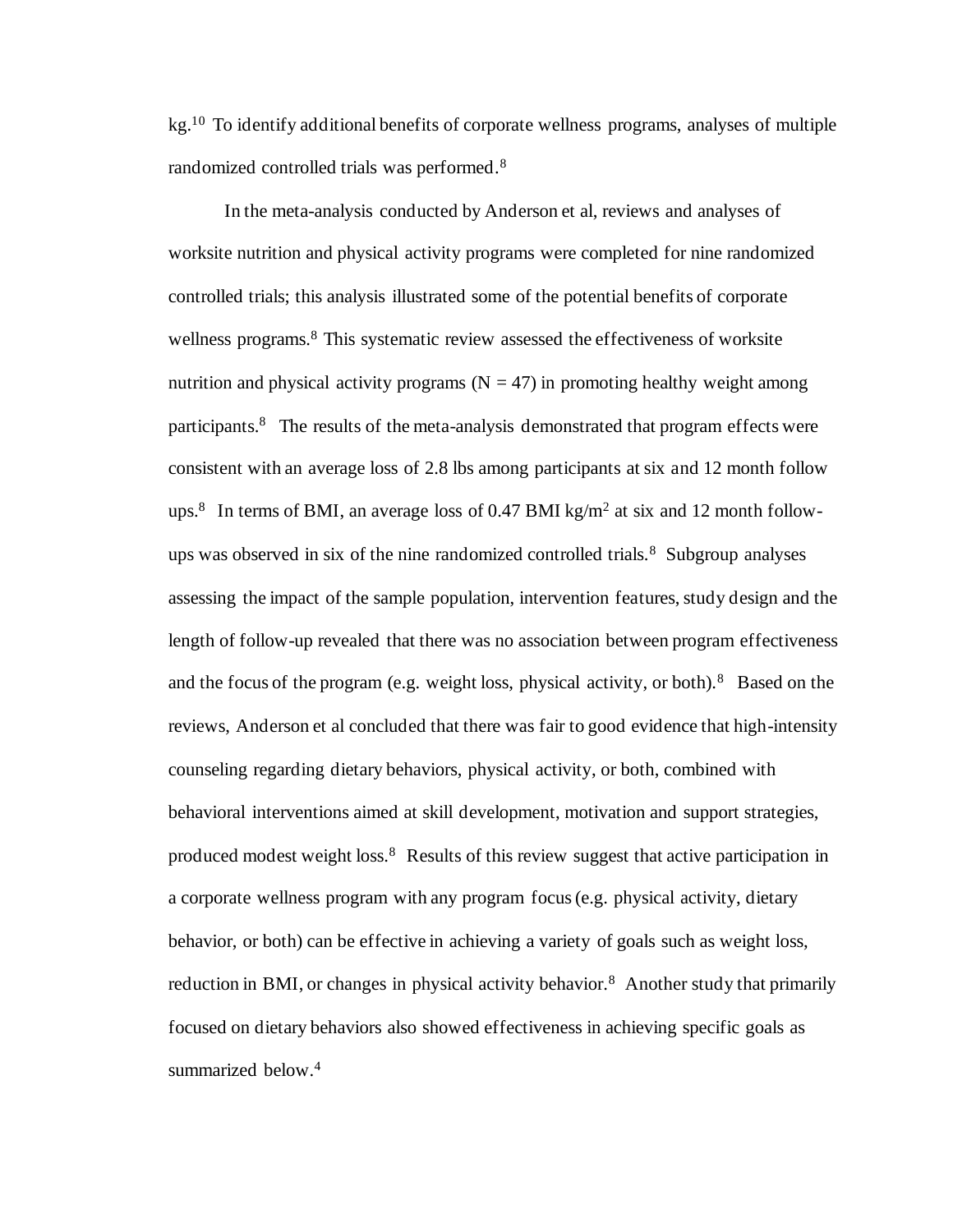kg.[10] To identify additional benefits of corporate wellness programs, analyses of multiple randomized controlled trials was performed.[8]

In the meta-analysis conducted by Anderson et al, reviews and analyses of worksite nutrition and physical activity programs were completed for nine randomized controlled trials; this analysis illustrated some of the potential benefits of corporate wellness programs.[8] This systematic review assessed the effectiveness of worksite nutrition and physical activity programs ($N = 47$) in promoting healthy weight among participants.[8] The results of the meta-analysis demonstrated that program effects were consistent with an average loss of 2.8 lbs among participants at six and 12 month follow ups.[8] In terms of BMI, an average loss of 0.47 BMI kg/m$^2$ at six and 12 month follow-ups was observed in six of the nine randomized controlled trials.[8] Subgroup analyses assessing the impact of the sample population, intervention features, study design and the length of follow-up revealed that there was no association between program effectiveness and the focus of the program (e.g. weight loss, physical activity, or both).[8] Based on the reviews, Anderson et al concluded that there was fair to good evidence that high-intensity counseling regarding dietary behaviors, physical activity, or both, combined with behavioral interventions aimed at skill development, motivation and support strategies, produced modest weight loss.[8] Results of this review suggest that active participation in a corporate wellness program with any program focus (e.g. physical activity, dietary behavior, or both) can be effective in achieving a variety of goals such as weight loss, reduction in BMI, or changes in physical activity behavior.[8] Another study that primarily focused on dietary behaviors also showed effectiveness in achieving specific goals as summarized below.[4]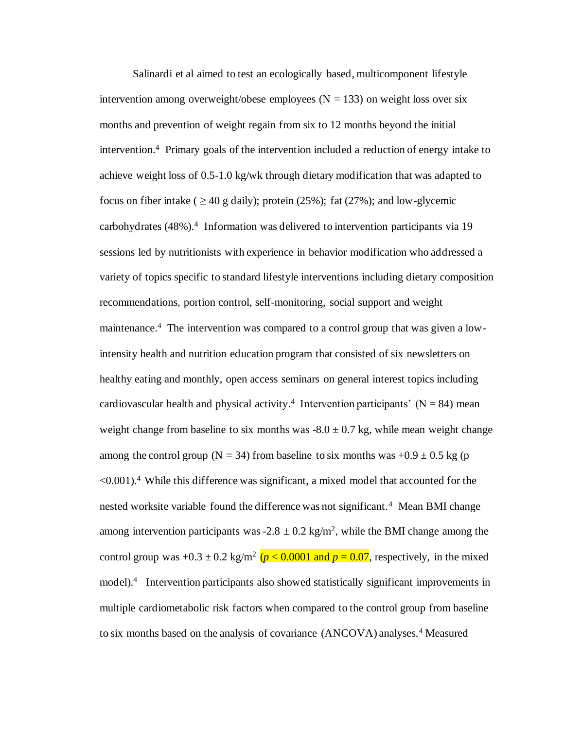Salinardi et al aimed to test an ecologically based, multicomponent lifestyle intervention among overweight/obese employees ($N = 133$) on weight loss over six months and prevention of weight regain from six to 12 months beyond the initial intervention.[4] Primary goals of the intervention included a reduction of energy intake to achieve weight loss of 0.5-1.0 kg/wk through dietary modification that was adapted to focus on fiber intake ($\geq 40$ g daily); protein (25%); fat (27%); and low-glycemic carbohydrates (48%).[4] Information was delivered to intervention participants via 19 sessions led by nutritionists with experience in behavior modification who addressed a variety of topics specific to standard lifestyle interventions including dietary composition recommendations, portion control, self-monitoring, social support and weight maintenance.[4] The intervention was compared to a control group that was given a low-intensity health and nutrition education program that consisted of six newsletters on healthy eating and monthly, open access seminars on general interest topics including cardiovascular health and physical activity.[4] Intervention participants' ($N = 84$) mean weight change from baseline to six months was $-8.0 \pm 0.7$ kg, while mean weight change among the control group ($N = 34$) from baseline to six months was $+0.9 \pm 0.5$ kg ($p < 0.001$).[4] While this difference was significant, a mixed model that accounted for the nested worksite variable found the difference was not significant.[4] Mean BMI change among intervention participants was $-2.8 \pm 0.2$ kg/m$^2$, while the BMI change among the control group was $+0.3 \pm 0.2$ kg/m$^2$ ($p < 0.0001$ and $p = 0.07$, respectively, in the mixed model).[4] Intervention participants also showed statistically significant improvements in multiple cardiometabolic risk factors when compared to the control group from baseline to six months based on the analysis of covariance (ANCOVA) analyses.[4] Measured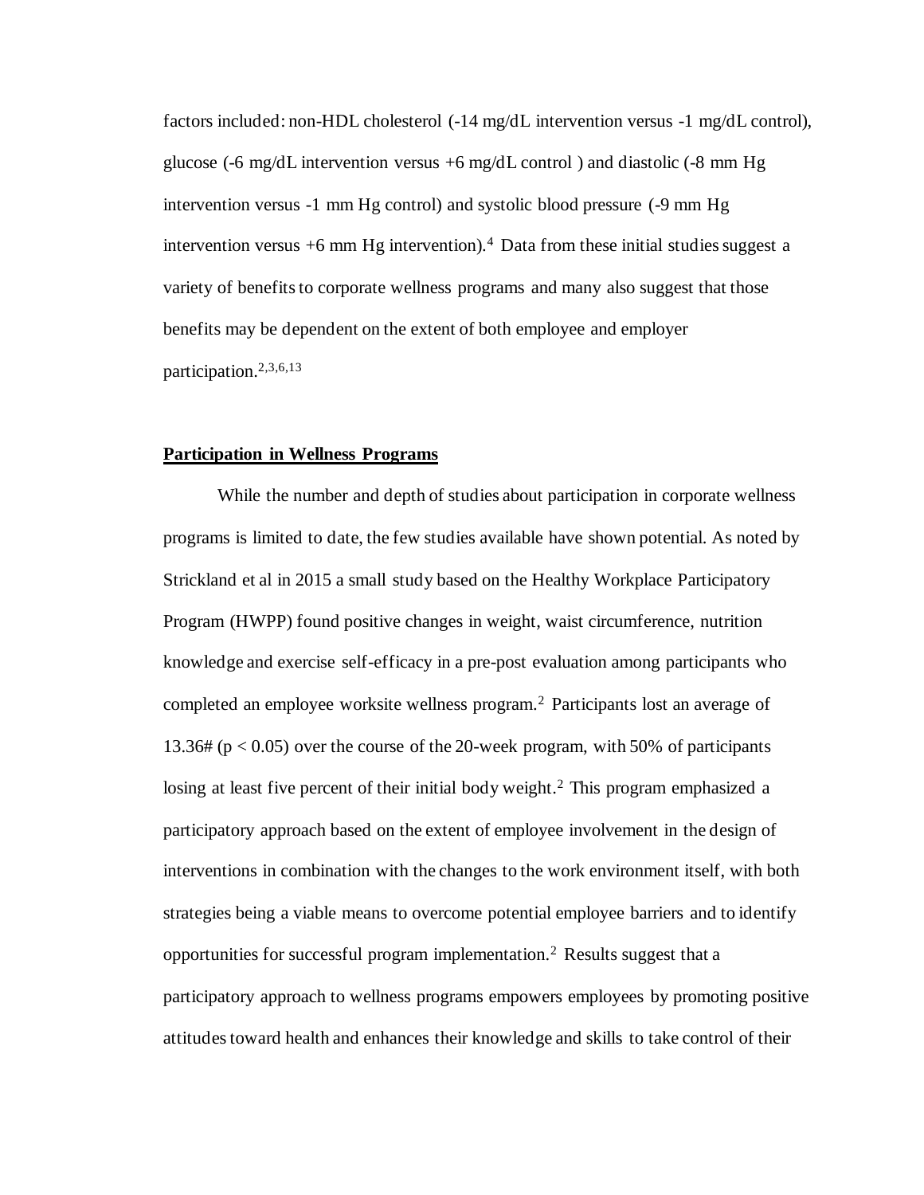factors included: non-HDL cholesterol (-14 mg/dL intervention versus -1 mg/dL control), glucose (-6 mg/dL intervention versus +6 mg/dL control ) and diastolic (-8 mm Hg intervention versus -1 mm Hg control) and systolic blood pressure (-9 mm Hg intervention versus +6 mm Hg intervention).[4] Data from these initial studies suggest a variety of benefits to corporate wellness programs and many also suggest that those benefits may be dependent on the extent of both employee and employer participation.[2,3,6,13]

## **Participation in Wellness Programs**

While the number and depth of studies about participation in corporate wellness programs is limited to date, the few studies available have shown potential. As noted by Strickland et al in 2015 a small study based on the Healthy Workplace Participatory Program (HWPP) found positive changes in weight, waist circumference, nutrition knowledge and exercise self-efficacy in a pre-post evaluation among participants who completed an employee worksite wellness program.[2] Participants lost an average of 13.36# ($p < 0.05$) over the course of the 20-week program, with 50% of participants losing at least five percent of their initial body weight.[2] This program emphasized a participatory approach based on the extent of employee involvement in the design of interventions in combination with the changes to the work environment itself, with both strategies being a viable means to overcome potential employee barriers and to identify opportunities for successful program implementation.[2] Results suggest that a participatory approach to wellness programs empowers employees by promoting positive attitudes toward health and enhances their knowledge and skills to take control of their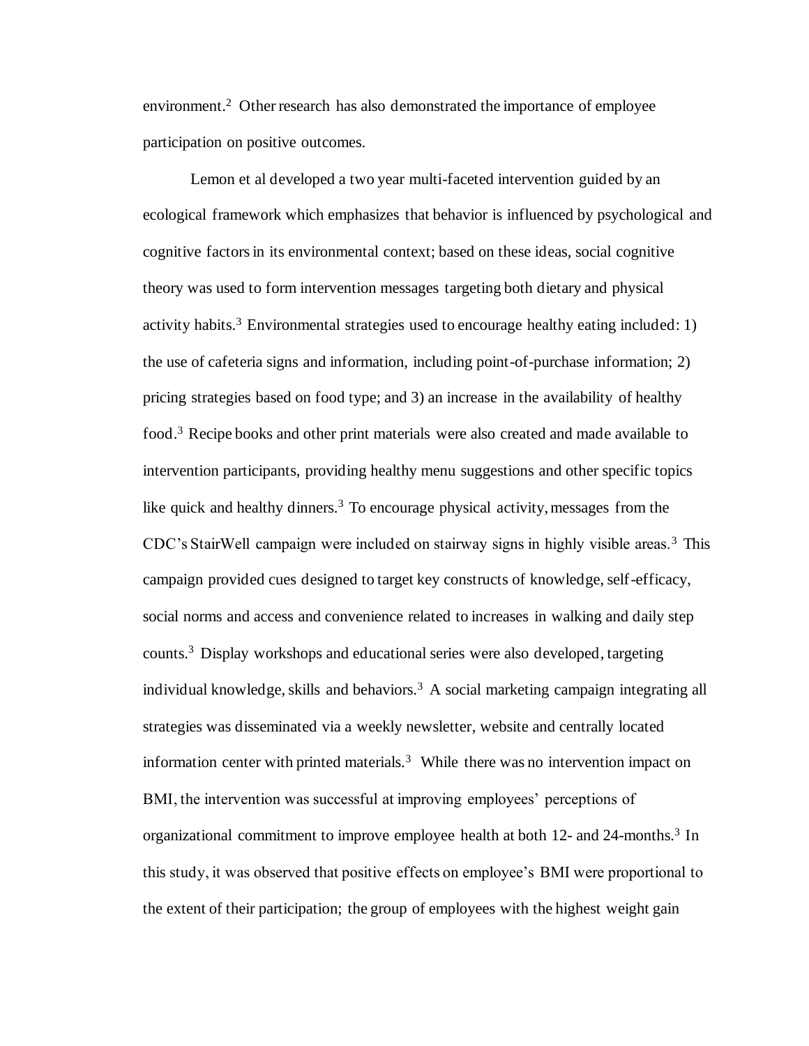environment.[2] Other research has also demonstrated the importance of employee participation on positive outcomes.

Lemon et al developed a two year multi-faceted intervention guided by an ecological framework which emphasizes that behavior is influenced by psychological and cognitive factors in its environmental context; based on these ideas, social cognitive theory was used to form intervention messages targeting both dietary and physical activity habits.[3] Environmental strategies used to encourage healthy eating included: 1) the use of cafeteria signs and information, including point-of-purchase information; 2) pricing strategies based on food type; and 3) an increase in the availability of healthy food.[3] Recipe books and other print materials were also created and made available to intervention participants, providing healthy menu suggestions and other specific topics like quick and healthy dinners.[3] To encourage physical activity, messages from the CDC's StairWell campaign were included on stairway signs in highly visible areas.[3] This campaign provided cues designed to target key constructs of knowledge, self-efficacy, social norms and access and convenience related to increases in walking and daily step counts.[3] Display workshops and educational series were also developed, targeting individual knowledge, skills and behaviors.[3] A social marketing campaign integrating all strategies was disseminated via a weekly newsletter, website and centrally located information center with printed materials.[3] While there was no intervention impact on BMI, the intervention was successful at improving employees' perceptions of organizational commitment to improve employee health at both 12- and 24-months.[3] In this study, it was observed that positive effects on employee's BMI were proportional to the extent of their participation; the group of employees with the highest weight gain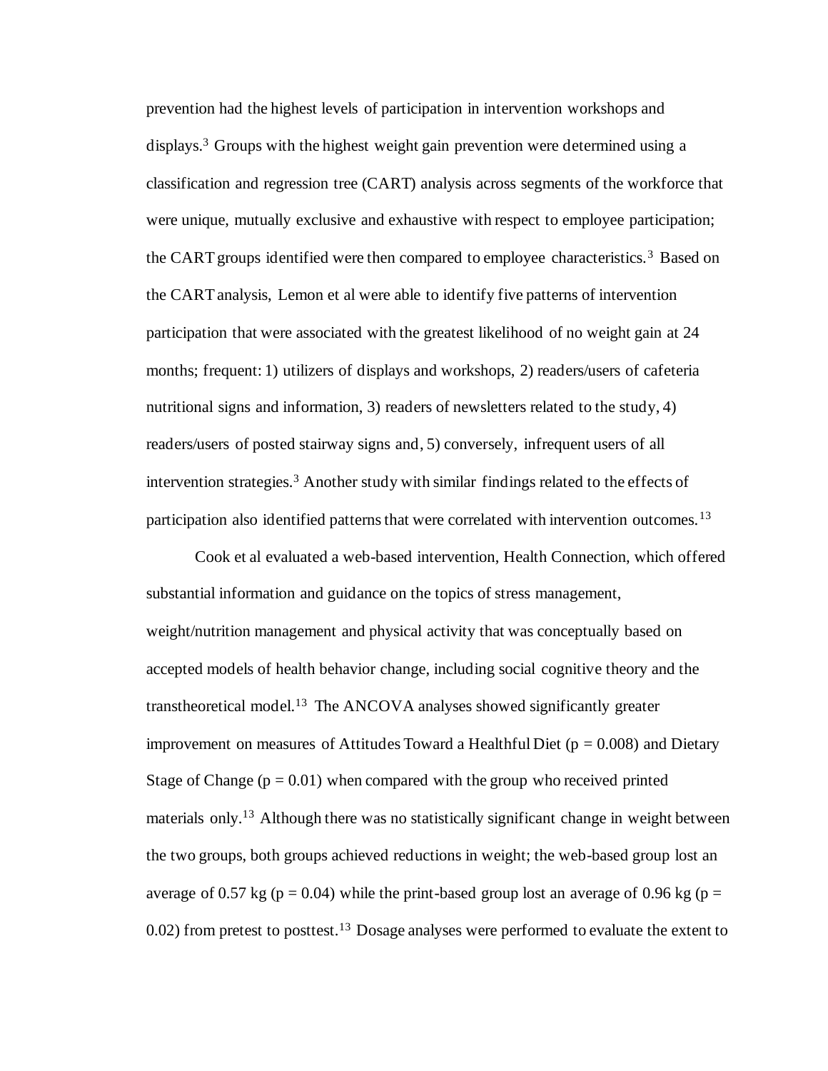prevention had the highest levels of participation in intervention workshops and displays.[3] Groups with the highest weight gain prevention were determined using a classification and regression tree (CART) analysis across segments of the workforce that were unique, mutually exclusive and exhaustive with respect to employee participation; the CART groups identified were then compared to employee characteristics.[3] Based on the CART analysis, Lemon et al were able to identify five patterns of intervention participation that were associated with the greatest likelihood of no weight gain at 24 months; frequent: 1) utilizers of displays and workshops, 2) readers/users of cafeteria nutritional signs and information, 3) readers of newsletters related to the study, 4) readers/users of posted stairway signs and, 5) conversely, infrequent users of all intervention strategies.[3] Another study with similar findings related to the effects of participation also identified patterns that were correlated with intervention outcomes.[13]

Cook et al evaluated a web-based intervention, Health Connection, which offered substantial information and guidance on the topics of stress management, weight/nutrition management and physical activity that was conceptually based on accepted models of health behavior change, including social cognitive theory and the transtheoretical model.[13] The ANCOVA analyses showed significantly greater improvement on measures of Attitudes Toward a Healthful Diet ($p = 0.008$) and Dietary Stage of Change ($p = 0.01$) when compared with the group who received printed materials only.[13] Although there was no statistically significant change in weight between the two groups, both groups achieved reductions in weight; the web-based group lost an average of 0.57 kg ($p = 0.04$) while the print-based group lost an average of 0.96 kg ($p = 0.02$) from pretest to posttest.[13] Dosage analyses were performed to evaluate the extent to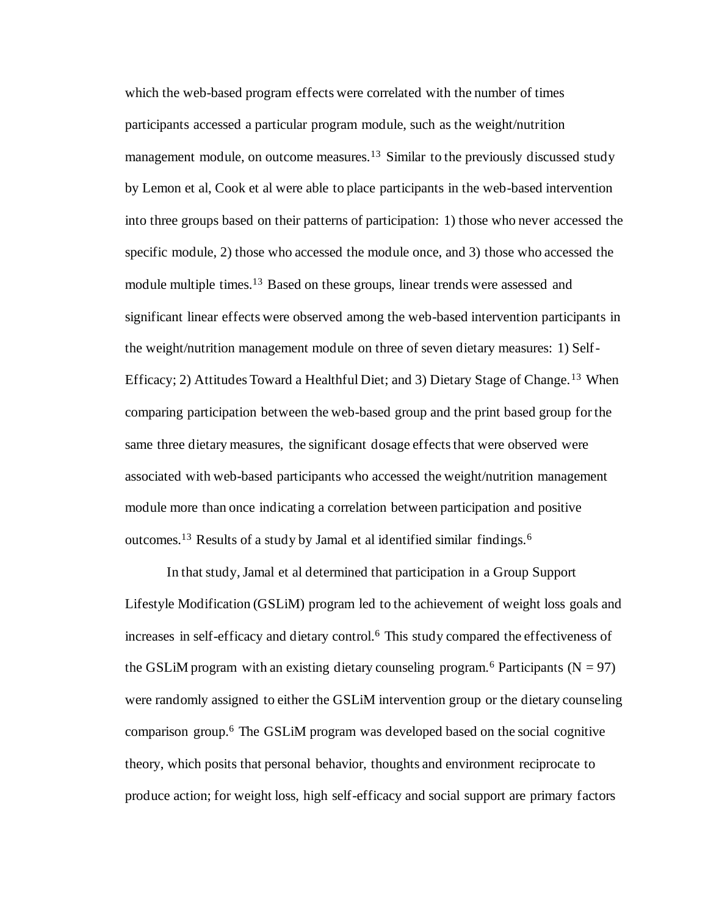which the web-based program effects were correlated with the number of times participants accessed a particular program module, such as the weight/nutrition management module, on outcome measures.[13] Similar to the previously discussed study by Lemon et al, Cook et al were able to place participants in the web-based intervention into three groups based on their patterns of participation: 1) those who never accessed the specific module, 2) those who accessed the module once, and 3) those who accessed the module multiple times.[13] Based on these groups, linear trends were assessed and significant linear effects were observed among the web-based intervention participants in the weight/nutrition management module on three of seven dietary measures: 1) Self-Efficacy; 2) Attitudes Toward a Healthful Diet; and 3) Dietary Stage of Change.[13] When comparing participation between the web-based group and the print based group for the same three dietary measures, the significant dosage effects that were observed were associated with web-based participants who accessed the weight/nutrition management module more than once indicating a correlation between participation and positive outcomes.[13] Results of a study by Jamal et al identified similar findings.[6]

In that study, Jamal et al determined that participation in a Group Support Lifestyle Modification (GSLiM) program led to the achievement of weight loss goals and increases in self-efficacy and dietary control.[6] This study compared the effectiveness of the GSLiM program with an existing dietary counseling program.[6] Participants ($N = 97$) were randomly assigned to either the GSLiM intervention group or the dietary counseling comparison group.[6] The GSLiM program was developed based on the social cognitive theory, which posits that personal behavior, thoughts and environment reciprocate to produce action; for weight loss, high self-efficacy and social support are primary factors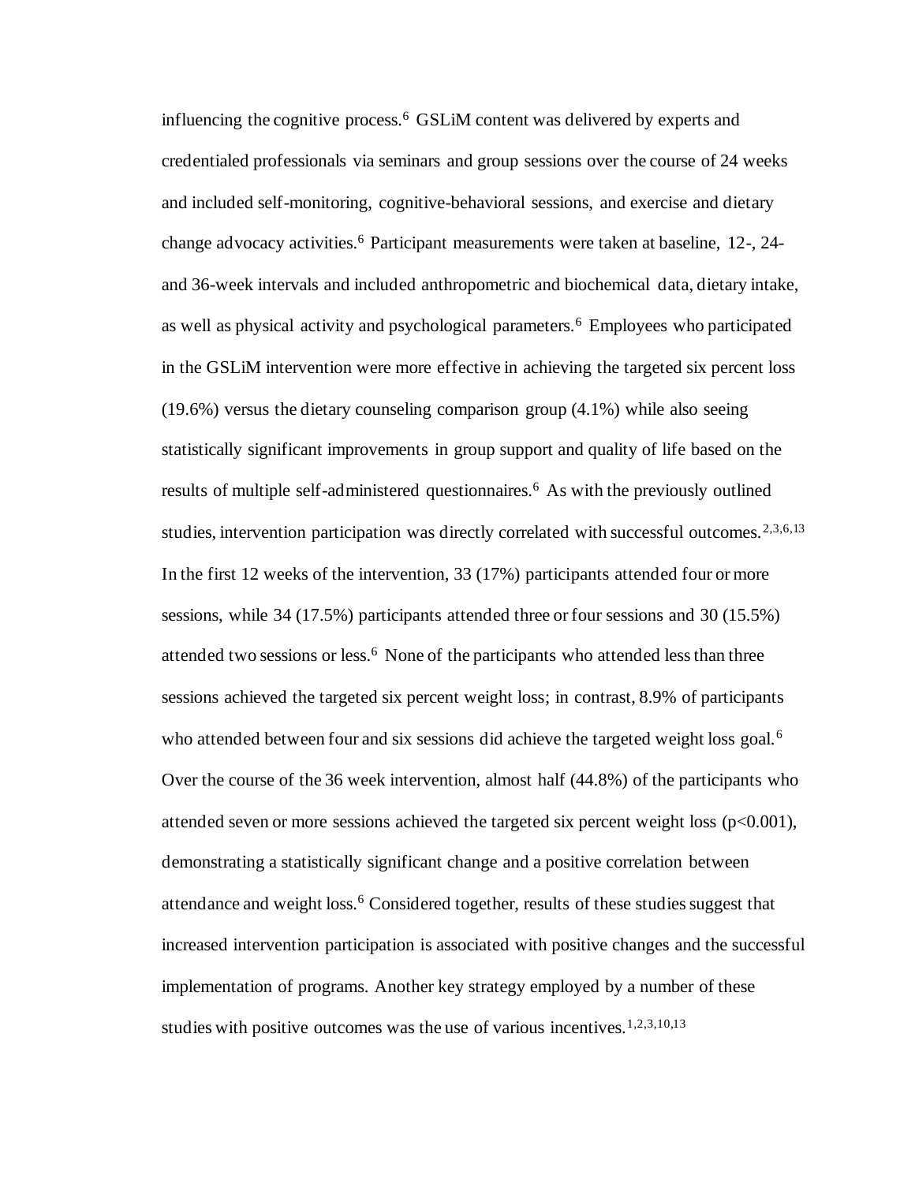influencing the cognitive process.[6] GSLiM content was delivered by experts and credentialed professionals via seminars and group sessions over the course of 24 weeks and included self-monitoring, cognitive-behavioral sessions, and exercise and dietary change advocacy activities.[6] Participant measurements were taken at baseline, 12-, 24- and 36-week intervals and included anthropometric and biochemical data, dietary intake, as well as physical activity and psychological parameters.[6] Employees who participated in the GSLiM intervention were more effective in achieving the targeted six percent loss (19.6%) versus the dietary counseling comparison group (4.1%) while also seeing statistically significant improvements in group support and quality of life based on the results of multiple self-administered questionnaires.[6] As with the previously outlined studies, intervention participation was directly correlated with successful outcomes.[2,3,6,13] In the first 12 weeks of the intervention, 33 (17%) participants attended four or more sessions, while 34 (17.5%) participants attended three or four sessions and 30 (15.5%) attended two sessions or less.[6] None of the participants who attended less than three sessions achieved the targeted six percent weight loss; in contrast, 8.9% of participants who attended between four and six sessions did achieve the targeted weight loss goal.[6] Over the course of the 36 week intervention, almost half (44.8%) of the participants who attended seven or more sessions achieved the targeted six percent weight loss ($p<0.001$), demonstrating a statistically significant change and a positive correlation between attendance and weight loss.[6] Considered together, results of these studies suggest that increased intervention participation is associated with positive changes and the successful implementation of programs. Another key strategy employed by a number of these studies with positive outcomes was the use of various incentives.[1,2,3,10,13]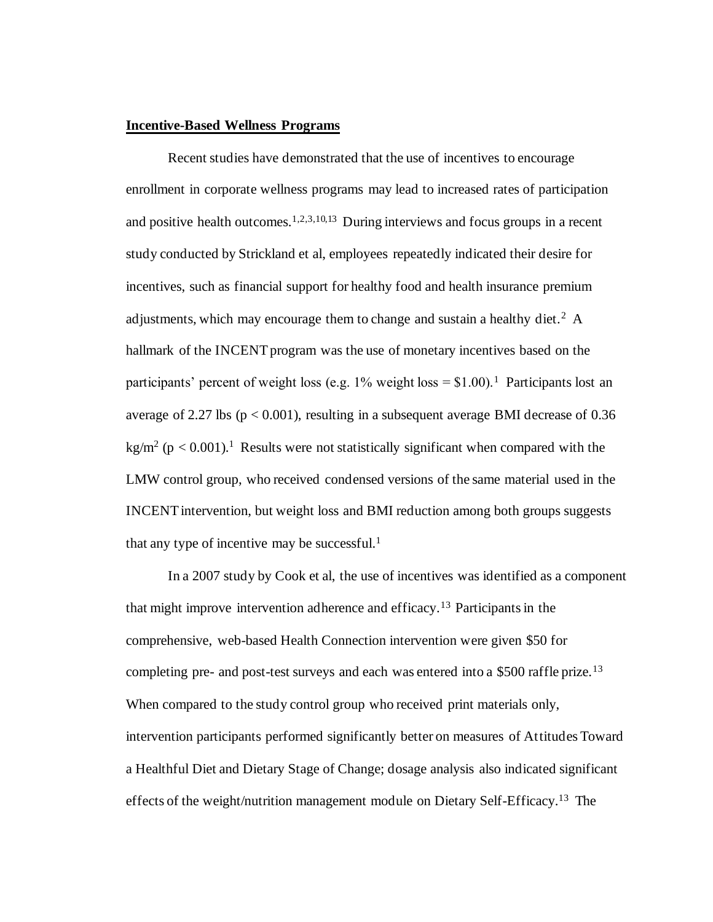**Incentive-Based Wellness Programs**

Recent studies have demonstrated that the use of incentives to encourage enrollment in corporate wellness programs may lead to increased rates of participation and positive health outcomes.[1,2,3,10,13] During interviews and focus groups in a recent study conducted by Strickland et al, employees repeatedly indicated their desire for incentives, such as financial support for healthy food and health insurance premium adjustments, which may encourage them to change and sustain a healthy diet.[2] A hallmark of the INCENT program was the use of monetary incentives based on the participants' percent of weight loss (e.g. 1% weight loss = \$1.00).[1] Participants lost an average of 2.27 lbs ($p < 0.001$), resulting in a subsequent average BMI decrease of 0.36 $kg/m^2$ ($p < 0.001$).[1] Results were not statistically significant when compared with the LMW control group, who received condensed versions of the same material used in the INCENT intervention, but weight loss and BMI reduction among both groups suggests that any type of incentive may be successful.[1]

In a 2007 study by Cook et al, the use of incentives was identified as a component that might improve intervention adherence and efficacy.[13] Participants in the comprehensive, web-based Health Connection intervention were given \$50 for completing pre- and post-test surveys and each was entered into a \$500 raffle prize.[13] When compared to the study control group who received print materials only, intervention participants performed significantly better on measures of Attitudes Toward a Healthful Diet and Dietary Stage of Change; dosage analysis also indicated significant effects of the weight/nutrition management module on Dietary Self-Efficacy.[13] The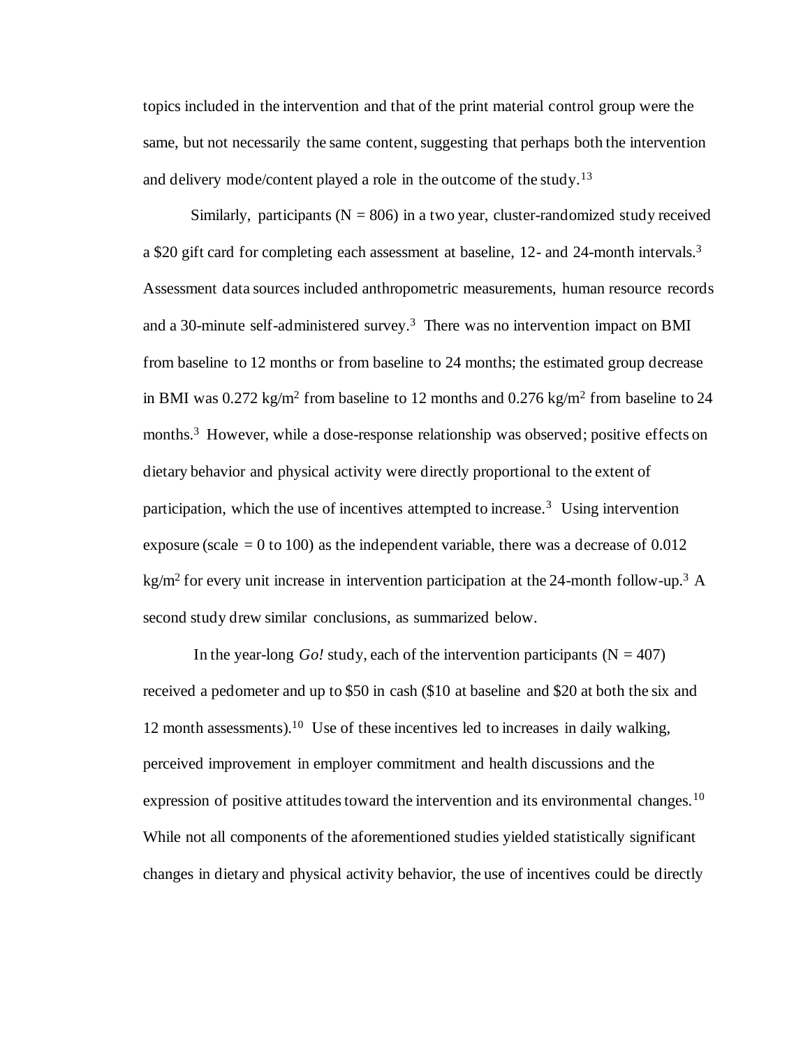topics included in the intervention and that of the print material control group were the same, but not necessarily the same content, suggesting that perhaps both the intervention and delivery mode/content played a role in the outcome of the study.[13]

Similarly, participants ($N = 806$) in a two year, cluster-randomized study received a $20 gift card for completing each assessment at baseline, 12- and 24-month intervals.[3] Assessment data sources included anthropometric measurements, human resource records and a 30-minute self-administered survey.[3] There was no intervention impact on BMI from baseline to 12 months or from baseline to 24 months; the estimated group decrease in BMI was 0.272 $kg/m^2$ from baseline to 12 months and 0.276 $kg/m^2$ from baseline to 24 months.[3] However, while a dose-response relationship was observed; positive effects on dietary behavior and physical activity were directly proportional to the extent of participation, which the use of incentives attempted to increase.[3] Using intervention exposure (scale = 0 to 100) as the independent variable, there was a decrease of 0.012 $kg/m^2$ for every unit increase in intervention participation at the 24-month follow-up.[3] A second study drew similar conclusions, as summarized below.

In the year-long *Go!* study, each of the intervention participants ($N = 407$) received a pedometer and up to $50 in cash ($10 at baseline and $20 at both the six and 12 month assessments).[10] Use of these incentives led to increases in daily walking, perceived improvement in employer commitment and health discussions and the expression of positive attitudes toward the intervention and its environmental changes.[10] While not all components of the aforementioned studies yielded statistically significant changes in dietary and physical activity behavior, the use of incentives could be directly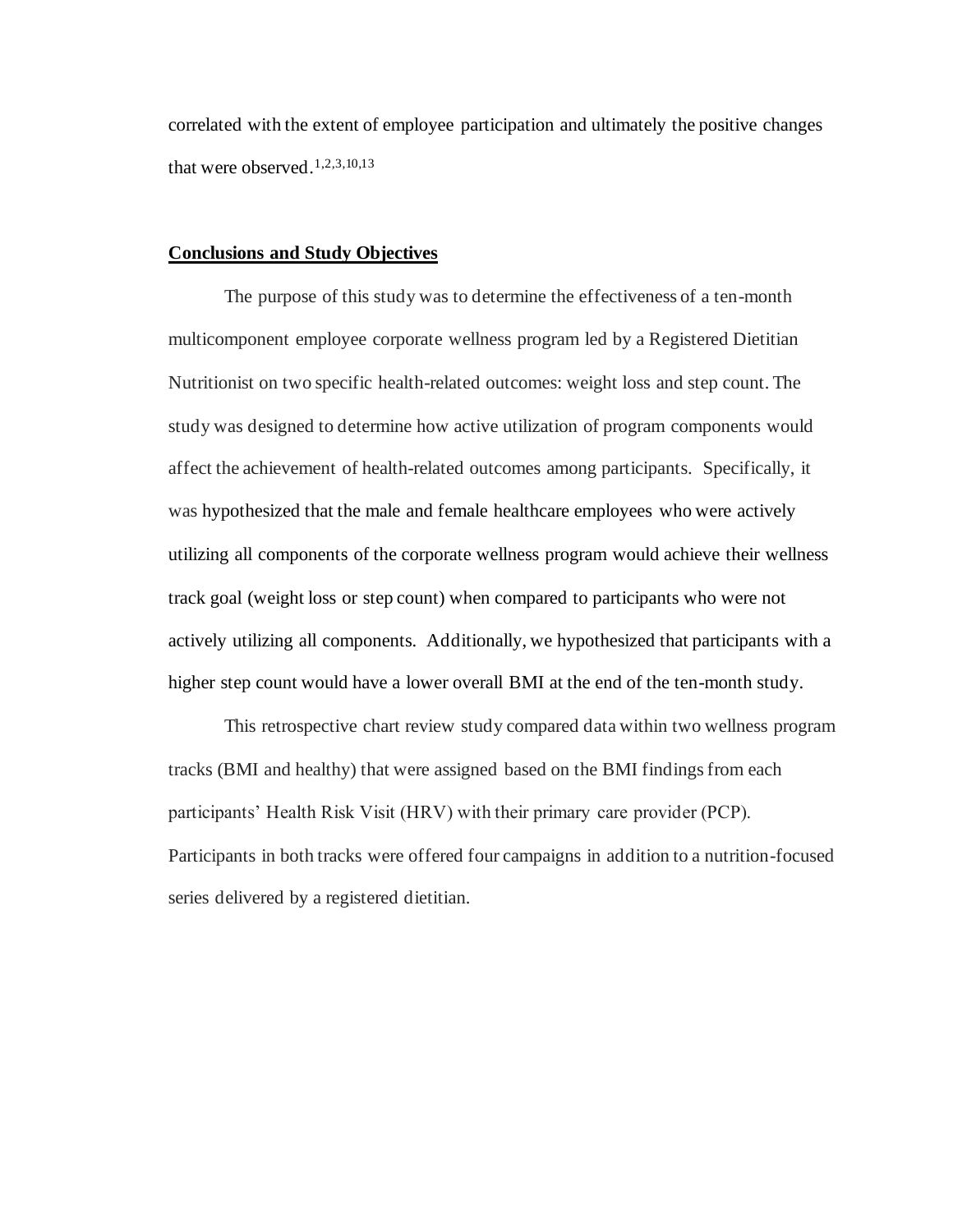correlated with the extent of employee participation and ultimately the positive changes that were observed.[1,2,3,10,13]

## Conclusions and Study Objectives

The purpose of this study was to determine the effectiveness of a ten-month multicomponent employee corporate wellness program led by a Registered Dietitian Nutritionist on two specific health-related outcomes: weight loss and step count. The study was designed to determine how active utilization of program components would affect the achievement of health-related outcomes among participants. Specifically, it was hypothesized that the male and female healthcare employees who were actively utilizing all components of the corporate wellness program would achieve their wellness track goal (weight loss or step count) when compared to participants who were not actively utilizing all components. Additionally, we hypothesized that participants with a higher step count would have a lower overall BMI at the end of the ten-month study.

This retrospective chart review study compared data within two wellness program tracks (BMI and healthy) that were assigned based on the BMI findings from each participants' Health Risk Visit (HRV) with their primary care provider (PCP). Participants in both tracks were offered four campaigns in addition to a nutrition-focused series delivered by a registered dietitian.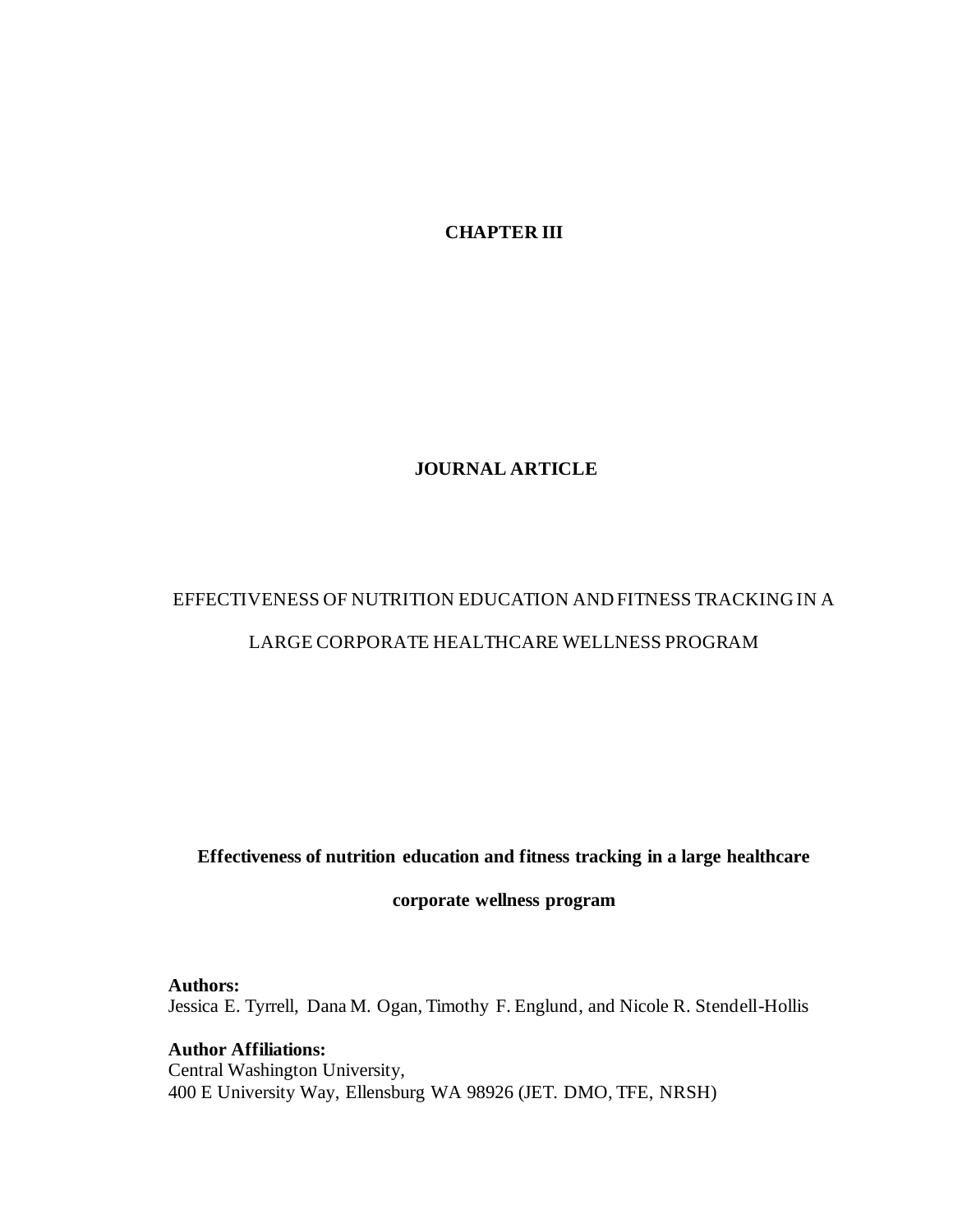# CHAPTER III

## JOURNAL ARTICLE

EFFECTIVENESS OF NUTRITION EDUCATION AND FITNESS TRACKING IN A LARGE CORPORATE HEALTHCARE WELLNESS PROGRAM

**Effectiveness of nutrition education and fitness tracking in a large healthcare corporate wellness program**

**Authors:**
Jessica E. Tyrrell, Dana M. Ogan, Timothy F. Englund, and Nicole R. Stendell-Hollis

**Author Affiliations:**
Central Washington University,
400 E University Way, Ellensburg WA 98926 (JET. DMO, TFE, NRSH)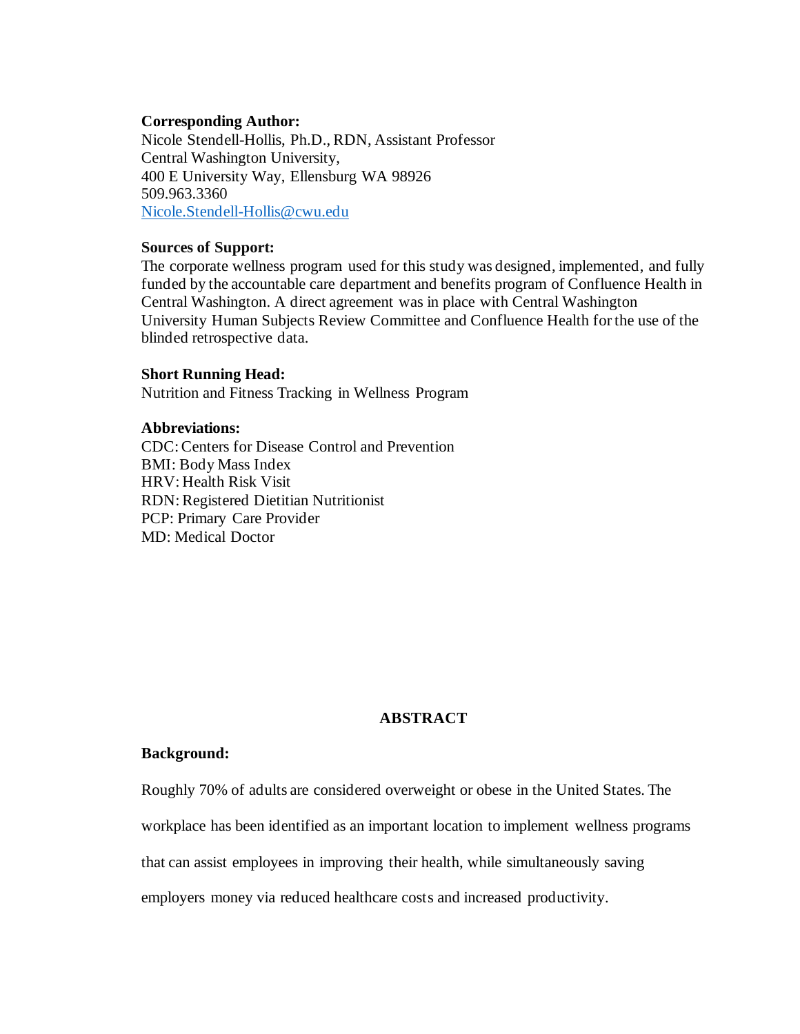**Corresponding Author:**
Nicole Stendell-Hollis, Ph.D., RDN, Assistant Professor
Central Washington University,
400 E University Way, Ellensburg WA 98926
509.963.3360
Nicole.Stendell-Hollis@cwu.edu

**Sources of Support:**
The corporate wellness program used for this study was designed, implemented, and fully funded by the accountable care department and benefits program of Confluence Health in Central Washington. A direct agreement was in place with Central Washington University Human Subjects Review Committee and Confluence Health for the use of the blinded retrospective data.

**Short Running Head:**
Nutrition and Fitness Tracking in Wellness Program

**Abbreviations:**
CDC: Centers for Disease Control and Prevention
BMI: Body Mass Index
HRV: Health Risk Visit
RDN: Registered Dietitian Nutritionist
PCP: Primary Care Provider
MD: Medical Doctor

## ABSTRACT

**Background:**

Roughly 70% of adults are considered overweight or obese in the United States. The workplace has been identified as an important location to implement wellness programs that can assist employees in improving their health, while simultaneously saving employers money via reduced healthcare costs and increased productivity.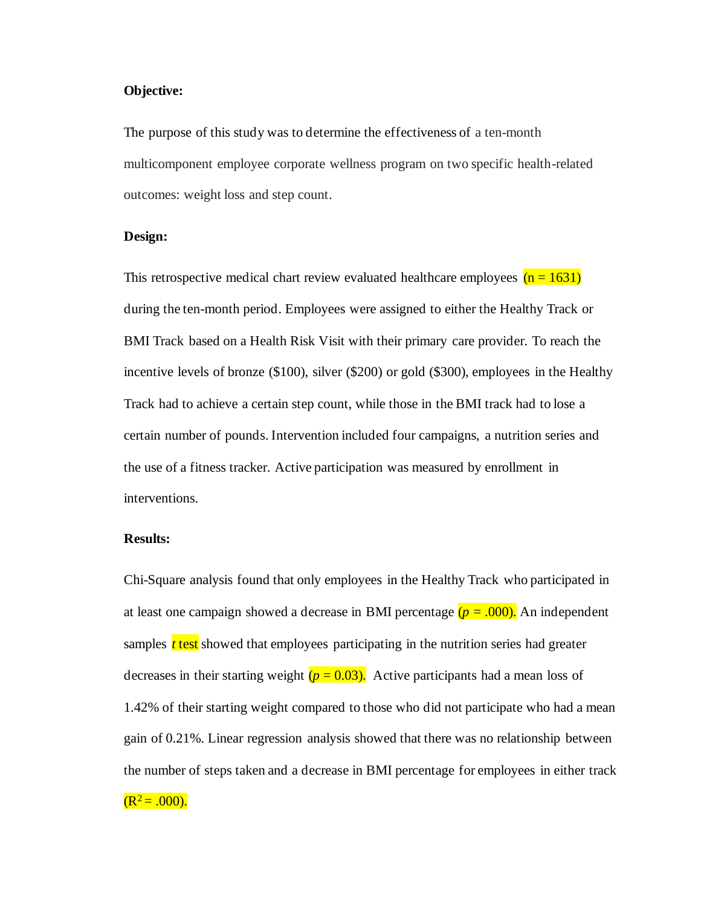**Objective:**

The purpose of this study was to determine the effectiveness of a ten-month multicomponent employee corporate wellness program on two specific health-related outcomes: weight loss and step count.

**Design:**

This retrospective medical chart review evaluated healthcare employees ($n = 1631$) during the ten-month period. Employees were assigned to either the Healthy Track or BMI Track based on a Health Risk Visit with their primary care provider. To reach the incentive levels of bronze ($100), silver ($200) or gold ($300), employees in the Healthy Track had to achieve a certain step count, while those in the BMI track had to lose a certain number of pounds. Intervention included four campaigns, a nutrition series and the use of a fitness tracker. Active participation was measured by enrollment in interventions.

**Results:**

Chi-Square analysis found that only employees in the Healthy Track who participated in at least one campaign showed a decrease in BMI percentage ($p = .000$). An independent samples *t* test showed that employees participating in the nutrition series had greater decreases in their starting weight ($p = 0.03$). Active participants had a mean loss of 1.42% of their starting weight compared to those who did not participate who had a mean gain of 0.21%. Linear regression analysis showed that there was no relationship between the number of steps taken and a decrease in BMI percentage for employees in either track ($R^2 = .000$).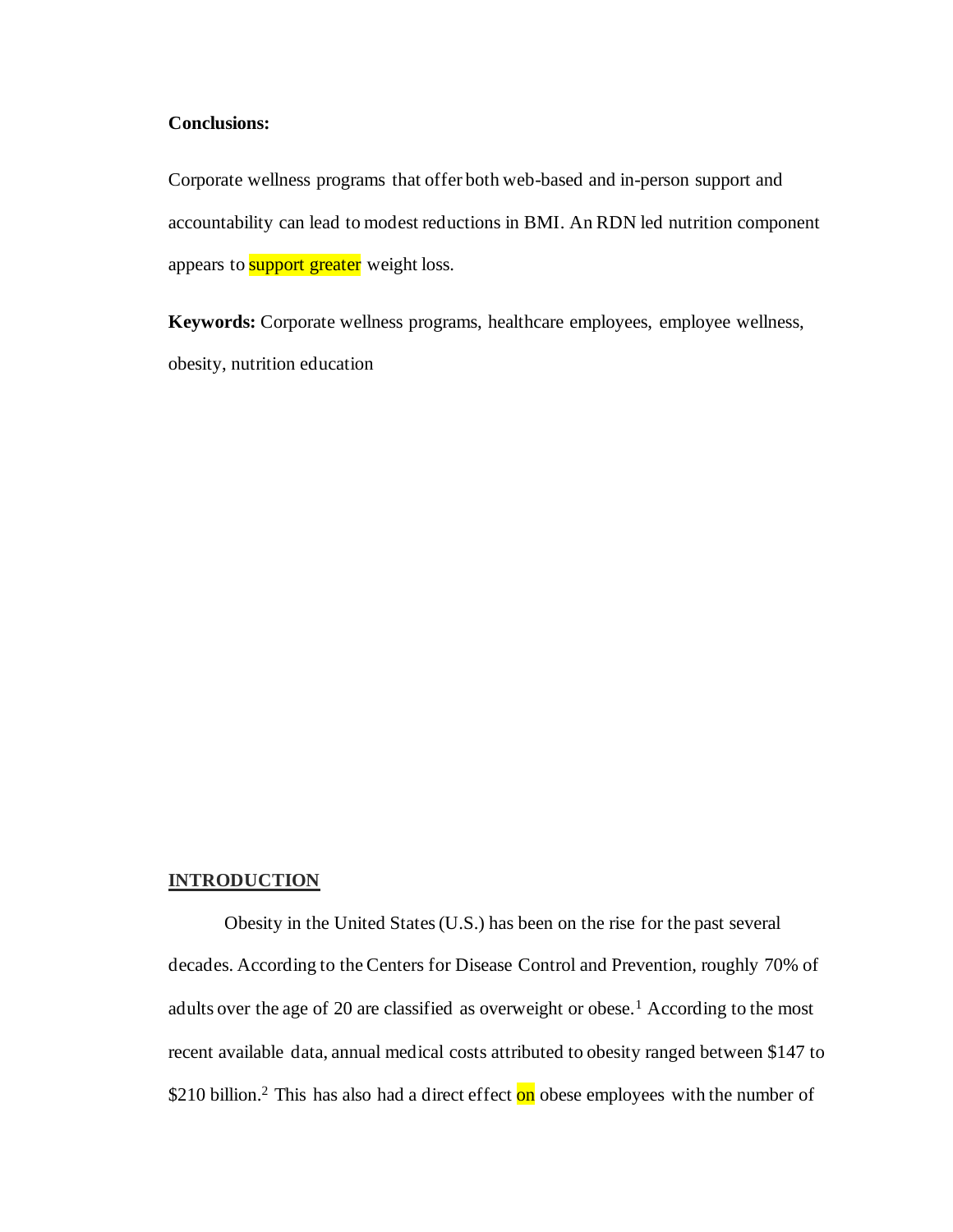**Conclusions:**

Corporate wellness programs that offer both web-based and in-person support and accountability can lead to modest reductions in BMI. An RDN led nutrition component appears to support greater weight loss.

**Keywords:** Corporate wellness programs, healthcare employees, employee wellness, obesity, nutrition education

## INTRODUCTION

Obesity in the United States (U.S.) has been on the rise for the past several decades. According to the Centers for Disease Control and Prevention, roughly 70% of adults over the age of 20 are classified as overweight or obese.[1] According to the most recent available data, annual medical costs attributed to obesity ranged between $147 to $210 billion.[2] This has also had a direct effect on obese employees with the number of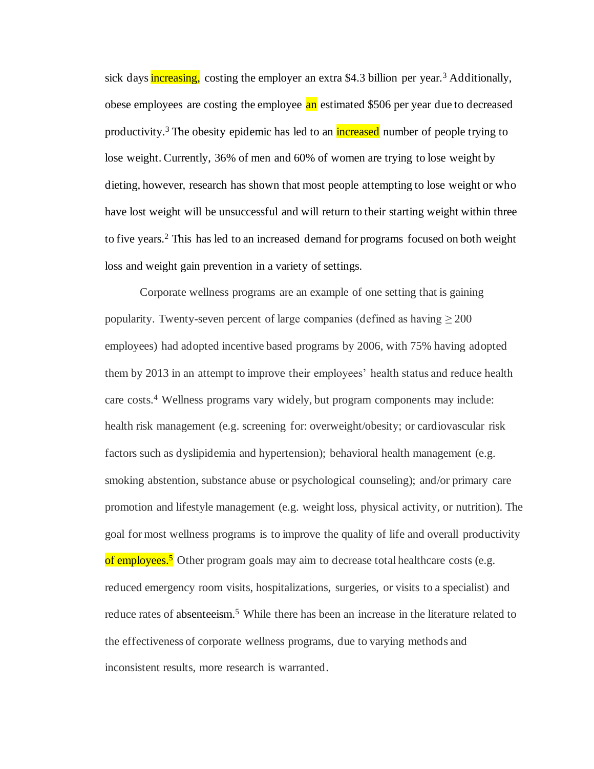sick days increasing, costing the employer an extra $4.3 billion per year.[3] Additionally, obese employees are costing the employee an estimated $506 per year due to decreased productivity.[3] The obesity epidemic has led to an increased number of people trying to lose weight. Currently, 36% of men and 60% of women are trying to lose weight by dieting, however, research has shown that most people attempting to lose weight or who have lost weight will be unsuccessful and will return to their starting weight within three to five years.[2] This has led to an increased demand for programs focused on both weight loss and weight gain prevention in a variety of settings.

Corporate wellness programs are an example of one setting that is gaining popularity. Twenty-seven percent of large companies (defined as having ≥ 200 employees) had adopted incentive based programs by 2006, with 75% having adopted them by 2013 in an attempt to improve their employees' health status and reduce health care costs.[4] Wellness programs vary widely, but program components may include: health risk management (e.g. screening for: overweight/obesity; or cardiovascular risk factors such as dyslipidemia and hypertension); behavioral health management (e.g. smoking abstention, substance abuse or psychological counseling); and/or primary care promotion and lifestyle management (e.g. weight loss, physical activity, or nutrition). The goal for most wellness programs is to improve the quality of life and overall productivity of employees.[5] Other program goals may aim to decrease total healthcare costs (e.g. reduced emergency room visits, hospitalizations, surgeries, or visits to a specialist) and reduce rates of absenteeism.[5] While there has been an increase in the literature related to the effectiveness of corporate wellness programs, due to varying methods and inconsistent results, more research is warranted.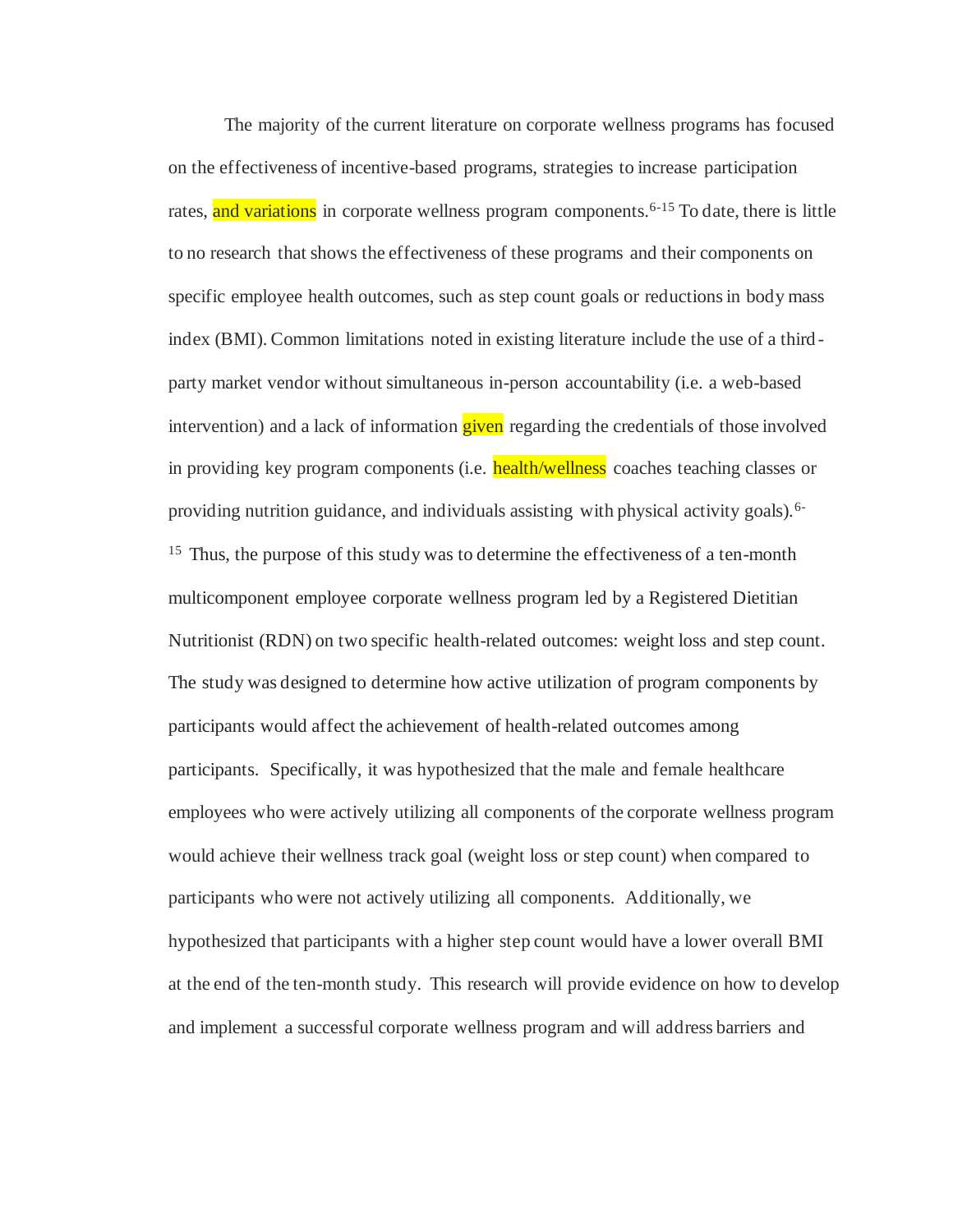The majority of the current literature on corporate wellness programs has focused on the effectiveness of incentive-based programs, strategies to increase participation rates, and variations in corporate wellness program components.[6-15] To date, there is little to no research that shows the effectiveness of these programs and their components on specific employee health outcomes, such as step count goals or reductions in body mass index (BMI). Common limitations noted in existing literature include the use of a third-party market vendor without simultaneous in-person accountability (i.e. a web-based intervention) and a lack of information given regarding the credentials of those involved in providing key program components (i.e. health/wellness coaches teaching classes or providing nutrition guidance, and individuals assisting with physical activity goals).[6-15] Thus, the purpose of this study was to determine the effectiveness of a ten-month multicomponent employee corporate wellness program led by a Registered Dietitian Nutritionist (RDN) on two specific health-related outcomes: weight loss and step count. The study was designed to determine how active utilization of program components by participants would affect the achievement of health-related outcomes among participants. Specifically, it was hypothesized that the male and female healthcare employees who were actively utilizing all components of the corporate wellness program would achieve their wellness track goal (weight loss or step count) when compared to participants who were not actively utilizing all components. Additionally, we hypothesized that participants with a higher step count would have a lower overall BMI at the end of the ten-month study. This research will provide evidence on how to develop and implement a successful corporate wellness program and will address barriers and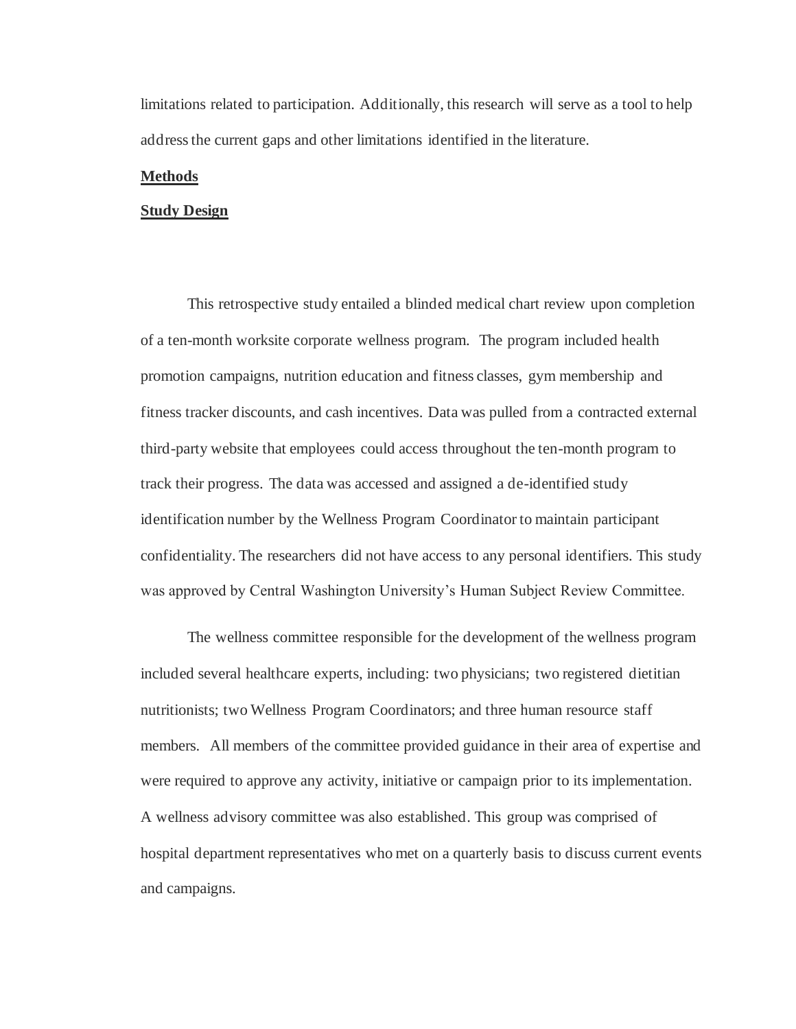limitations related to participation. Additionally, this research will serve as a tool to help address the current gaps and other limitations identified in the literature.

## **Methods**

### **Study Design**

This retrospective study entailed a blinded medical chart review upon completion of a ten-month worksite corporate wellness program. The program included health promotion campaigns, nutrition education and fitness classes, gym membership and fitness tracker discounts, and cash incentives. Data was pulled from a contracted external third-party website that employees could access throughout the ten-month program to track their progress. The data was accessed and assigned a de-identified study identification number by the Wellness Program Coordinator to maintain participant confidentiality. The researchers did not have access to any personal identifiers. This study was approved by Central Washington University's Human Subject Review Committee.

The wellness committee responsible for the development of the wellness program included several healthcare experts, including: two physicians; two registered dietitian nutritionists; two Wellness Program Coordinators; and three human resource staff members. All members of the committee provided guidance in their area of expertise and were required to approve any activity, initiative or campaign prior to its implementation. A wellness advisory committee was also established. This group was comprised of hospital department representatives who met on a quarterly basis to discuss current events and campaigns.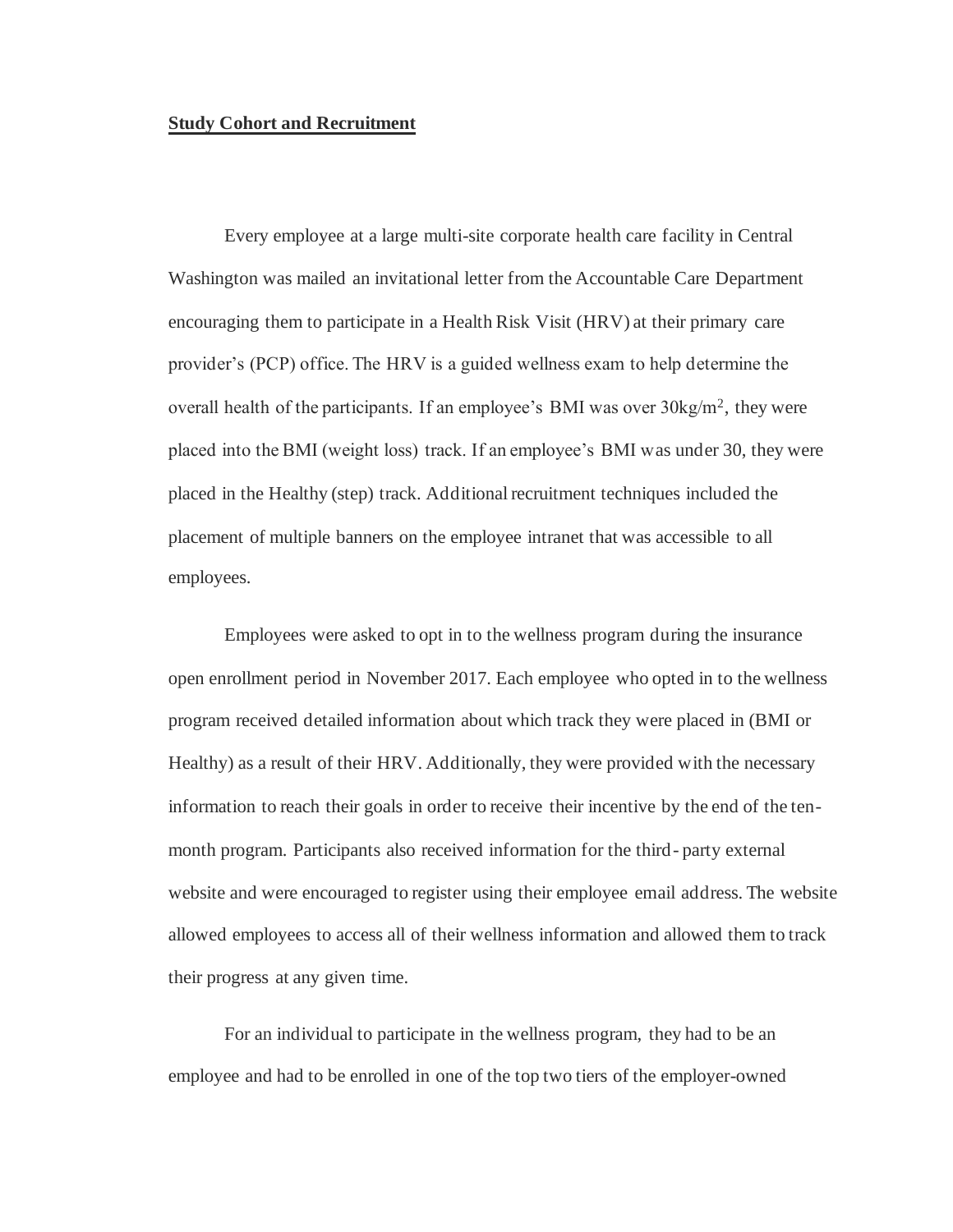**Study Cohort and Recruitment**

Every employee at a large multi-site corporate health care facility in Central Washington was mailed an invitational letter from the Accountable Care Department encouraging them to participate in a Health Risk Visit (HRV) at their primary care provider's (PCP) office. The HRV is a guided wellness exam to help determine the overall health of the participants. If an employee's BMI was over 30kg/m$^2$, they were placed into the BMI (weight loss) track. If an employee's BMI was under 30, they were placed in the Healthy (step) track. Additional recruitment techniques included the placement of multiple banners on the employee intranet that was accessible to all employees.

Employees were asked to opt in to the wellness program during the insurance open enrollment period in November 2017. Each employee who opted in to the wellness program received detailed information about which track they were placed in (BMI or Healthy) as a result of their HRV. Additionally, they were provided with the necessary information to reach their goals in order to receive their incentive by the end of the ten-month program. Participants also received information for the third- party external website and were encouraged to register using their employee email address. The website allowed employees to access all of their wellness information and allowed them to track their progress at any given time.

For an individual to participate in the wellness program, they had to be an employee and had to be enrolled in one of the top two tiers of the employer-owned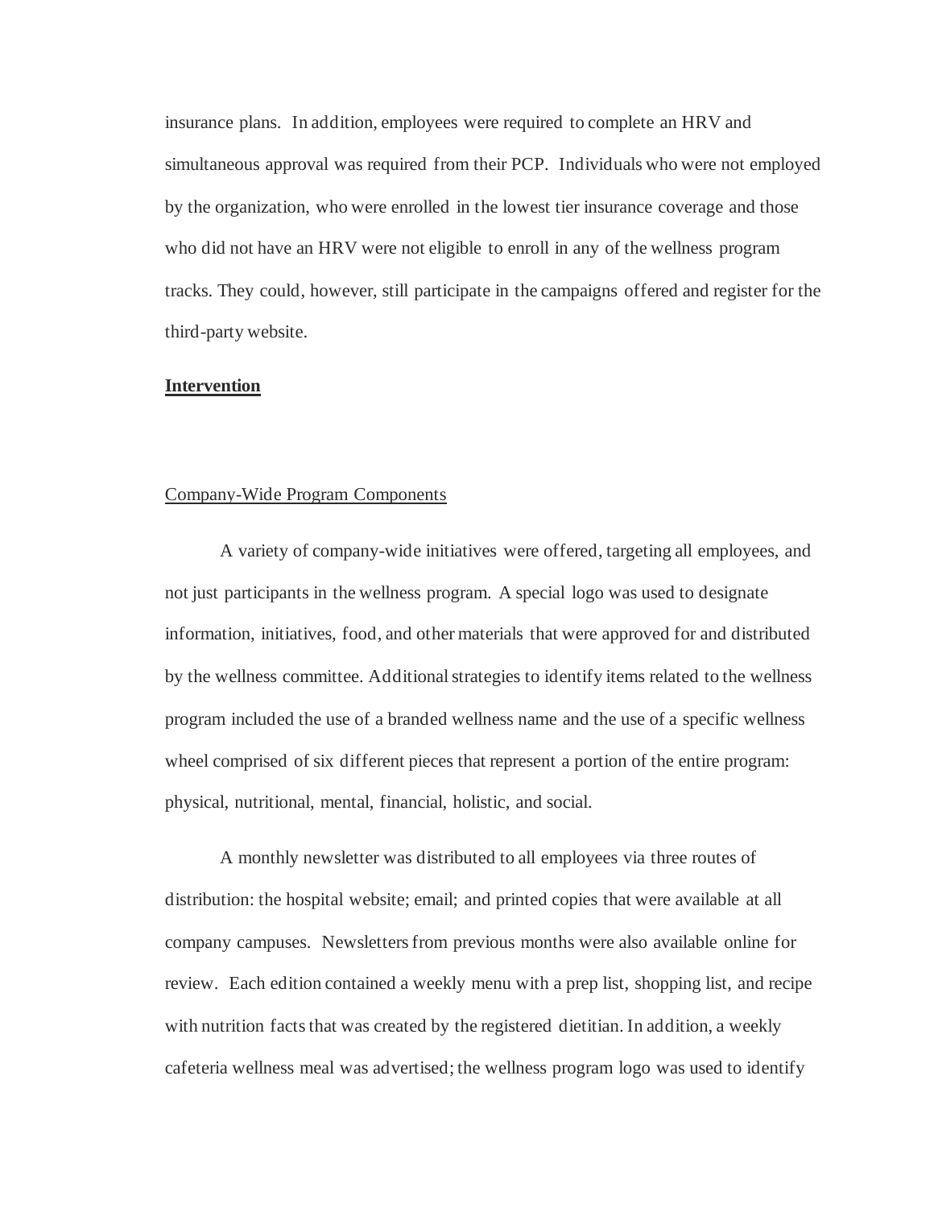insurance plans. In addition, employees were required to complete an HRV and simultaneous approval was required from their PCP. Individuals who were not employed by the organization, who were enrolled in the lowest tier insurance coverage and those who did not have an HRV were not eligible to enroll in any of the wellness program tracks. They could, however, still participate in the campaigns offered and register for the third-party website.

## Intervention

### Company-Wide Program Components

A variety of company-wide initiatives were offered, targeting all employees, and not just participants in the wellness program. A special logo was used to designate information, initiatives, food, and other materials that were approved for and distributed by the wellness committee. Additional strategies to identify items related to the wellness program included the use of a branded wellness name and the use of a specific wellness wheel comprised of six different pieces that represent a portion of the entire program: physical, nutritional, mental, financial, holistic, and social.

A monthly newsletter was distributed to all employees via three routes of distribution: the hospital website; email; and printed copies that were available at all company campuses. Newsletters from previous months were also available online for review. Each edition contained a weekly menu with a prep list, shopping list, and recipe with nutrition facts that was created by the registered dietitian. In addition, a weekly cafeteria wellness meal was advertised; the wellness program logo was used to identify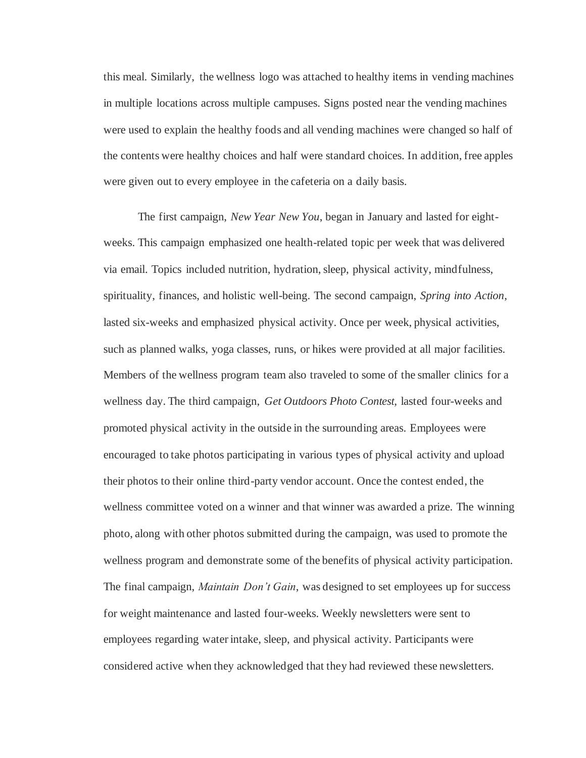this meal. Similarly, the wellness logo was attached to healthy items in vending machines in multiple locations across multiple campuses. Signs posted near the vending machines were used to explain the healthy foods and all vending machines were changed so half of the contents were healthy choices and half were standard choices. In addition, free apples were given out to every employee in the cafeteria on a daily basis.

The first campaign, *New Year New You*, began in January and lasted for eight-weeks. This campaign emphasized one health-related topic per week that was delivered via email. Topics included nutrition, hydration, sleep, physical activity, mindfulness, spirituality, finances, and holistic well-being. The second campaign, *Spring into Action*, lasted six-weeks and emphasized physical activity. Once per week, physical activities, such as planned walks, yoga classes, runs, or hikes were provided at all major facilities. Members of the wellness program team also traveled to some of the smaller clinics for a wellness day. The third campaign, *Get Outdoors Photo Contest*, lasted four-weeks and promoted physical activity in the outside in the surrounding areas. Employees were encouraged to take photos participating in various types of physical activity and upload their photos to their online third-party vendor account. Once the contest ended, the wellness committee voted on a winner and that winner was awarded a prize. The winning photo, along with other photos submitted during the campaign, was used to promote the wellness program and demonstrate some of the benefits of physical activity participation. The final campaign, *Maintain Don't Gain*, was designed to set employees up for success for weight maintenance and lasted four-weeks. Weekly newsletters were sent to employees regarding water intake, sleep, and physical activity. Participants were considered active when they acknowledged that they had reviewed these newsletters.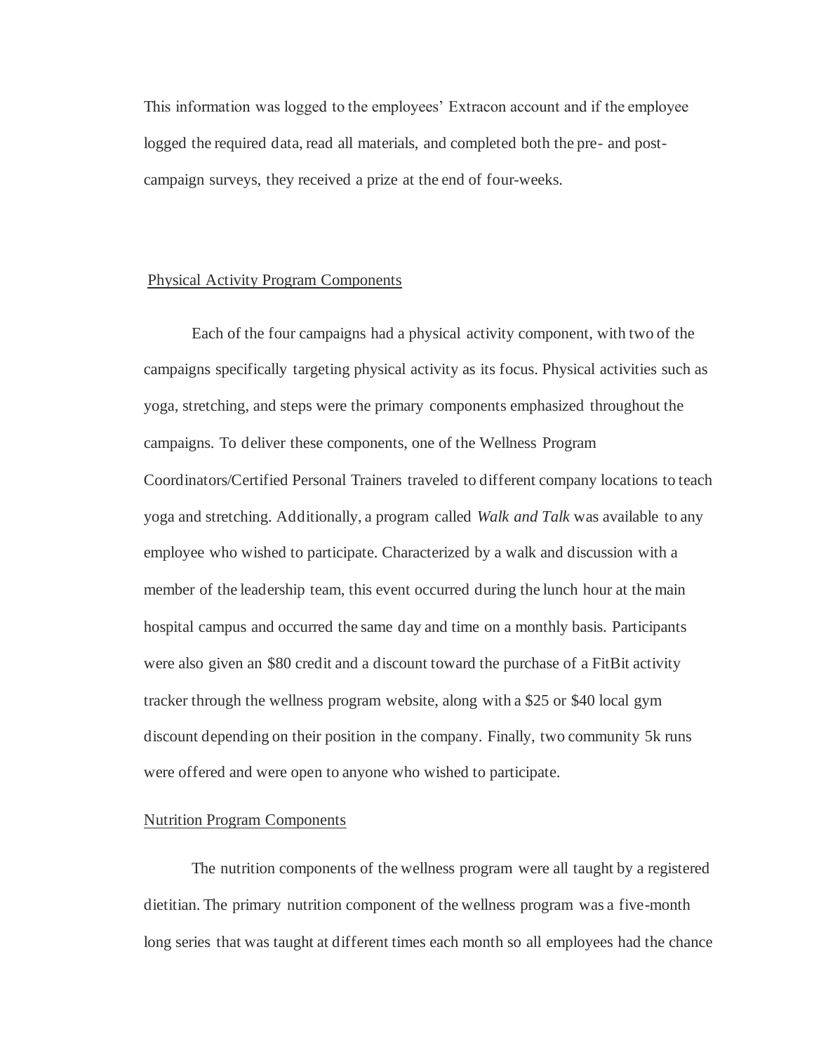This information was logged to the employees' Extracon account and if the employee logged the required data, read all materials, and completed both the pre- and post-campaign surveys, they received a prize at the end of four-weeks.

## Physical Activity Program Components

Each of the four campaigns had a physical activity component, with two of the campaigns specifically targeting physical activity as its focus. Physical activities such as yoga, stretching, and steps were the primary components emphasized throughout the campaigns. To deliver these components, one of the Wellness Program Coordinators/Certified Personal Trainers traveled to different company locations to teach yoga and stretching. Additionally, a program called *Walk and Talk* was available to any employee who wished to participate. Characterized by a walk and discussion with a member of the leadership team, this event occurred during the lunch hour at the main hospital campus and occurred the same day and time on a monthly basis. Participants were also given an $80 credit and a discount toward the purchase of a FitBit activity tracker through the wellness program website, along with a $25 or $40 local gym discount depending on their position in the company. Finally, two community 5k runs were offered and were open to anyone who wished to participate.

## Nutrition Program Components

The nutrition components of the wellness program were all taught by a registered dietitian. The primary nutrition component of the wellness program was a five-month long series that was taught at different times each month so all employees had the chance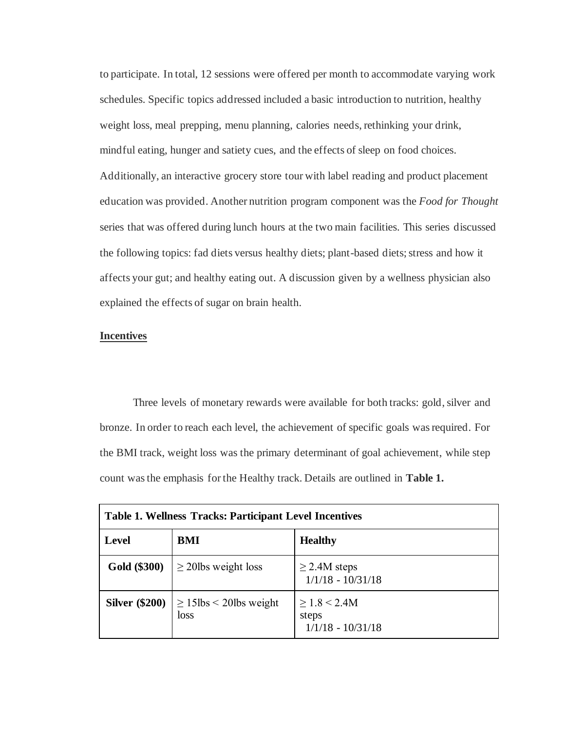to participate. In total, 12 sessions were offered per month to accommodate varying work schedules. Specific topics addressed included a basic introduction to nutrition, healthy weight loss, meal prepping, menu planning, calories needs, rethinking your drink, mindful eating, hunger and satiety cues, and the effects of sleep on food choices. Additionally, an interactive grocery store tour with label reading and product placement education was provided. Another nutrition program component was the *Food for Thought* series that was offered during lunch hours at the two main facilities. This series discussed the following topics: fad diets versus healthy diets; plant-based diets; stress and how it affects your gut; and healthy eating out. A discussion given by a wellness physician also explained the effects of sugar on brain health.

**Incentives**

Three levels of monetary rewards were available for both tracks: gold, silver and bronze. In order to reach each level, the achievement of specific goals was required. For the BMI track, weight loss was the primary determinant of goal achievement, while step count was the emphasis for the Healthy track. Details are outlined in **Table 1.**

**Table 1. Wellness Tracks: Participant Level Incentives**

| Level | BMI | Healthy |
|---|---|---|
| **Gold ($300)** | ≥ 20lbs weight loss | ≥ 2.4M steps 1/1/18 - 10/31/18 |
| **Silver ($200)** | ≥ 15lbs < 20lbs weight loss | ≥ 1.8 < 2.4M steps 1/1/18 - 10/31/18 |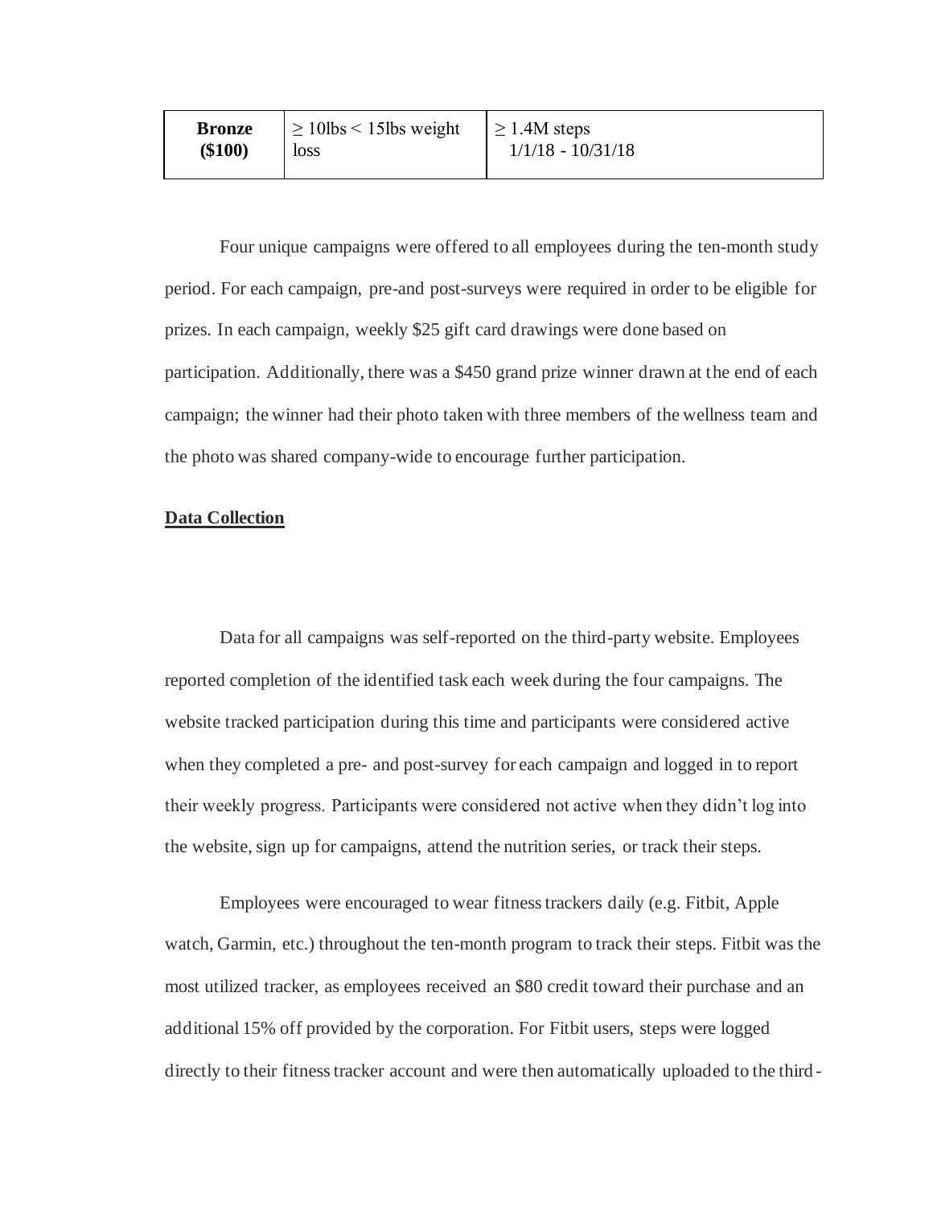| **Bronze ($100)** | ≥ 10lbs < 15lbs weight loss | ≥ 1.4M steps 1/1/18 - 10/31/18 |
|---|---|---|

Four unique campaigns were offered to all employees during the ten-month study period. For each campaign, pre-and post-surveys were required in order to be eligible for prizes. In each campaign, weekly $25 gift card drawings were done based on participation. Additionally, there was a $450 grand prize winner drawn at the end of each campaign; the winner had their photo taken with three members of the wellness team and the photo was shared company-wide to encourage further participation.

**Data Collection**

Data for all campaigns was self-reported on the third-party website. Employees reported completion of the identified task each week during the four campaigns. The website tracked participation during this time and participants were considered active when they completed a pre- and post-survey for each campaign and logged in to report their weekly progress. Participants were considered not active when they didn't log into the website, sign up for campaigns, attend the nutrition series, or track their steps.

Employees were encouraged to wear fitness trackers daily (e.g. Fitbit, Apple watch, Garmin, etc.) throughout the ten-month program to track their steps. Fitbit was the most utilized tracker, as employees received an $80 credit toward their purchase and an additional 15% off provided by the corporation. For Fitbit users, steps were logged directly to their fitness tracker account and were then automatically uploaded to the third-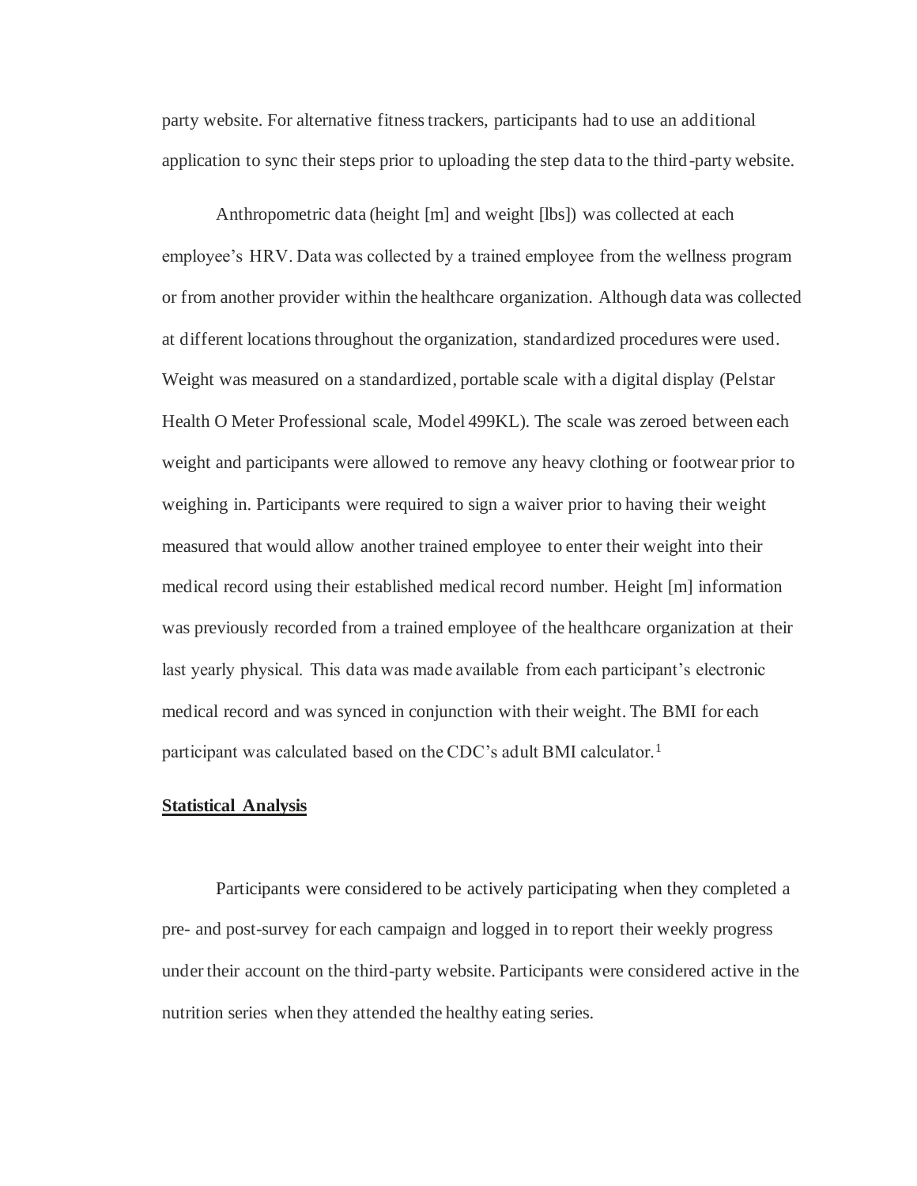party website. For alternative fitness trackers, participants had to use an additional application to sync their steps prior to uploading the step data to the third-party website.

Anthropometric data (height [m] and weight [lbs]) was collected at each employee's HRV. Data was collected by a trained employee from the wellness program or from another provider within the healthcare organization. Although data was collected at different locations throughout the organization, standardized procedures were used. Weight was measured on a standardized, portable scale with a digital display (Pelstar Health O Meter Professional scale, Model 499KL). The scale was zeroed between each weight and participants were allowed to remove any heavy clothing or footwear prior to weighing in. Participants were required to sign a waiver prior to having their weight measured that would allow another trained employee to enter their weight into their medical record using their established medical record number. Height [m] information was previously recorded from a trained employee of the healthcare organization at their last yearly physical. This data was made available from each participant's electronic medical record and was synced in conjunction with their weight. The BMI for each participant was calculated based on the CDC's adult BMI calculator.[1]

## Statistical Analysis

Participants were considered to be actively participating when they completed a pre- and post-survey for each campaign and logged in to report their weekly progress under their account on the third-party website. Participants were considered active in the nutrition series when they attended the healthy eating series.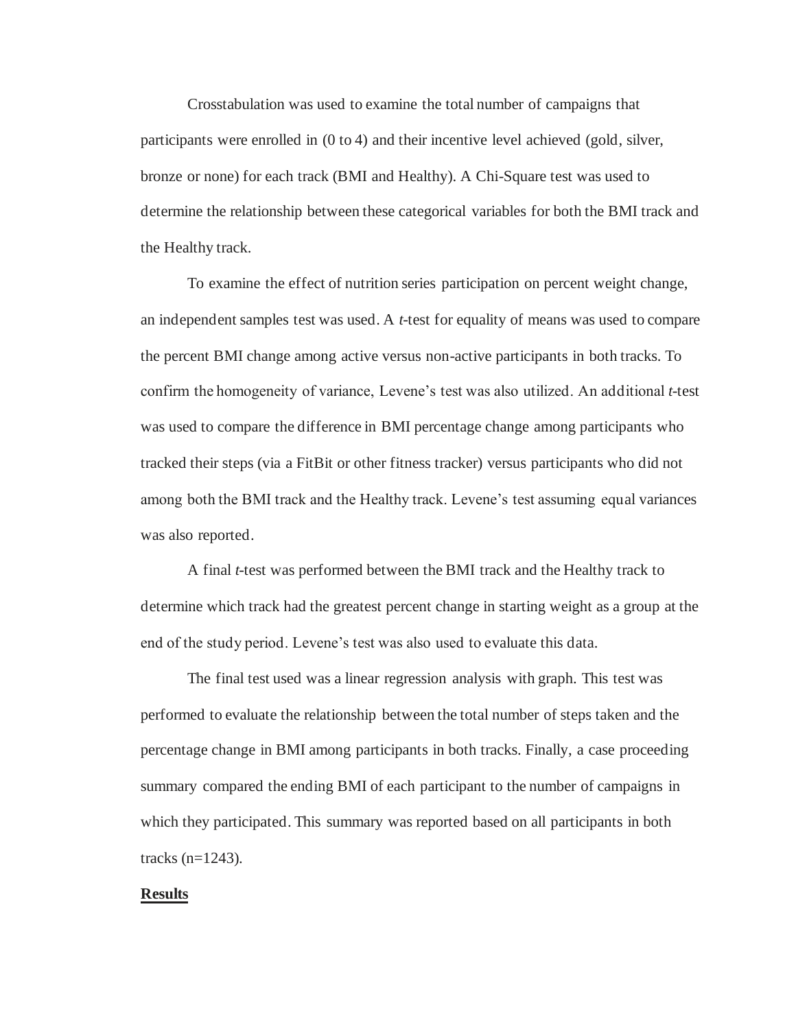Crosstabulation was used to examine the total number of campaigns that participants were enrolled in (0 to 4) and their incentive level achieved (gold, silver, bronze or none) for each track (BMI and Healthy). A Chi-Square test was used to determine the relationship between these categorical variables for both the BMI track and the Healthy track.

To examine the effect of nutrition series participation on percent weight change, an independent samples test was used. A *t*-test for equality of means was used to compare the percent BMI change among active versus non-active participants in both tracks. To confirm the homogeneity of variance, Levene's test was also utilized. An additional *t*-test was used to compare the difference in BMI percentage change among participants who tracked their steps (via a FitBit or other fitness tracker) versus participants who did not among both the BMI track and the Healthy track. Levene's test assuming equal variances was also reported.

A final *t*-test was performed between the BMI track and the Healthy track to determine which track had the greatest percent change in starting weight as a group at the end of the study period. Levene's test was also used to evaluate this data.

The final test used was a linear regression analysis with graph. This test was performed to evaluate the relationship between the total number of steps taken and the percentage change in BMI among participants in both tracks. Finally, a case proceeding summary compared the ending BMI of each participant to the number of campaigns in which they participated. This summary was reported based on all participants in both tracks (n=1243).

**Results**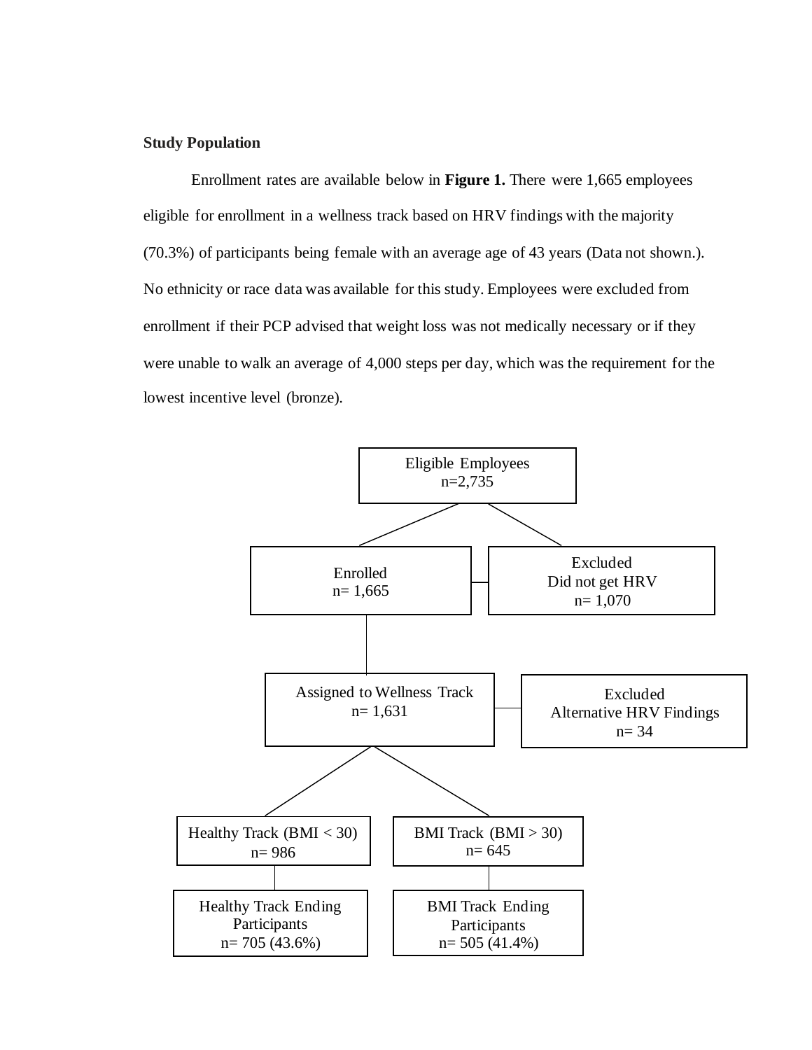**Study Population**

Enrollment rates are available below in **Figure 1.** There were 1,665 employees eligible for enrollment in a wellness track based on HRV findings with the majority (70.3%) of participants being female with an average age of 43 years (Data not shown.). No ethnicity or race data was available for this study. Employees were excluded from enrollment if their PCP advised that weight loss was not medically necessary or if they were unable to walk an average of 4,000 steps per day, which was the requirement for the lowest incentive level (bronze).

Eligible Employees
n=2,735

Enrolled
n= 1,665

Excluded
Did not get HRV
n= 1,070

Assigned to Wellness Track
n= 1,631

Excluded
Alternative HRV Findings
n= 34

Healthy Track (BMI < 30)
n= 986

BMI Track (BMI > 30)
n= 645

Healthy Track Ending Participants
n= 705 (43.6%)

BMI Track Ending Participants
n= 505 (41.4%)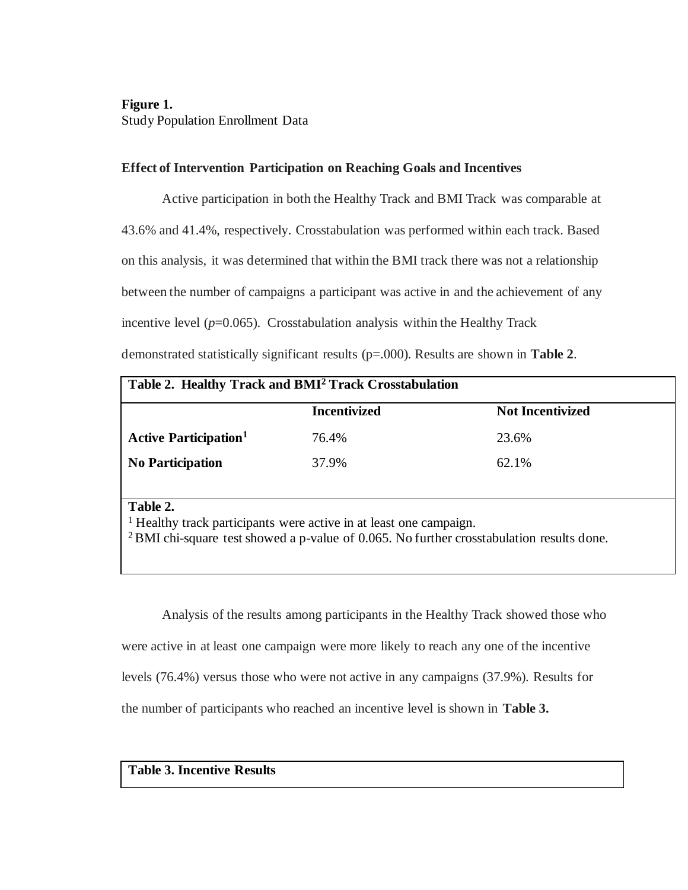**Figure 1.**
Study Population Enrollment Data

**Effect of Intervention Participation on Reaching Goals and Incentives**

Active participation in both the Healthy Track and BMI Track was comparable at 43.6% and 41.4%, respectively. Crosstabulation was performed within each track. Based on this analysis, it was determined that within the BMI track there was not a relationship between the number of campaigns a participant was active in and the achievement of any incentive level ($p$=0.065). Crosstabulation analysis within the Healthy Track demonstrated statistically significant results (p=.000). Results are shown in **Table 2**.

**Table 2. Healthy Track and BMI[2] Track Crosstabulation**

| | **Incentivized** | **Not Incentivized** |
|---|---|---|
| **Active Participation[1]** | 76.4% | 23.6% |
| **No Participation** | 37.9% | 62.1% |

**Table 2.**
[1] Healthy track participants were active in at least one campaign.
[2] BMI chi-square test showed a p-value of 0.065. No further crosstabulation results done.

Analysis of the results among participants in the Healthy Track showed those who were active in at least one campaign were more likely to reach any one of the incentive levels (76.4%) versus those who were not active in any campaigns (37.9%). Results for the number of participants who reached an incentive level is shown in **Table 3.**

**Table 3. Incentive Results**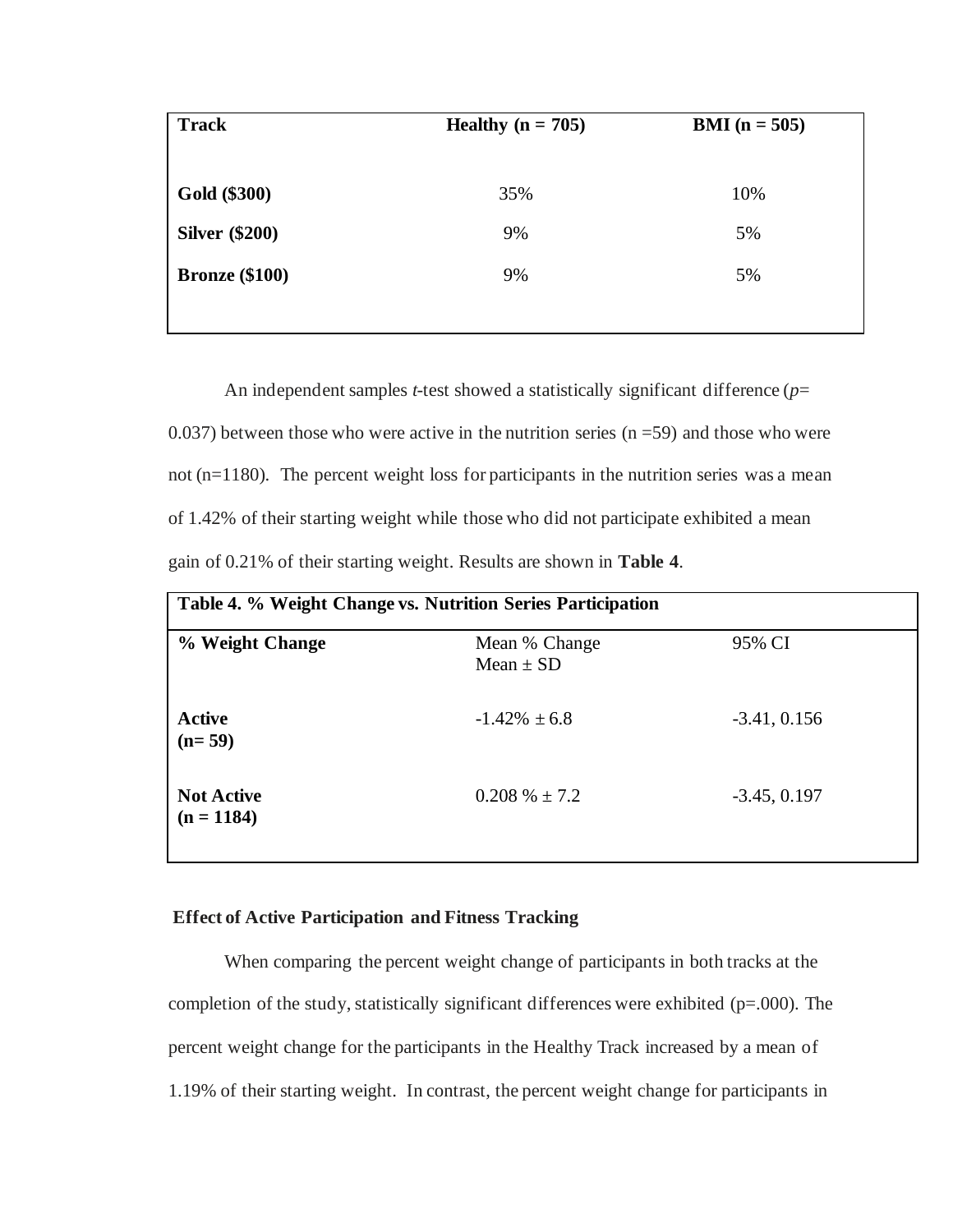| Track | Healthy (n = 705) | BMI (n = 505) |
|---|---|---|
| **Gold ($300)** | 35% | 10% |
| **Silver ($200)** | 9% | 5% |
| **Bronze ($100)** | 9% | 5% |

An independent samples *t*-test showed a statistically significant difference ($p$= 0.037) between those who were active in the nutrition series (n =59) and those who were not (n=1180). The percent weight loss for participants in the nutrition series was a mean of 1.42% of their starting weight while those who did not participate exhibited a mean gain of 0.21% of their starting weight. Results are shown in **Table 4**.

**Table 4. % Weight Change vs. Nutrition Series Participation**

| % Weight Change | Mean % Change<br>Mean ± SD | 95% CI |
|---|---|---|
| **Active (n= 59)** | -1.42% ± 6.8 | -3.41, 0.156 |
| **Not Active (n = 1184)** | 0.208 % ± 7.2 | -3.45, 0.197 |

**Effect of Active Participation and Fitness Tracking**

When comparing the percent weight change of participants in both tracks at the completion of the study, statistically significant differences were exhibited (p=.000). The percent weight change for the participants in the Healthy Track increased by a mean of 1.19% of their starting weight. In contrast, the percent weight change for participants in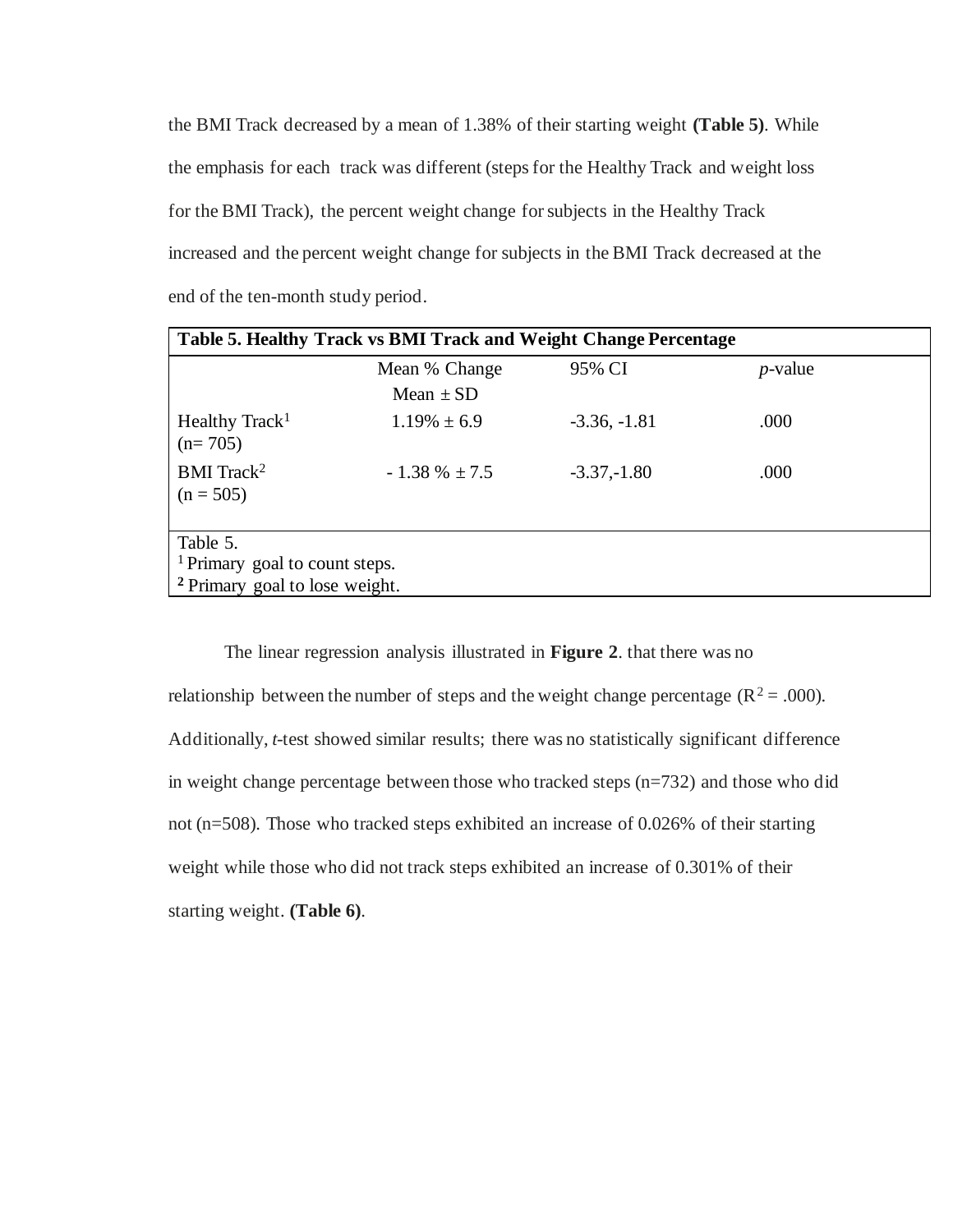the BMI Track decreased by a mean of 1.38% of their starting weight **(Table 5)**. While the emphasis for each track was different (steps for the Healthy Track and weight loss for the BMI Track), the percent weight change for subjects in the Healthy Track increased and the percent weight change for subjects in the BMI Track decreased at the end of the ten-month study period.

| **Table 5. Healthy Track vs BMI Track and Weight Change Percentage** | | | |
|---|---|---|---|
| | Mean % Change<br>Mean ± SD | 95% CI | *p*-value |
| Healthy Track[1]<br>(n= 705) | 1.19% ± 6.9 | -3.36, -1.81 | .000 |
| BMI Track[2]<br>(n = 505) | - 1.38 % ± 7.5 | -3.37,-1.80 | .000 |

Table 5.
[1] Primary goal to count steps.
[2] Primary goal to lose weight.

The linear regression analysis illustrated in **Figure 2**. that there was no relationship between the number of steps and the weight change percentage ($R^2 = .000$). Additionally, *t*-test showed similar results; there was no statistically significant difference in weight change percentage between those who tracked steps (n=732) and those who did not (n=508). Those who tracked steps exhibited an increase of 0.026% of their starting weight while those who did not track steps exhibited an increase of 0.301% of their starting weight. **(Table 6)**.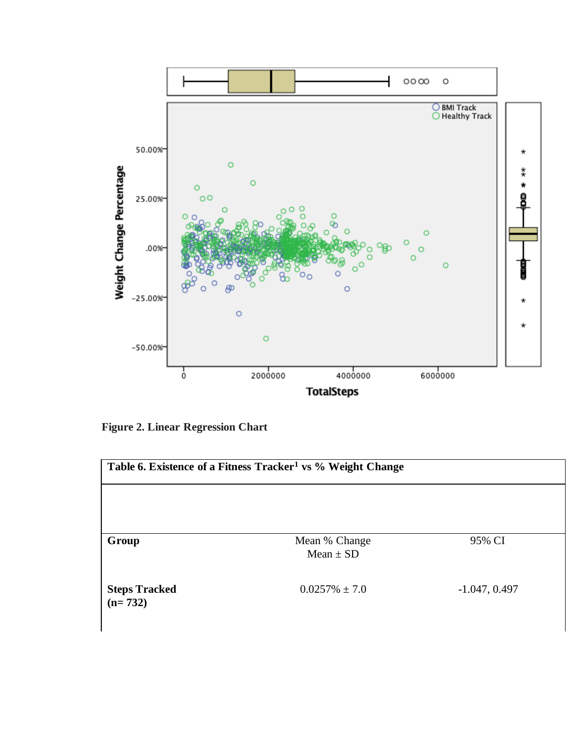Figure 2. Linear Regression Chart

| Table 6. Existence of a Fitness Tracker[1] vs % Weight Change | | |
|---|---|---|
| **Group** | Mean % Change<br>Mean ± SD | 95% CI |
| **Steps Tracked (n= 732)** | 0.0257% ± 7.0 | -1.047, 0.497 |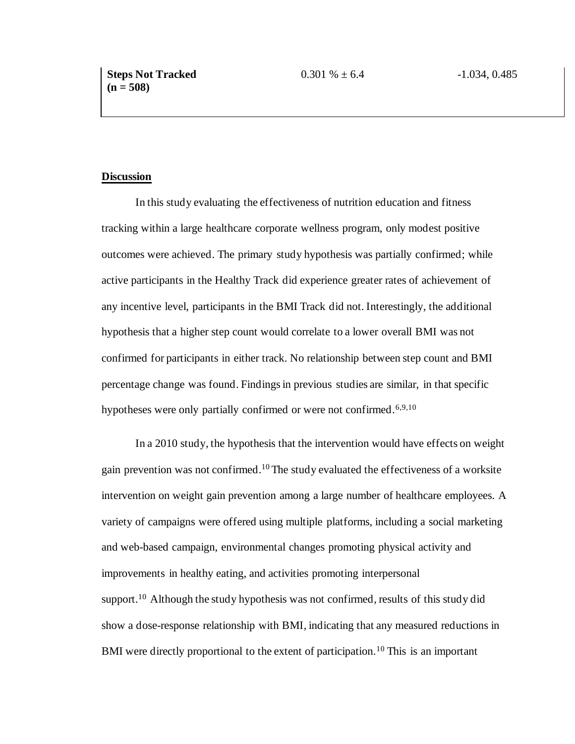| | | |
|---|---|---|
| **Steps Not Tracked (n = 508)** | 0.301 % ± 6.4 | -1.034, 0.485 |

**Discussion**

In this study evaluating the effectiveness of nutrition education and fitness tracking within a large healthcare corporate wellness program, only modest positive outcomes were achieved. The primary study hypothesis was partially confirmed; while active participants in the Healthy Track did experience greater rates of achievement of any incentive level, participants in the BMI Track did not. Interestingly, the additional hypothesis that a higher step count would correlate to a lower overall BMI was not confirmed for participants in either track. No relationship between step count and BMI percentage change was found. Findings in previous studies are similar, in that specific hypotheses were only partially confirmed or were not confirmed.[6,9,10]

In a 2010 study, the hypothesis that the intervention would have effects on weight gain prevention was not confirmed.[10] The study evaluated the effectiveness of a worksite intervention on weight gain prevention among a large number of healthcare employees. A variety of campaigns were offered using multiple platforms, including a social marketing and web-based campaign, environmental changes promoting physical activity and improvements in healthy eating, and activities promoting interpersonal support.[10] Although the study hypothesis was not confirmed, results of this study did show a dose-response relationship with BMI, indicating that any measured reductions in BMI were directly proportional to the extent of participation.[10] This is an important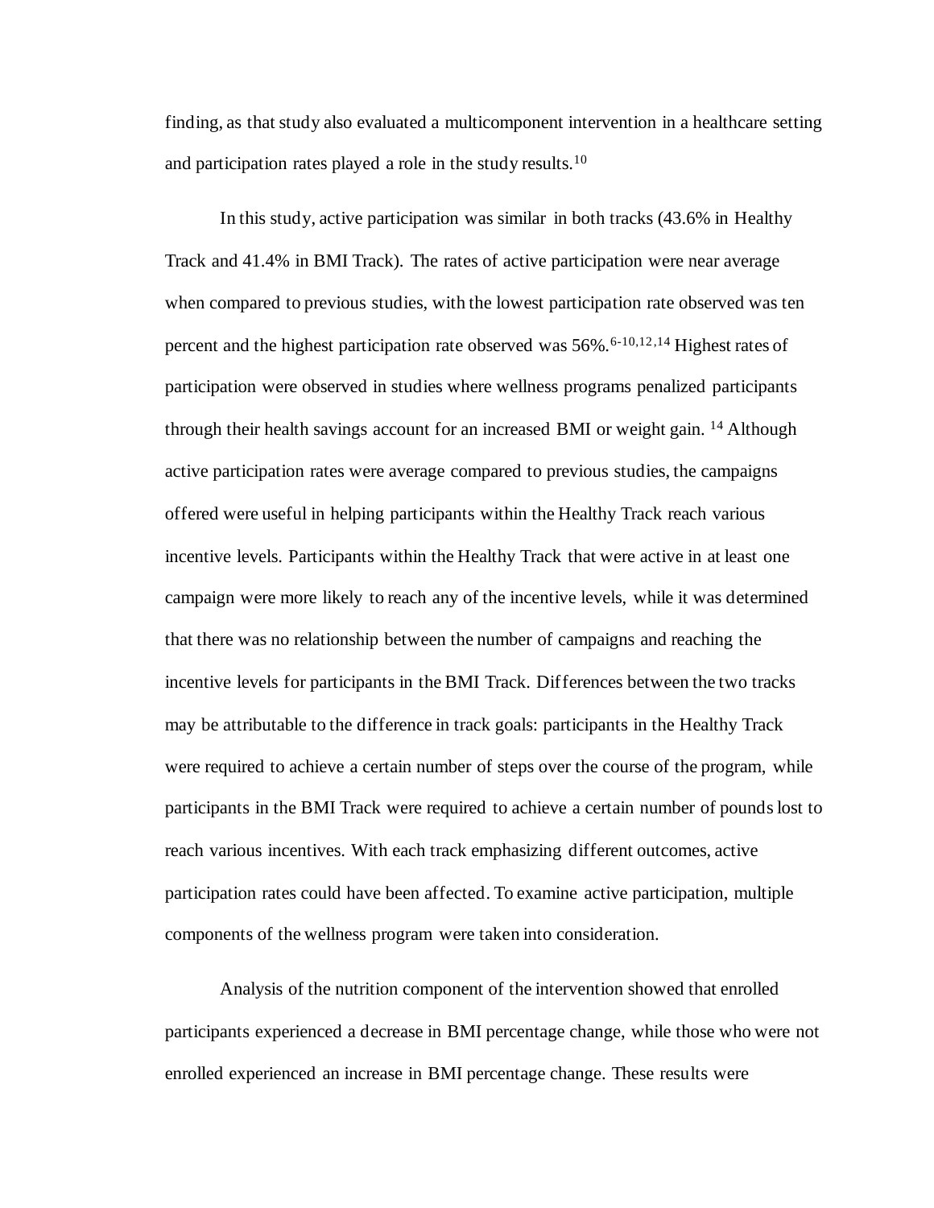finding, as that study also evaluated a multicomponent intervention in a healthcare setting and participation rates played a role in the study results.[10]

In this study, active participation was similar in both tracks (43.6% in Healthy Track and 41.4% in BMI Track). The rates of active participation were near average when compared to previous studies, with the lowest participation rate observed was ten percent and the highest participation rate observed was 56%.[6-10,12,14] Highest rates of participation were observed in studies where wellness programs penalized participants through their health savings account for an increased BMI or weight gain. [14] Although active participation rates were average compared to previous studies, the campaigns offered were useful in helping participants within the Healthy Track reach various incentive levels. Participants within the Healthy Track that were active in at least one campaign were more likely to reach any of the incentive levels, while it was determined that there was no relationship between the number of campaigns and reaching the incentive levels for participants in the BMI Track. Differences between the two tracks may be attributable to the difference in track goals: participants in the Healthy Track were required to achieve a certain number of steps over the course of the program, while participants in the BMI Track were required to achieve a certain number of pounds lost to reach various incentives. With each track emphasizing different outcomes, active participation rates could have been affected. To examine active participation, multiple components of the wellness program were taken into consideration.

Analysis of the nutrition component of the intervention showed that enrolled participants experienced a decrease in BMI percentage change, while those who were not enrolled experienced an increase in BMI percentage change. These results were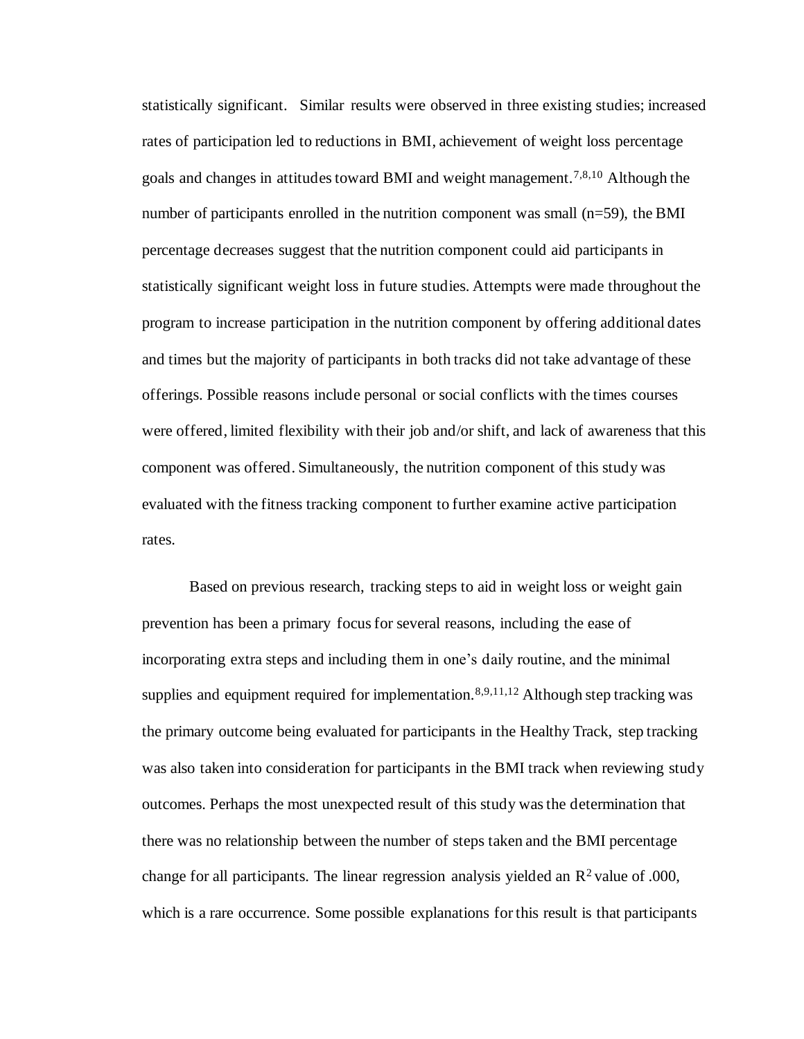statistically significant. Similar results were observed in three existing studies; increased rates of participation led to reductions in BMI, achievement of weight loss percentage goals and changes in attitudes toward BMI and weight management.[7,8,10] Although the number of participants enrolled in the nutrition component was small (n=59), the BMI percentage decreases suggest that the nutrition component could aid participants in statistically significant weight loss in future studies. Attempts were made throughout the program to increase participation in the nutrition component by offering additional dates and times but the majority of participants in both tracks did not take advantage of these offerings. Possible reasons include personal or social conflicts with the times courses were offered, limited flexibility with their job and/or shift, and lack of awareness that this component was offered. Simultaneously, the nutrition component of this study was evaluated with the fitness tracking component to further examine active participation rates.

Based on previous research, tracking steps to aid in weight loss or weight gain prevention has been a primary focus for several reasons, including the ease of incorporating extra steps and including them in one's daily routine, and the minimal supplies and equipment required for implementation.[8,9,11,12] Although step tracking was the primary outcome being evaluated for participants in the Healthy Track, step tracking was also taken into consideration for participants in the BMI track when reviewing study outcomes. Perhaps the most unexpected result of this study was the determination that there was no relationship between the number of steps taken and the BMI percentage change for all participants. The linear regression analysis yielded an $R^2$ value of .000, which is a rare occurrence. Some possible explanations for this result is that participants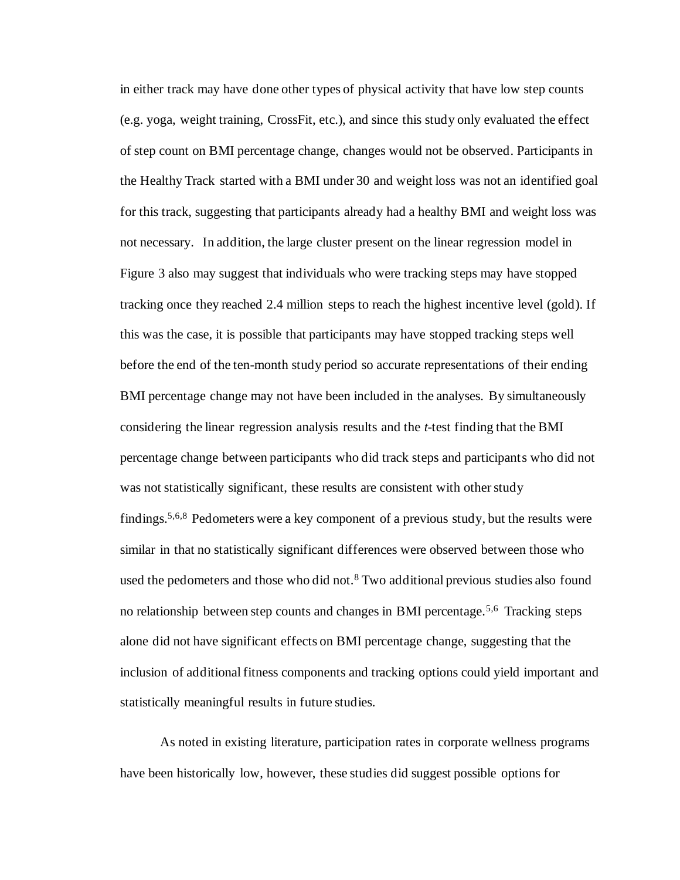in either track may have done other types of physical activity that have low step counts (e.g. yoga, weight training, CrossFit, etc.), and since this study only evaluated the effect of step count on BMI percentage change, changes would not be observed. Participants in the Healthy Track started with a BMI under 30 and weight loss was not an identified goal for this track, suggesting that participants already had a healthy BMI and weight loss was not necessary. In addition, the large cluster present on the linear regression model in Figure 3 also may suggest that individuals who were tracking steps may have stopped tracking once they reached 2.4 million steps to reach the highest incentive level (gold). If this was the case, it is possible that participants may have stopped tracking steps well before the end of the ten-month study period so accurate representations of their ending BMI percentage change may not have been included in the analyses. By simultaneously considering the linear regression analysis results and the *t*-test finding that the BMI percentage change between participants who did track steps and participants who did not was not statistically significant, these results are consistent with other study findings.[5,6,8] Pedometers were a key component of a previous study, but the results were similar in that no statistically significant differences were observed between those who used the pedometers and those who did not.[8] Two additional previous studies also found no relationship between step counts and changes in BMI percentage.[5,6] Tracking steps alone did not have significant effects on BMI percentage change, suggesting that the inclusion of additional fitness components and tracking options could yield important and statistically meaningful results in future studies.

As noted in existing literature, participation rates in corporate wellness programs have been historically low, however, these studies did suggest possible options for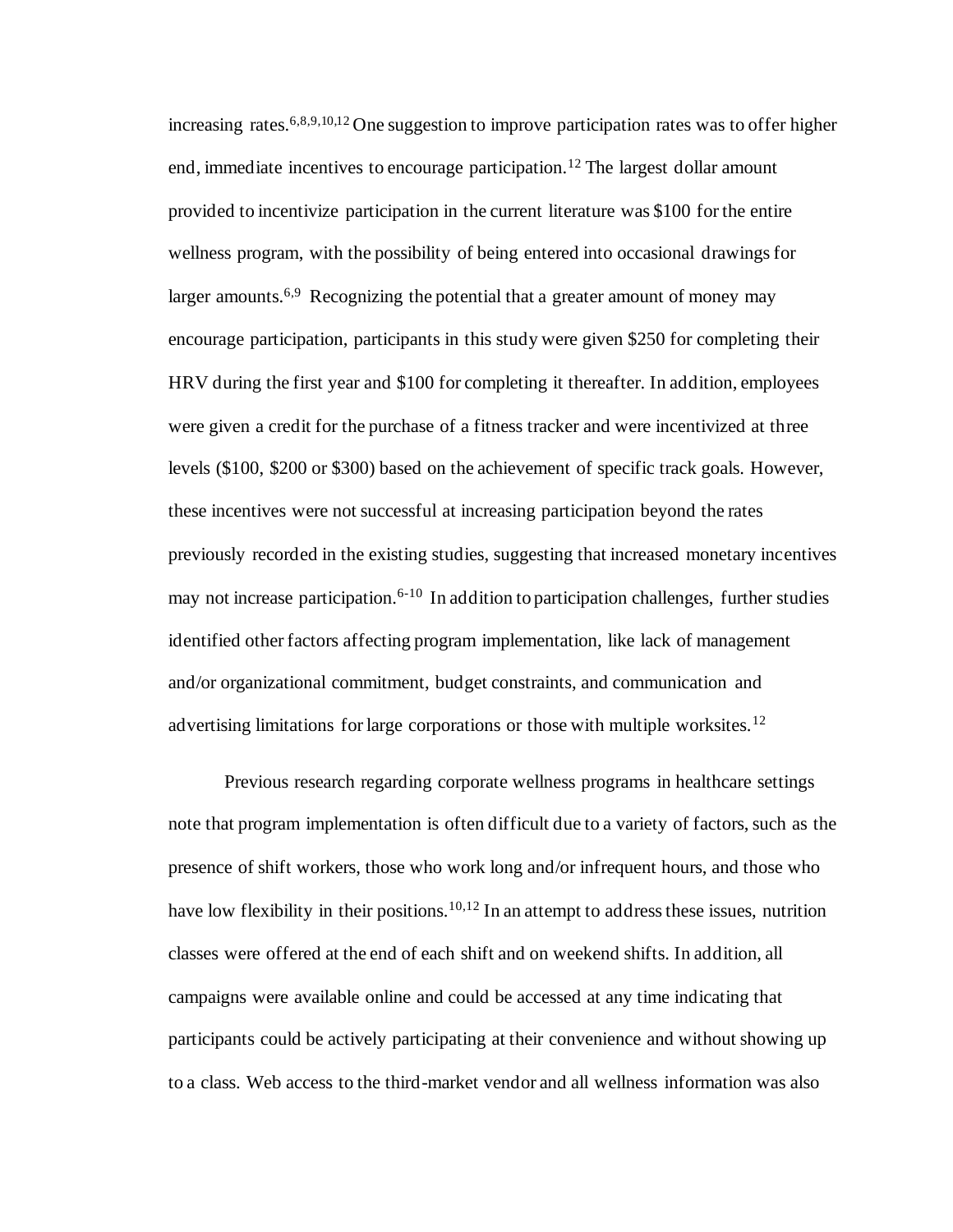increasing rates.[6,8,9,10,12] One suggestion to improve participation rates was to offer higher end, immediate incentives to encourage participation.[12] The largest dollar amount provided to incentivize participation in the current literature was $100 for the entire wellness program, with the possibility of being entered into occasional drawings for larger amounts.[6,9] Recognizing the potential that a greater amount of money may encourage participation, participants in this study were given $250 for completing their HRV during the first year and $100 for completing it thereafter. In addition, employees were given a credit for the purchase of a fitness tracker and were incentivized at three levels ($100, $200 or $300) based on the achievement of specific track goals. However, these incentives were not successful at increasing participation beyond the rates previously recorded in the existing studies, suggesting that increased monetary incentives may not increase participation.[6-10] In addition to participation challenges, further studies identified other factors affecting program implementation, like lack of management and/or organizational commitment, budget constraints, and communication and advertising limitations for large corporations or those with multiple worksites.[12]

Previous research regarding corporate wellness programs in healthcare settings note that program implementation is often difficult due to a variety of factors, such as the presence of shift workers, those who work long and/or infrequent hours, and those who have low flexibility in their positions.[10,12] In an attempt to address these issues, nutrition classes were offered at the end of each shift and on weekend shifts. In addition, all campaigns were available online and could be accessed at any time indicating that participants could be actively participating at their convenience and without showing up to a class. Web access to the third-market vendor and all wellness information was also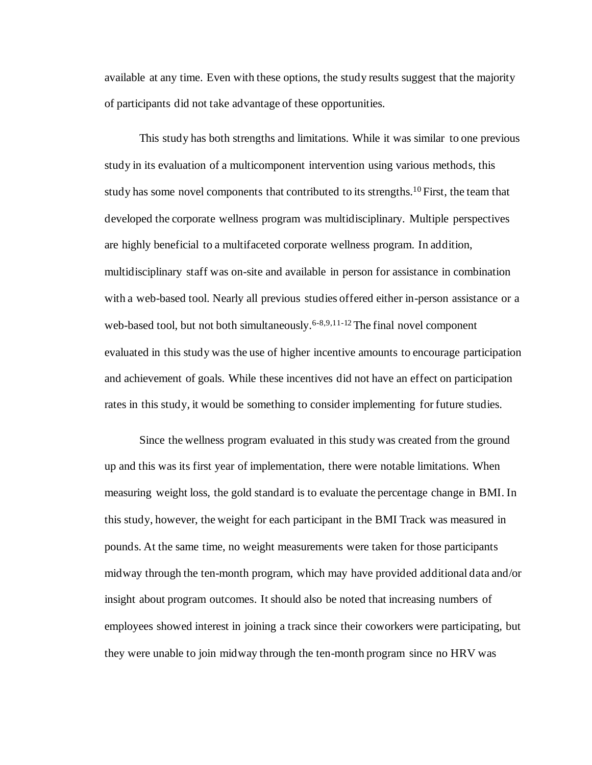available at any time. Even with these options, the study results suggest that the majority of participants did not take advantage of these opportunities.

This study has both strengths and limitations. While it was similar to one previous study in its evaluation of a multicomponent intervention using various methods, this study has some novel components that contributed to its strengths.[10] First, the team that developed the corporate wellness program was multidisciplinary. Multiple perspectives are highly beneficial to a multifaceted corporate wellness program. In addition, multidisciplinary staff was on-site and available in person for assistance in combination with a web-based tool. Nearly all previous studies offered either in-person assistance or a web-based tool, but not both simultaneously.[6-8,9,11-12] The final novel component evaluated in this study was the use of higher incentive amounts to encourage participation and achievement of goals. While these incentives did not have an effect on participation rates in this study, it would be something to consider implementing for future studies.

Since the wellness program evaluated in this study was created from the ground up and this was its first year of implementation, there were notable limitations. When measuring weight loss, the gold standard is to evaluate the percentage change in BMI. In this study, however, the weight for each participant in the BMI Track was measured in pounds. At the same time, no weight measurements were taken for those participants midway through the ten-month program, which may have provided additional data and/or insight about program outcomes. It should also be noted that increasing numbers of employees showed interest in joining a track since their coworkers were participating, but they were unable to join midway through the ten-month program since no HRV was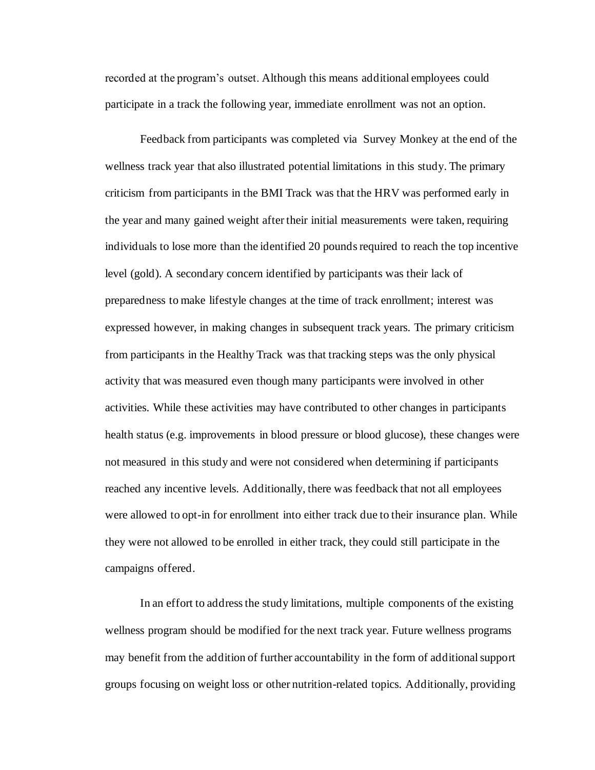recorded at the program's outset. Although this means additional employees could participate in a track the following year, immediate enrollment was not an option.

Feedback from participants was completed via Survey Monkey at the end of the wellness track year that also illustrated potential limitations in this study. The primary criticism from participants in the BMI Track was that the HRV was performed early in the year and many gained weight after their initial measurements were taken, requiring individuals to lose more than the identified 20 pounds required to reach the top incentive level (gold). A secondary concern identified by participants was their lack of preparedness to make lifestyle changes at the time of track enrollment; interest was expressed however, in making changes in subsequent track years. The primary criticism from participants in the Healthy Track was that tracking steps was the only physical activity that was measured even though many participants were involved in other activities. While these activities may have contributed to other changes in participants health status (e.g. improvements in blood pressure or blood glucose), these changes were not measured in this study and were not considered when determining if participants reached any incentive levels. Additionally, there was feedback that not all employees were allowed to opt-in for enrollment into either track due to their insurance plan. While they were not allowed to be enrolled in either track, they could still participate in the campaigns offered.

In an effort to address the study limitations, multiple components of the existing wellness program should be modified for the next track year. Future wellness programs may benefit from the addition of further accountability in the form of additional support groups focusing on weight loss or other nutrition-related topics. Additionally, providing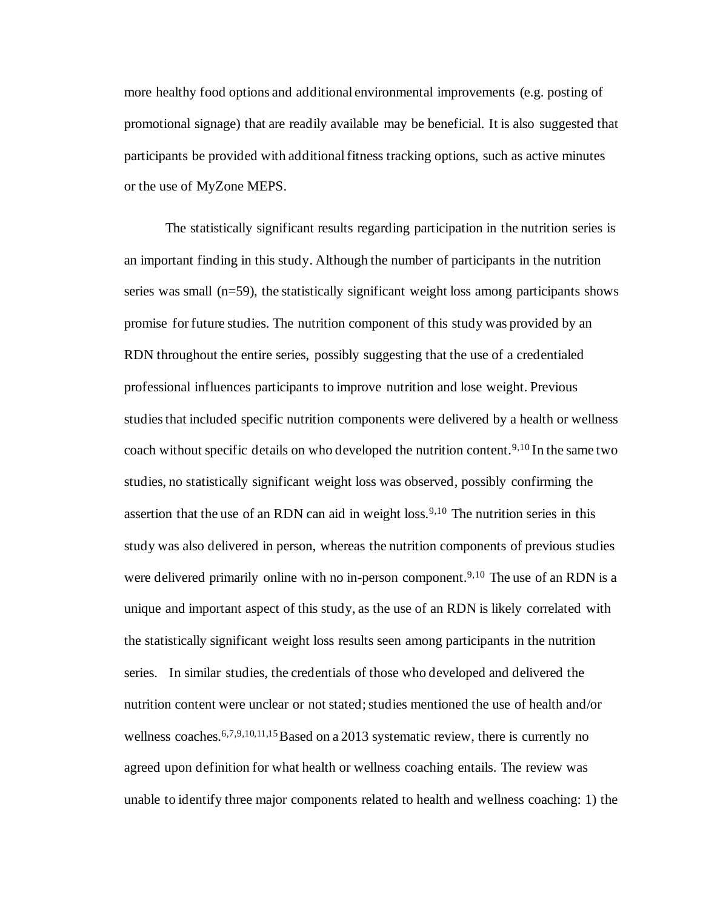more healthy food options and additional environmental improvements (e.g. posting of promotional signage) that are readily available may be beneficial. It is also suggested that participants be provided with additional fitness tracking options, such as active minutes or the use of MyZone MEPS.

The statistically significant results regarding participation in the nutrition series is an important finding in this study. Although the number of participants in the nutrition series was small (n=59), the statistically significant weight loss among participants shows promise for future studies. The nutrition component of this study was provided by an RDN throughout the entire series, possibly suggesting that the use of a credentialed professional influences participants to improve nutrition and lose weight. Previous studies that included specific nutrition components were delivered by a health or wellness coach without specific details on who developed the nutrition content.[9,10] In the same two studies, no statistically significant weight loss was observed, possibly confirming the assertion that the use of an RDN can aid in weight loss.[9,10] The nutrition series in this study was also delivered in person, whereas the nutrition components of previous studies were delivered primarily online with no in-person component.[9,10] The use of an RDN is a unique and important aspect of this study, as the use of an RDN is likely correlated with the statistically significant weight loss results seen among participants in the nutrition series. In similar studies, the credentials of those who developed and delivered the nutrition content were unclear or not stated; studies mentioned the use of health and/or wellness coaches.[6,7,9,10,11,15] Based on a 2013 systematic review, there is currently no agreed upon definition for what health or wellness coaching entails. The review was unable to identify three major components related to health and wellness coaching: 1) the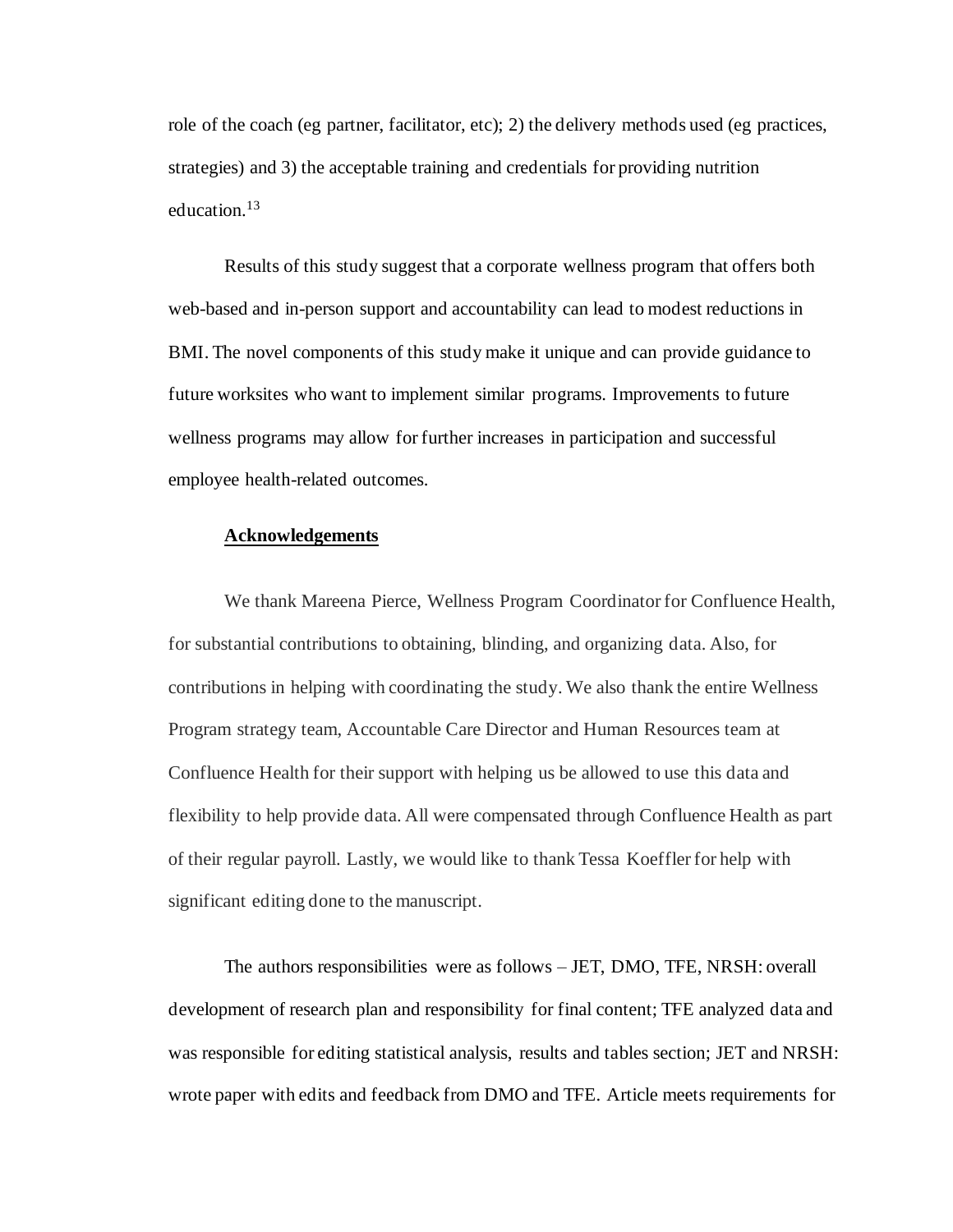role of the coach (eg partner, facilitator, etc); 2) the delivery methods used (eg practices, strategies) and 3) the acceptable training and credentials for providing nutrition education.[13]

Results of this study suggest that a corporate wellness program that offers both web-based and in-person support and accountability can lead to modest reductions in BMI. The novel components of this study make it unique and can provide guidance to future worksites who want to implement similar programs. Improvements to future wellness programs may allow for further increases in participation and successful employee health-related outcomes.

## Acknowledgements

We thank Mareena Pierce, Wellness Program Coordinator for Confluence Health, for substantial contributions to obtaining, blinding, and organizing data. Also, for contributions in helping with coordinating the study. We also thank the entire Wellness Program strategy team, Accountable Care Director and Human Resources team at Confluence Health for their support with helping us be allowed to use this data and flexibility to help provide data. All were compensated through Confluence Health as part of their regular payroll. Lastly, we would like to thank Tessa Koeffler for help with significant editing done to the manuscript.

The authors responsibilities were as follows – JET, DMO, TFE, NRSH: overall development of research plan and responsibility for final content; TFE analyzed data and was responsible for editing statistical analysis, results and tables section; JET and NRSH: wrote paper with edits and feedback from DMO and TFE. Article meets requirements for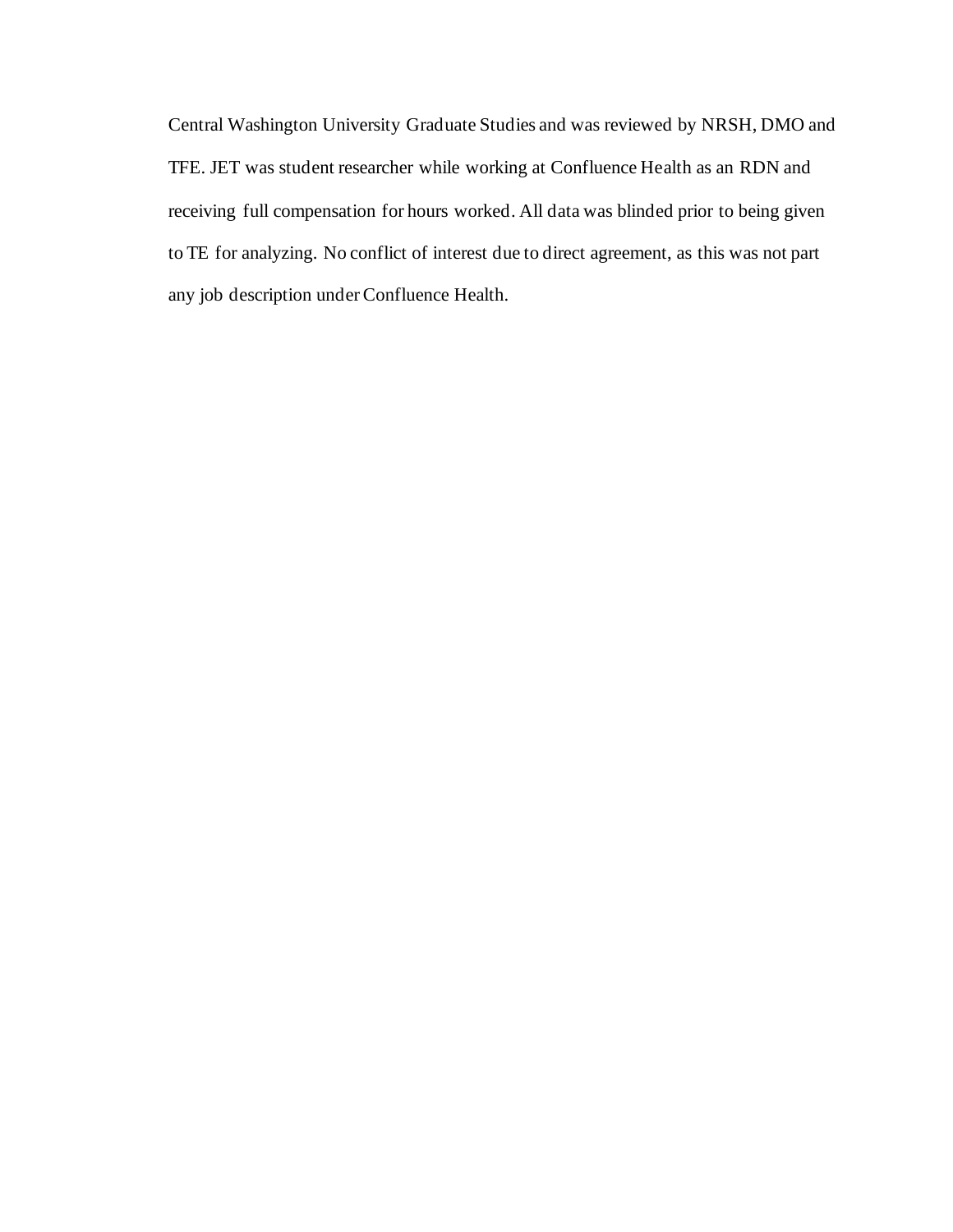Central Washington University Graduate Studies and was reviewed by NRSH, DMO and TFE. JET was student researcher while working at Confluence Health as an RDN and receiving full compensation for hours worked. All data was blinded prior to being given to TE for analyzing. No conflict of interest due to direct agreement, as this was not part any job description under Confluence Health.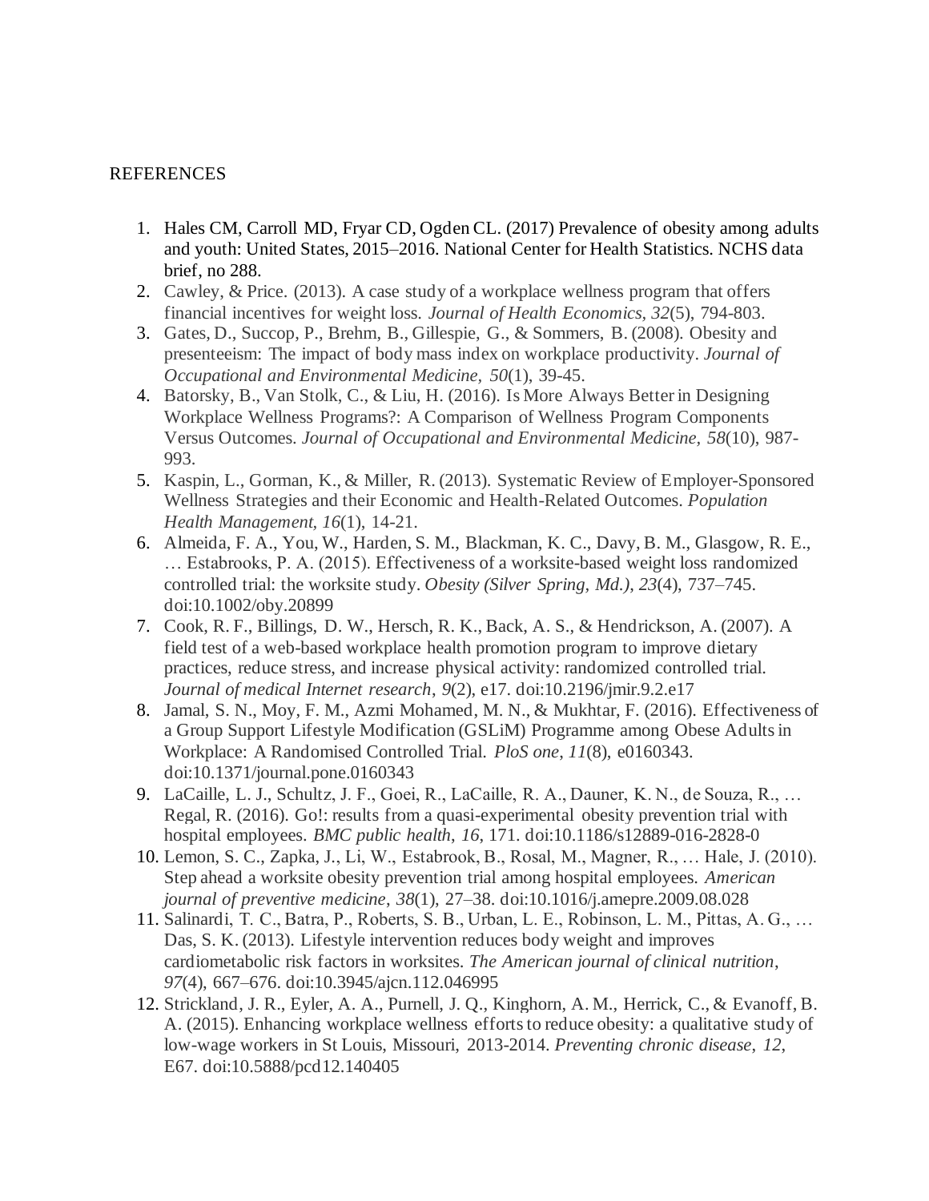REFERENCES

1. Hales CM, Carroll MD, Fryar CD, Ogden CL. (2017) Prevalence of obesity among adults and youth: United States, 2015–2016. National Center for Health Statistics. NCHS data brief, no 288.
2. Cawley, & Price. (2013). A case study of a workplace wellness program that offers financial incentives for weight loss. *Journal of Health Economics, 32*(5), 794-803.
3. Gates, D., Succop, P., Brehm, B., Gillespie, G., & Sommers, B. (2008). Obesity and presenteeism: The impact of body mass index on workplace productivity. *Journal of Occupational and Environmental Medicine, 50*(1), 39-45.
4. Batorsky, B., Van Stolk, C., & Liu, H. (2016). Is More Always Better in Designing Workplace Wellness Programs?: A Comparison of Wellness Program Components Versus Outcomes. *Journal of Occupational and Environmental Medicine, 58*(10), 987-993.
5. Kaspin, L., Gorman, K., & Miller, R. (2013). Systematic Review of Employer-Sponsored Wellness Strategies and their Economic and Health-Related Outcomes. *Population Health Management, 16*(1), 14-21.
6. Almeida, F. A., You, W., Harden, S. M., Blackman, K. C., Davy, B. M., Glasgow, R. E., … Estabrooks, P. A. (2015). Effectiveness of a worksite-based weight loss randomized controlled trial: the worksite study. *Obesity (Silver Spring, Md.)*, *23*(4), 737–745. doi:10.1002/oby.20899
7. Cook, R. F., Billings, D. W., Hersch, R. K., Back, A. S., & Hendrickson, A. (2007). A field test of a web-based workplace health promotion program to improve dietary practices, reduce stress, and increase physical activity: randomized controlled trial. *Journal of medical Internet research*, *9*(2), e17. doi:10.2196/jmir.9.2.e17
8. Jamal, S. N., Moy, F. M., Azmi Mohamed, M. N., & Mukhtar, F. (2016). Effectiveness of a Group Support Lifestyle Modification (GSLiM) Programme among Obese Adults in Workplace: A Randomised Controlled Trial. *PloS one*, *11*(8), e0160343. doi:10.1371/journal.pone.0160343
9. LaCaille, L. J., Schultz, J. F., Goei, R., LaCaille, R. A., Dauner, K. N., de Souza, R., … Regal, R. (2016). Go!: results from a quasi-experimental obesity prevention trial with hospital employees. *BMC public health*, *16*, 171. doi:10.1186/s12889-016-2828-0
10. Lemon, S. C., Zapka, J., Li, W., Estabrook, B., Rosal, M., Magner, R., … Hale, J. (2010). Step ahead a worksite obesity prevention trial among hospital employees. *American journal of preventive medicine*, *38*(1), 27–38. doi:10.1016/j.amepre.2009.08.028
11. Salinardi, T. C., Batra, P., Roberts, S. B., Urban, L. E., Robinson, L. M., Pittas, A. G., … Das, S. K. (2013). Lifestyle intervention reduces body weight and improves cardiometabolic risk factors in worksites. *The American journal of clinical nutrition*, *97*(4), 667–676. doi:10.3945/ajcn.112.046995
12. Strickland, J. R., Eyler, A. A., Purnell, J. Q., Kinghorn, A. M., Herrick, C., & Evanoff, B. A. (2015). Enhancing workplace wellness efforts to reduce obesity: a qualitative study of low-wage workers in St Louis, Missouri, 2013-2014. *Preventing chronic disease*, *12*, E67. doi:10.5888/pcd12.140405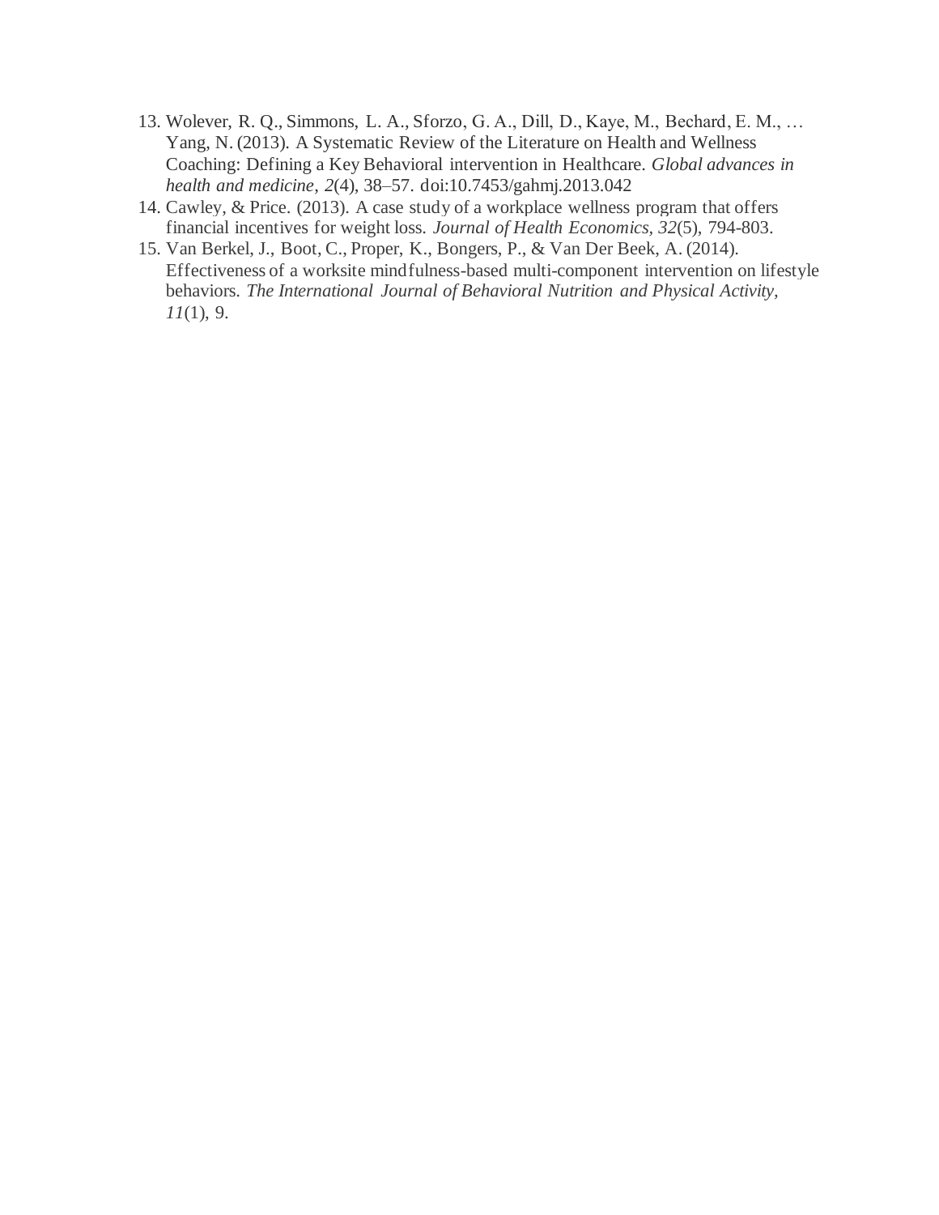13. Wolever, R. Q., Simmons, L. A., Sforzo, G. A., Dill, D., Kaye, M., Bechard, E. M., … Yang, N. (2013). A Systematic Review of the Literature on Health and Wellness Coaching: Defining a Key Behavioral intervention in Healthcare. *Global advances in health and medicine*, *2*(4), 38–57. doi:10.7453/gahmj.2013.042
14. Cawley, & Price. (2013). A case study of a workplace wellness program that offers financial incentives for weight loss. *Journal of Health Economics, 32*(5), 794-803.
15. Van Berkel, J., Boot, C., Proper, K., Bongers, P., & Van Der Beek, A. (2014). Effectiveness of a worksite mindfulness-based multi-component intervention on lifestyle behaviors. *The International Journal of Behavioral Nutrition and Physical Activity, 11*(1), 9.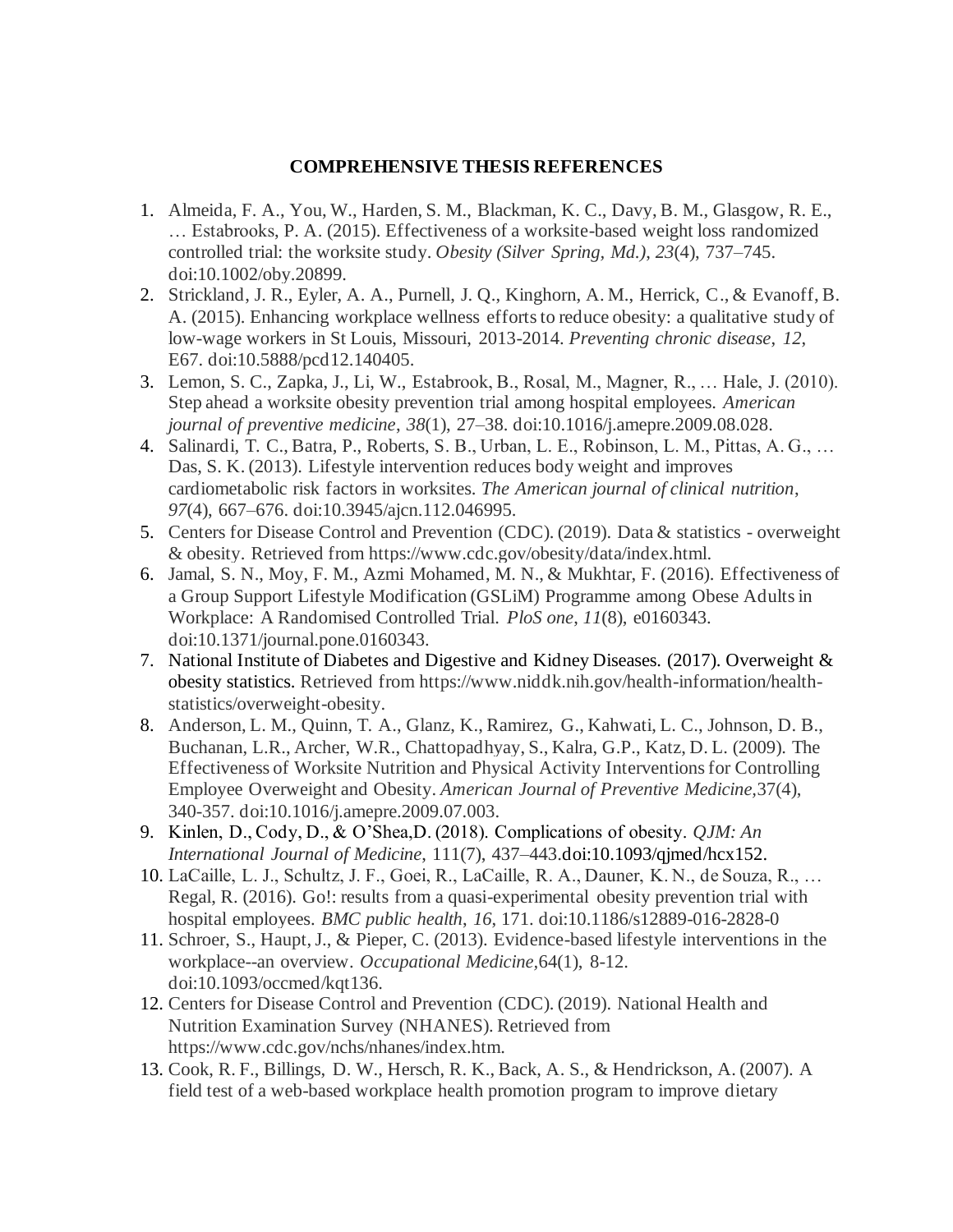**COMPREHENSIVE THESIS REFERENCES**

1. Almeida, F. A., You, W., Harden, S. M., Blackman, K. C., Davy, B. M., Glasgow, R. E., … Estabrooks, P. A. (2015). Effectiveness of a worksite-based weight loss randomized controlled trial: the worksite study. *Obesity (Silver Spring, Md.)*, *23*(4), 737–745. doi:10.1002/oby.20899.
2. Strickland, J. R., Eyler, A. A., Purnell, J. Q., Kinghorn, A. M., Herrick, C., & Evanoff, B. A. (2015). Enhancing workplace wellness efforts to reduce obesity: a qualitative study of low-wage workers in St Louis, Missouri, 2013-2014. *Preventing chronic disease*, *12*, E67. doi:10.5888/pcd12.140405.
3. Lemon, S. C., Zapka, J., Li, W., Estabrook, B., Rosal, M., Magner, R., … Hale, J. (2010). Step ahead a worksite obesity prevention trial among hospital employees. *American journal of preventive medicine*, *38*(1), 27–38. doi:10.1016/j.amepre.2009.08.028.
4. Salinardi, T. C., Batra, P., Roberts, S. B., Urban, L. E., Robinson, L. M., Pittas, A. G., … Das, S. K. (2013). Lifestyle intervention reduces body weight and improves cardiometabolic risk factors in worksites. *The American journal of clinical nutrition*, *97*(4), 667–676. doi:10.3945/ajcn.112.046995.
5. Centers for Disease Control and Prevention (CDC). (2019). Data & statistics - overweight & obesity. Retrieved from https://www.cdc.gov/obesity/data/index.html.
6. Jamal, S. N., Moy, F. M., Azmi Mohamed, M. N., & Mukhtar, F. (2016). Effectiveness of a Group Support Lifestyle Modification (GSLiM) Programme among Obese Adults in Workplace: A Randomised Controlled Trial. *PloS one*, *11*(8), e0160343. doi:10.1371/journal.pone.0160343.
7. National Institute of Diabetes and Digestive and Kidney Diseases. (2017). Overweight & obesity statistics. Retrieved from https://www.niddk.nih.gov/health-information/health-statistics/overweight-obesity.
8. Anderson, L. M., Quinn, T. A., Glanz, K., Ramirez, G., Kahwati, L. C., Johnson, D. B., Buchanan, L.R., Archer, W.R., Chattopadhyay, S., Kalra, G.P., Katz, D. L. (2009). The Effectiveness of Worksite Nutrition and Physical Activity Interventions for Controlling Employee Overweight and Obesity. *American Journal of Preventive Medicine,*37(4), 340-357. doi:10.1016/j.amepre.2009.07.003.
9. Kinlen, D., Cody, D., & O'Shea,D. (2018). Complications of obesity. *QJM: An International Journal of Medicine*, 111(7), 437–443.doi:10.1093/qjmed/hcx152.
10. LaCaille, L. J., Schultz, J. F., Goei, R., LaCaille, R. A., Dauner, K. N., de Souza, R., … Regal, R. (2016). Go!: results from a quasi-experimental obesity prevention trial with hospital employees. *BMC public health*, *16*, 171. doi:10.1186/s12889-016-2828-0
11. Schroer, S., Haupt, J., & Pieper, C. (2013). Evidence-based lifestyle interventions in the workplace--an overview. *Occupational Medicine,*64(1), 8-12. doi:10.1093/occmed/kqt136.
12. Centers for Disease Control and Prevention (CDC). (2019). National Health and Nutrition Examination Survey (NHANES). Retrieved from https://www.cdc.gov/nchs/nhanes/index.htm.
13. Cook, R. F., Billings, D. W., Hersch, R. K., Back, A. S., & Hendrickson, A. (2007). A field test of a web-based workplace health promotion program to improve dietary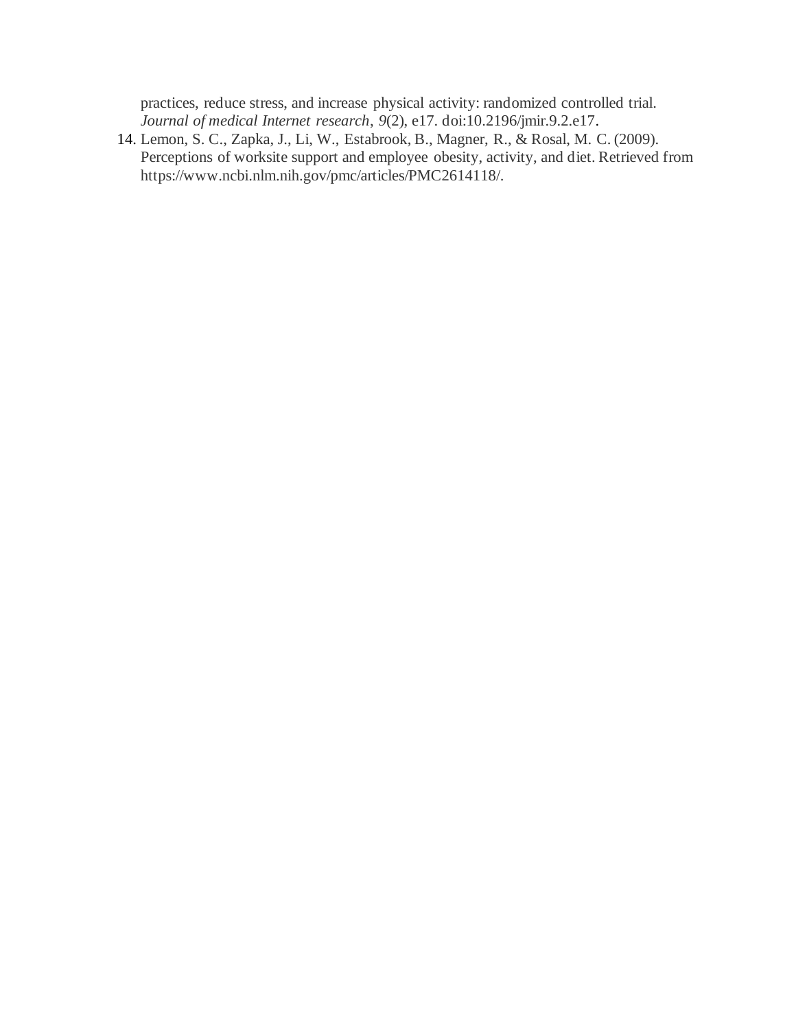practices, reduce stress, and increase physical activity: randomized controlled trial. *Journal of medical Internet research*, *9*(2), e17. doi:10.2196/jmir.9.2.e17.

14. Lemon, S. C., Zapka, J., Li, W., Estabrook, B., Magner, R., & Rosal, M. C. (2009). Perceptions of worksite support and employee obesity, activity, and diet. Retrieved from https://www.ncbi.nlm.nih.gov/pmc/articles/PMC2614118/.